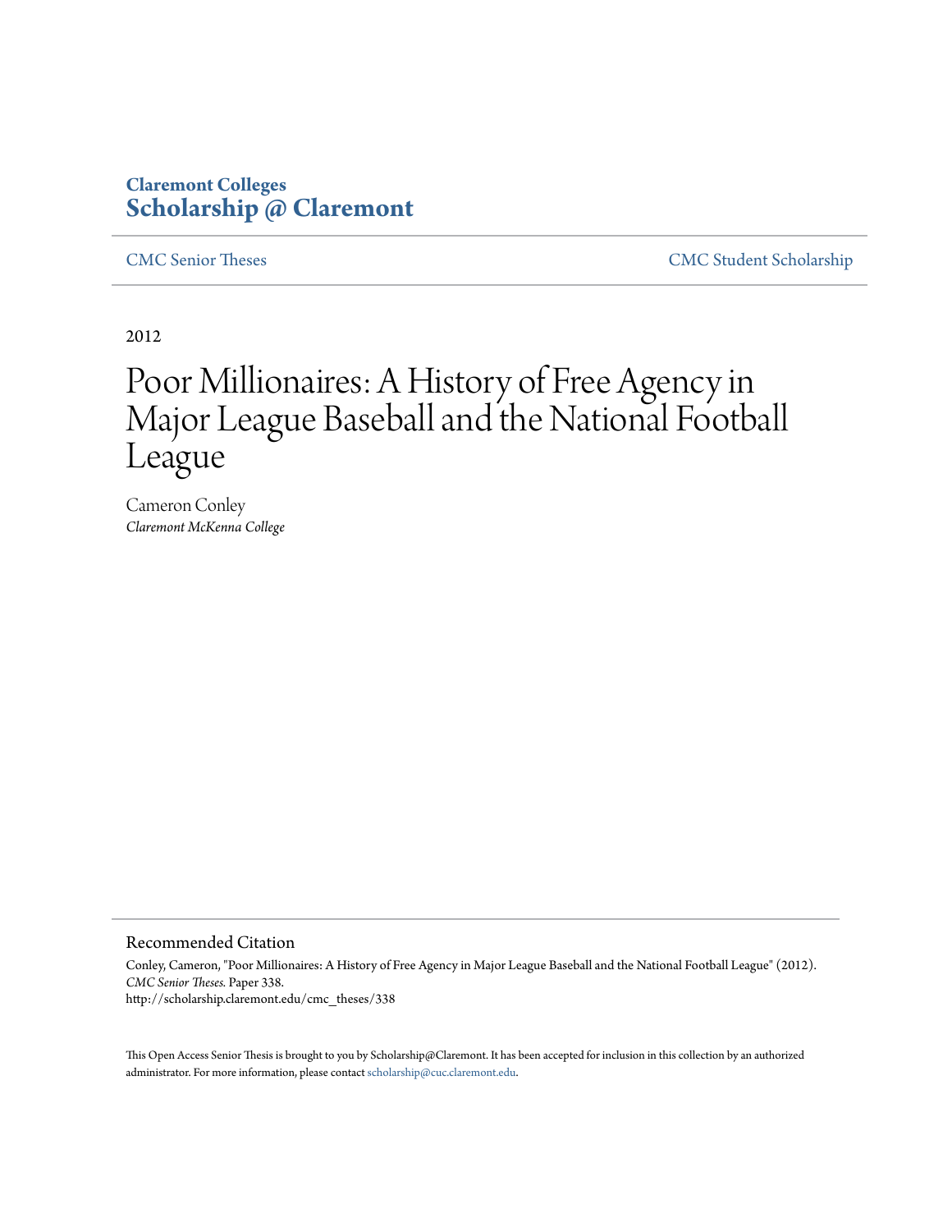**Claremont Colleges**
**Scholarship @ Claremont**

CMC Senior Theses | CMC Student Scholarship

2012

# Poor Millionaires: A History of Free Agency in Major League Baseball and the National Football League

Cameron Conley
*Claremont McKenna College*

## Recommended Citation

Conley, Cameron, "Poor Millionaires: A History of Free Agency in Major League Baseball and the National Football League" (2012). *CMC Senior Theses.* Paper 338.
http://scholarship.claremont.edu/cmc_theses/338

This Open Access Senior Thesis is brought to you by Scholarship@Claremont. It has been accepted for inclusion in this collection by an authorized administrator. For more information, please contact scholarship@cuc.claremont.edu.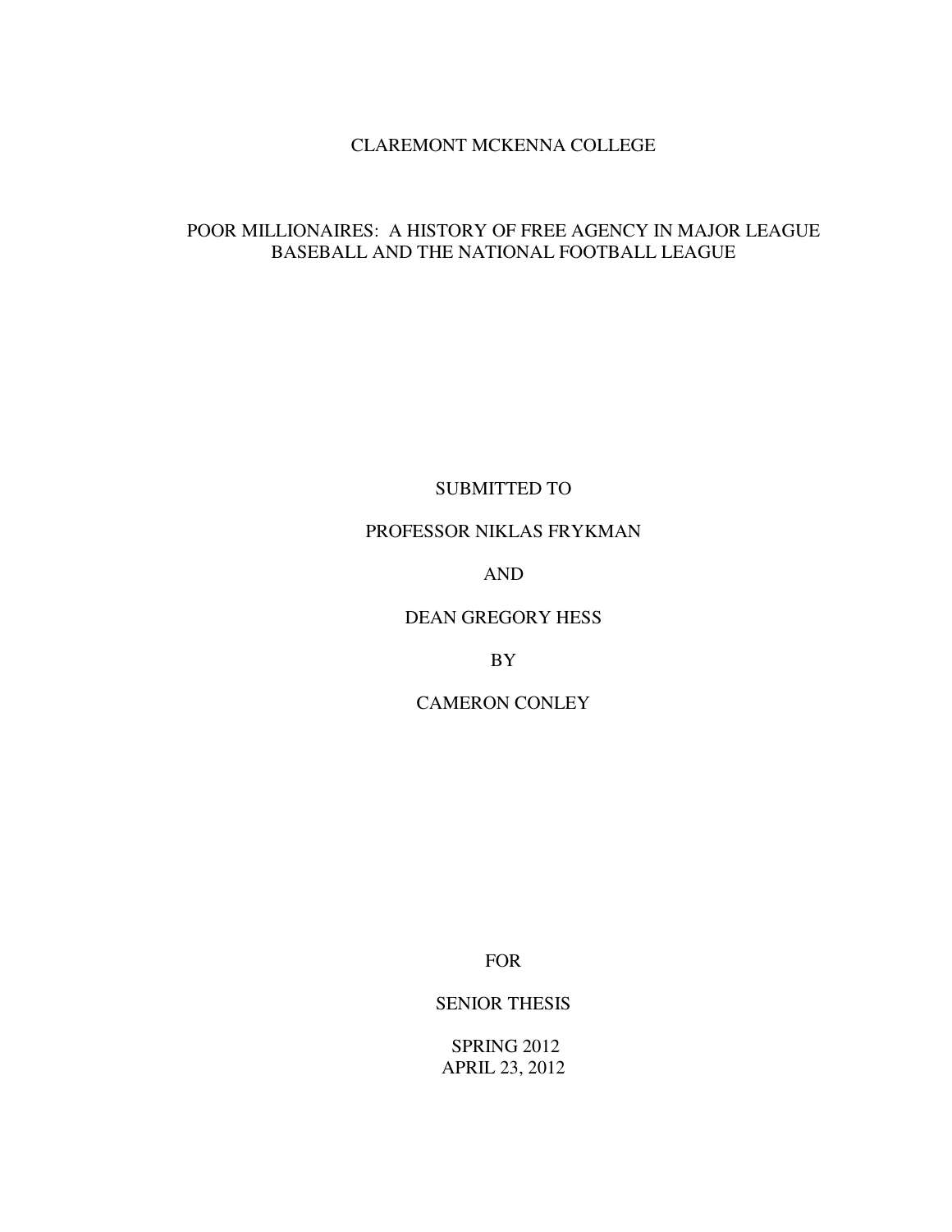CLAREMONT MCKENNA COLLEGE

# POOR MILLIONAIRES: A HISTORY OF FREE AGENCY IN MAJOR LEAGUE BASEBALL AND THE NATIONAL FOOTBALL LEAGUE

SUBMITTED TO

PROFESSOR NIKLAS FRYKMAN

AND

DEAN GREGORY HESS

BY

CAMERON CONLEY

FOR

SENIOR THESIS

SPRING 2012

APRIL 23, 2012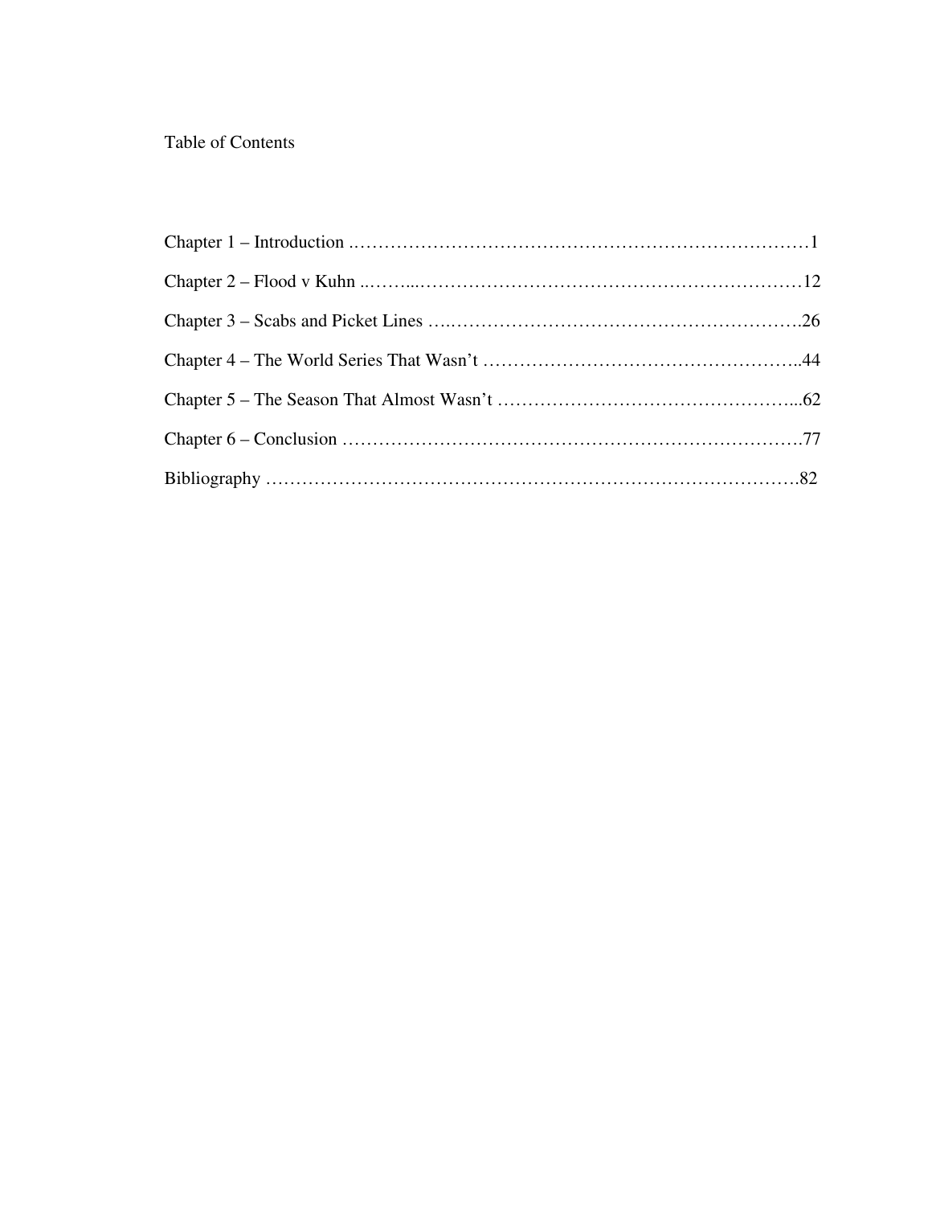# Table of Contents

Chapter 1 – Introduction ……………………………………………………………………1

Chapter 2 – Flood v Kuhn ……………………………………………………………12

Chapter 3 – Scabs and Picket Lines ……………………………………………………26

Chapter 4 – The World Series That Wasn't ……………………………………………44

Chapter 5 – The Season That Almost Wasn't …………………………………………62

Chapter 6 – Conclusion ………………………………………………………………77

Bibliography ……………………………………………………………………………82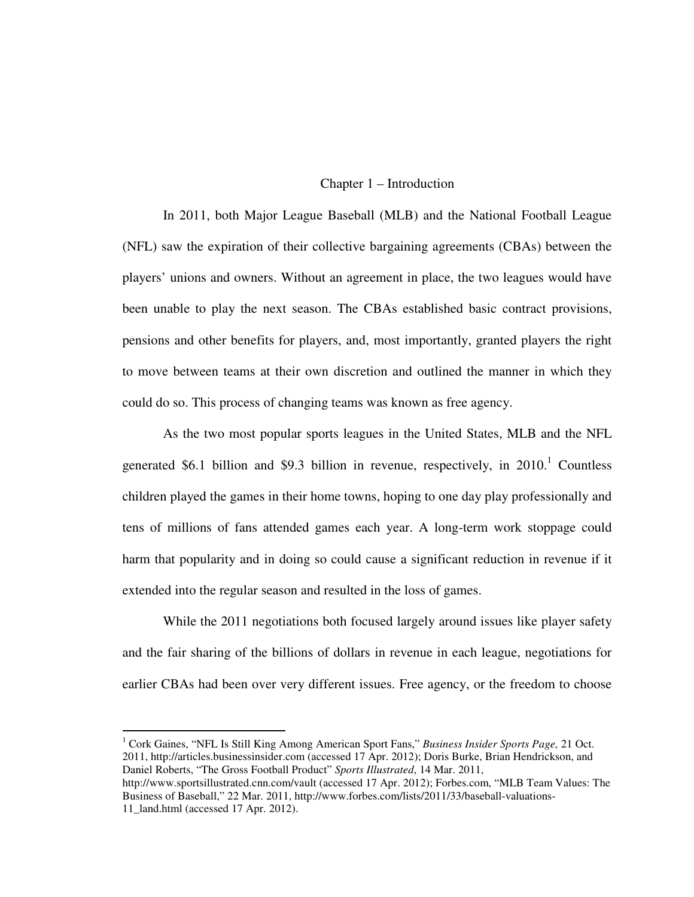# Chapter 1 – Introduction

In 2011, both Major League Baseball (MLB) and the National Football League (NFL) saw the expiration of their collective bargaining agreements (CBAs) between the players' unions and owners. Without an agreement in place, the two leagues would have been unable to play the next season. The CBAs established basic contract provisions, pensions and other benefits for players, and, most importantly, granted players the right to move between teams at their own discretion and outlined the manner in which they could do so. This process of changing teams was known as free agency.

As the two most popular sports leagues in the United States, MLB and the NFL generated \$6.1 billion and \$9.3 billion in revenue, respectively, in 2010.[1] Countless children played the games in their home towns, hoping to one day play professionally and tens of millions of fans attended games each year. A long-term work stoppage could harm that popularity and in doing so could cause a significant reduction in revenue if it extended into the regular season and resulted in the loss of games.

While the 2011 negotiations both focused largely around issues like player safety and the fair sharing of the billions of dollars in revenue in each league, negotiations for earlier CBAs had been over very different issues. Free agency, or the freedom to choose

---

[1] Cork Gaines, "NFL Is Still King Among American Sport Fans," *Business Insider Sports Page,* 21 Oct. 2011, http://articles.businessinsider.com (accessed 17 Apr. 2012); Doris Burke, Brian Hendrickson, and Daniel Roberts, "The Gross Football Product" *Sports Illustrated*, 14 Mar. 2011, http://www.sportsillustrated.cnn.com/vault (accessed 17 Apr. 2012); Forbes.com, "MLB Team Values: The Business of Baseball," 22 Mar. 2011, http://www.forbes.com/lists/2011/33/baseball-valuations-11_land.html (accessed 17 Apr. 2012).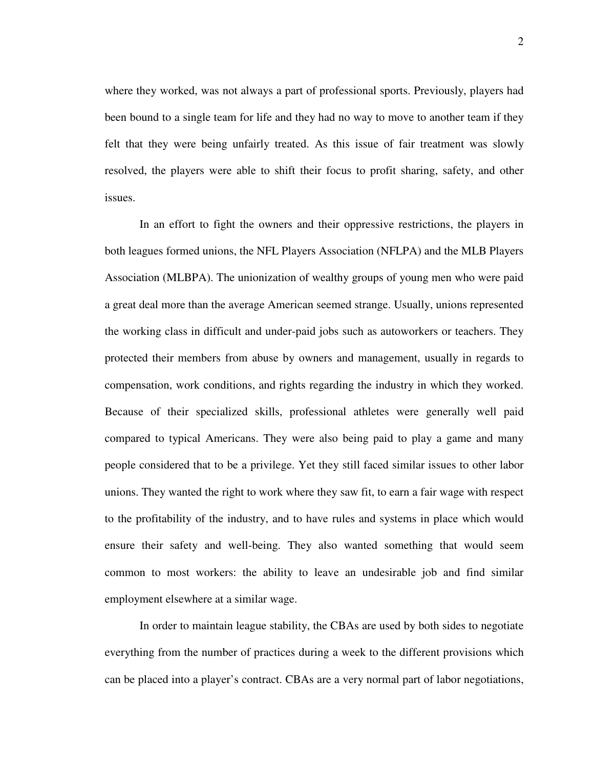where they worked, was not always a part of professional sports. Previously, players had been bound to a single team for life and they had no way to move to another team if they felt that they were being unfairly treated. As this issue of fair treatment was slowly resolved, the players were able to shift their focus to profit sharing, safety, and other issues.

In an effort to fight the owners and their oppressive restrictions, the players in both leagues formed unions, the NFL Players Association (NFLPA) and the MLB Players Association (MLBPA). The unionization of wealthy groups of young men who were paid a great deal more than the average American seemed strange. Usually, unions represented the working class in difficult and under-paid jobs such as autoworkers or teachers. They protected their members from abuse by owners and management, usually in regards to compensation, work conditions, and rights regarding the industry in which they worked. Because of their specialized skills, professional athletes were generally well paid compared to typical Americans. They were also being paid to play a game and many people considered that to be a privilege. Yet they still faced similar issues to other labor unions. They wanted the right to work where they saw fit, to earn a fair wage with respect to the profitability of the industry, and to have rules and systems in place which would ensure their safety and well-being. They also wanted something that would seem common to most workers: the ability to leave an undesirable job and find similar employment elsewhere at a similar wage.

In order to maintain league stability, the CBAs are used by both sides to negotiate everything from the number of practices during a week to the different provisions which can be placed into a player's contract. CBAs are a very normal part of labor negotiations,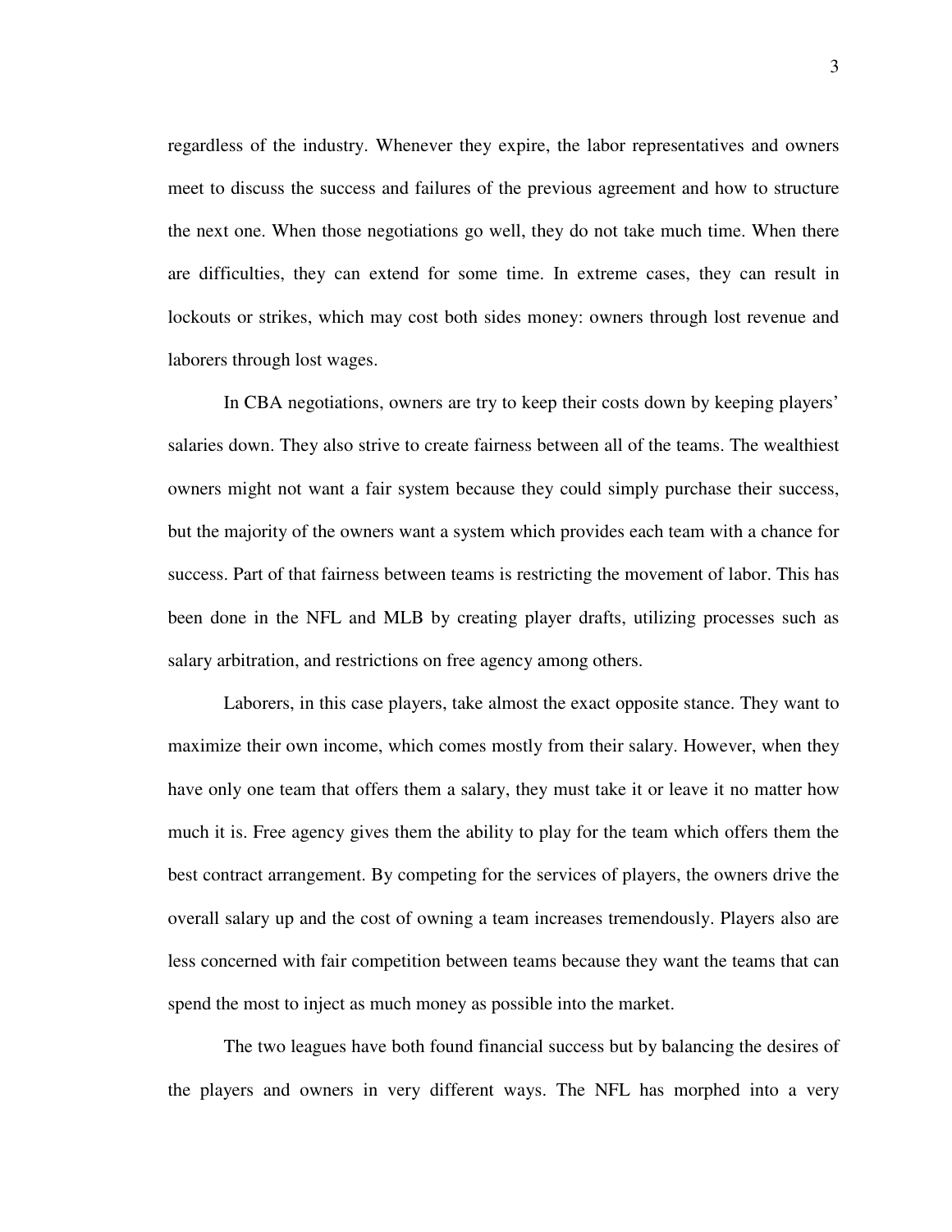regardless of the industry. Whenever they expire, the labor representatives and owners meet to discuss the success and failures of the previous agreement and how to structure the next one. When those negotiations go well, they do not take much time. When there are difficulties, they can extend for some time. In extreme cases, they can result in lockouts or strikes, which may cost both sides money: owners through lost revenue and laborers through lost wages.

In CBA negotiations, owners are try to keep their costs down by keeping players' salaries down. They also strive to create fairness between all of the teams. The wealthiest owners might not want a fair system because they could simply purchase their success, but the majority of the owners want a system which provides each team with a chance for success. Part of that fairness between teams is restricting the movement of labor. This has been done in the NFL and MLB by creating player drafts, utilizing processes such as salary arbitration, and restrictions on free agency among others.

Laborers, in this case players, take almost the exact opposite stance. They want to maximize their own income, which comes mostly from their salary. However, when they have only one team that offers them a salary, they must take it or leave it no matter how much it is. Free agency gives them the ability to play for the team which offers them the best contract arrangement. By competing for the services of players, the owners drive the overall salary up and the cost of owning a team increases tremendously. Players also are less concerned with fair competition between teams because they want the teams that can spend the most to inject as much money as possible into the market.

The two leagues have both found financial success but by balancing the desires of the players and owners in very different ways. The NFL has morphed into a very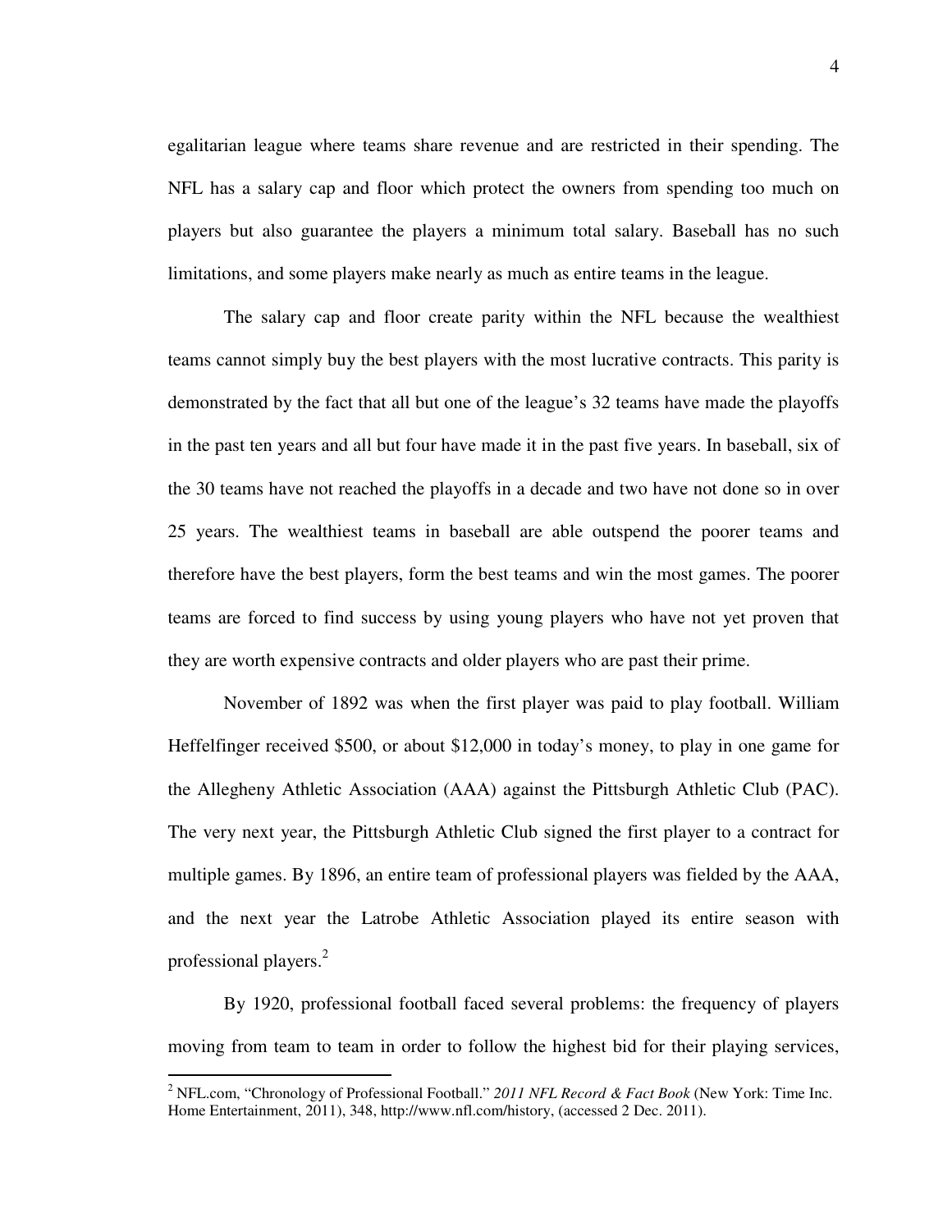egalitarian league where teams share revenue and are restricted in their spending. The NFL has a salary cap and floor which protect the owners from spending too much on players but also guarantee the players a minimum total salary. Baseball has no such limitations, and some players make nearly as much as entire teams in the league.

The salary cap and floor create parity within the NFL because the wealthiest teams cannot simply buy the best players with the most lucrative contracts. This parity is demonstrated by the fact that all but one of the league's 32 teams have made the playoffs in the past ten years and all but four have made it in the past five years. In baseball, six of the 30 teams have not reached the playoffs in a decade and two have not done so in over 25 years. The wealthiest teams in baseball are able outspend the poorer teams and therefore have the best players, form the best teams and win the most games. The poorer teams are forced to find success by using young players who have not yet proven that they are worth expensive contracts and older players who are past their prime.

November of 1892 was when the first player was paid to play football. William Heffelfinger received $500, or about $12,000 in today's money, to play in one game for the Allegheny Athletic Association (AAA) against the Pittsburgh Athletic Club (PAC). The very next year, the Pittsburgh Athletic Club signed the first player to a contract for multiple games. By 1896, an entire team of professional players was fielded by the AAA, and the next year the Latrobe Athletic Association played its entire season with professional players.[2]

By 1920, professional football faced several problems: the frequency of players moving from team to team in order to follow the highest bid for their playing services,

---

[2] NFL.com, "Chronology of Professional Football." *2011 NFL Record & Fact Book* (New York: Time Inc. Home Entertainment, 2011), 348, http://www.nfl.com/history, (accessed 2 Dec. 2011).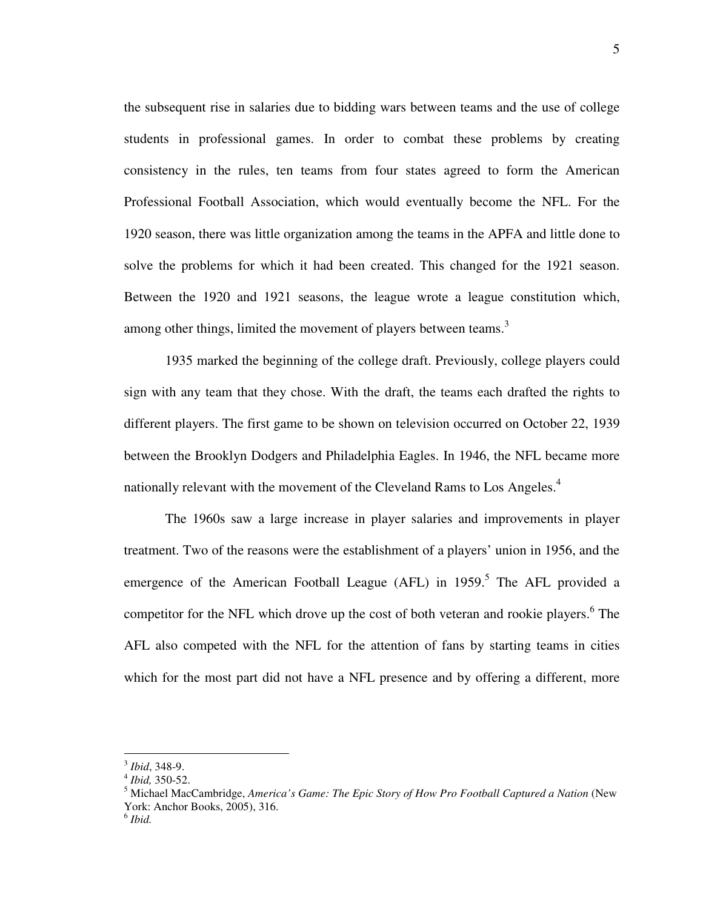the subsequent rise in salaries due to bidding wars between teams and the use of college students in professional games. In order to combat these problems by creating consistency in the rules, ten teams from four states agreed to form the American Professional Football Association, which would eventually become the NFL. For the 1920 season, there was little organization among the teams in the APFA and little done to solve the problems for which it had been created. This changed for the 1921 season. Between the 1920 and 1921 seasons, the league wrote a league constitution which, among other things, limited the movement of players between teams.[3]

1935 marked the beginning of the college draft. Previously, college players could sign with any team that they chose. With the draft, the teams each drafted the rights to different players. The first game to be shown on television occurred on October 22, 1939 between the Brooklyn Dodgers and Philadelphia Eagles. In 1946, the NFL became more nationally relevant with the movement of the Cleveland Rams to Los Angeles.[4]

The 1960s saw a large increase in player salaries and improvements in player treatment. Two of the reasons were the establishment of a players' union in 1956, and the emergence of the American Football League (AFL) in 1959.[5] The AFL provided a competitor for the NFL which drove up the cost of both veteran and rookie players.[6] The AFL also competed with the NFL for the attention of fans by starting teams in cities which for the most part did not have a NFL presence and by offering a different, more

---

[3] *Ibid*, 348-9.

[4] *Ibid,* 350-52.

[5] Michael MacCambridge, *America's Game: The Epic Story of How Pro Football Captured a Nation* (New York: Anchor Books, 2005), 316.

[6] *Ibid.*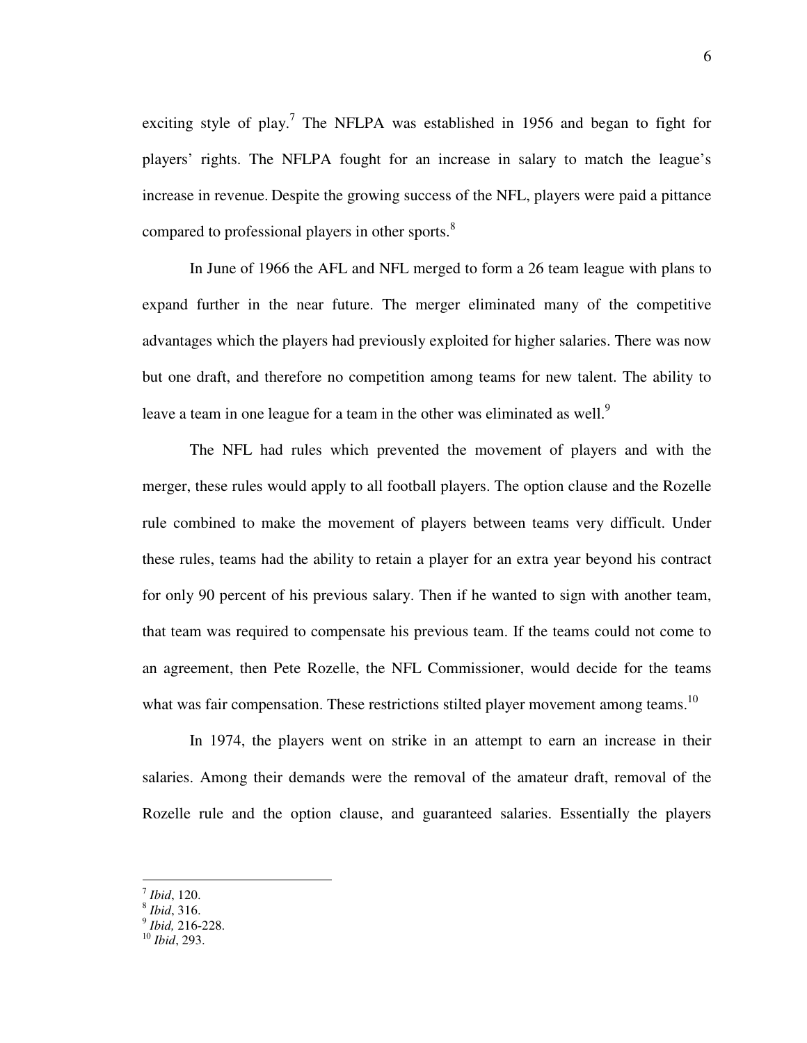exciting style of play.[7] The NFLPA was established in 1956 and began to fight for players' rights. The NFLPA fought for an increase in salary to match the league's increase in revenue. Despite the growing success of the NFL, players were paid a pittance compared to professional players in other sports.[8]

In June of 1966 the AFL and NFL merged to form a 26 team league with plans to expand further in the near future. The merger eliminated many of the competitive advantages which the players had previously exploited for higher salaries. There was now but one draft, and therefore no competition among teams for new talent. The ability to leave a team in one league for a team in the other was eliminated as well.[9]

The NFL had rules which prevented the movement of players and with the merger, these rules would apply to all football players. The option clause and the Rozelle rule combined to make the movement of players between teams very difficult. Under these rules, teams had the ability to retain a player for an extra year beyond his contract for only 90 percent of his previous salary. Then if he wanted to sign with another team, that team was required to compensate his previous team. If the teams could not come to an agreement, then Pete Rozelle, the NFL Commissioner, would decide for the teams what was fair compensation. These restrictions stilted player movement among teams.[10]

In 1974, the players went on strike in an attempt to earn an increase in their salaries. Among their demands were the removal of the amateur draft, removal of the Rozelle rule and the option clause, and guaranteed salaries. Essentially the players

---

[7] *Ibid*, 120.
[8] *Ibid*, 316.
[9] *Ibid,* 216-228.
[10] *Ibid*, 293.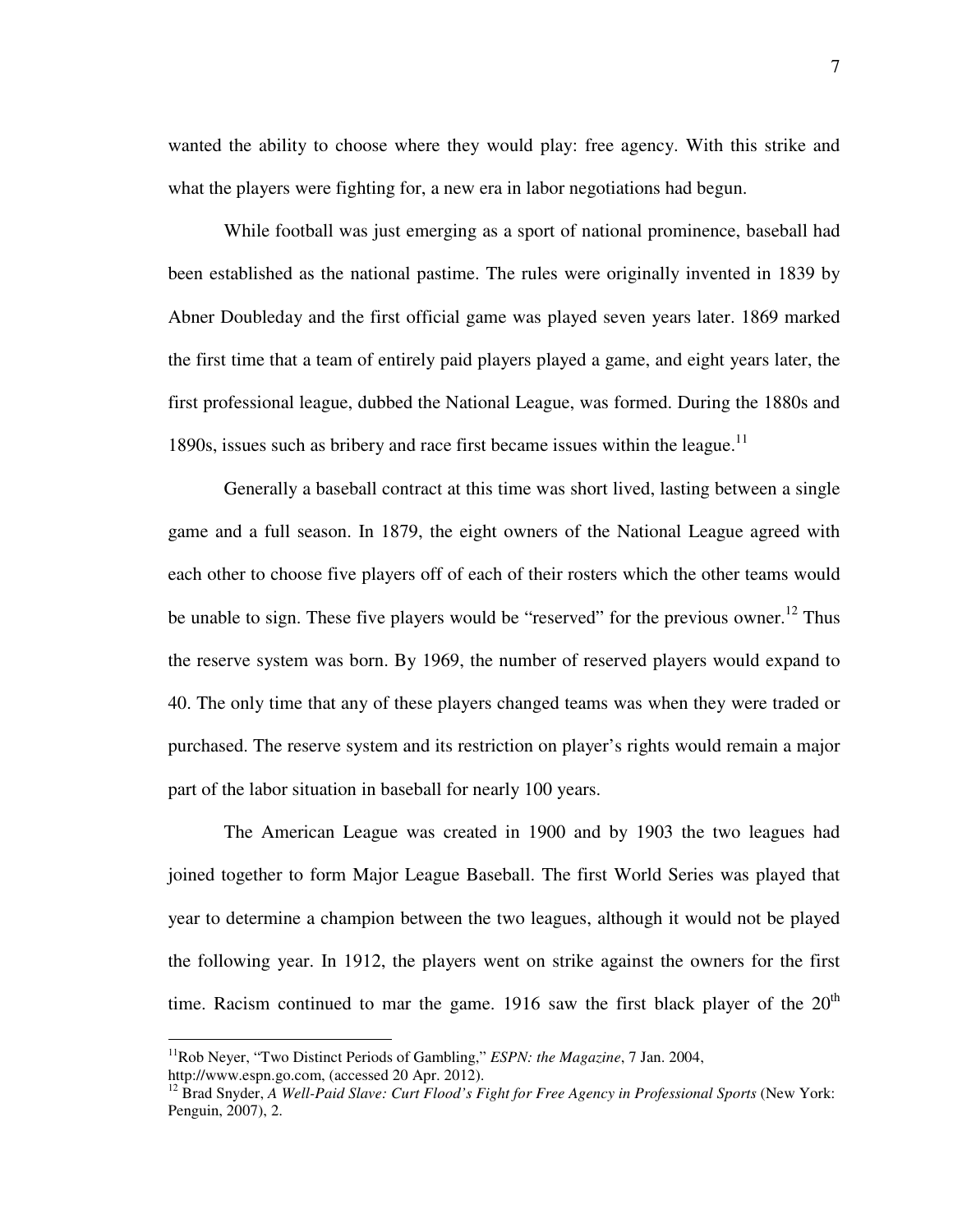wanted the ability to choose where they would play: free agency. With this strike and what the players were fighting for, a new era in labor negotiations had begun.

While football was just emerging as a sport of national prominence, baseball had been established as the national pastime. The rules were originally invented in 1839 by Abner Doubleday and the first official game was played seven years later. 1869 marked the first time that a team of entirely paid players played a game, and eight years later, the first professional league, dubbed the National League, was formed. During the 1880s and 1890s, issues such as bribery and race first became issues within the league.[11]

Generally a baseball contract at this time was short lived, lasting between a single game and a full season. In 1879, the eight owners of the National League agreed with each other to choose five players off of each of their rosters which the other teams would be unable to sign. These five players would be "reserved" for the previous owner.[12] Thus the reserve system was born. By 1969, the number of reserved players would expand to 40. The only time that any of these players changed teams was when they were traded or purchased. The reserve system and its restriction on player's rights would remain a major part of the labor situation in baseball for nearly 100 years.

The American League was created in 1900 and by 1903 the two leagues had joined together to form Major League Baseball. The first World Series was played that year to determine a champion between the two leagues, although it would not be played the following year. In 1912, the players went on strike against the owners for the first time. Racism continued to mar the game. 1916 saw the first black player of the 20th

---

[11] Rob Neyer, "Two Distinct Periods of Gambling," *ESPN: the Magazine*, 7 Jan. 2004, http://www.espn.go.com, (accessed 20 Apr. 2012).

[12] Brad Snyder, *A Well-Paid Slave: Curt Flood's Fight for Free Agency in Professional Sports* (New York: Penguin, 2007), 2.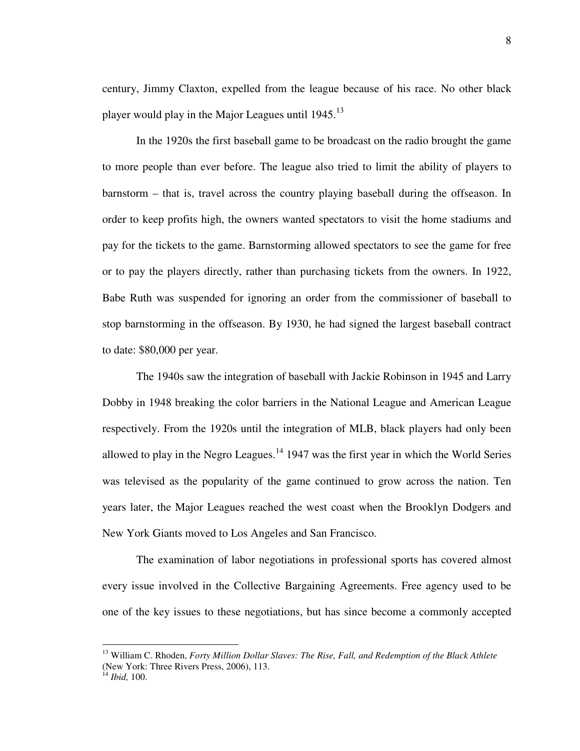century, Jimmy Claxton, expelled from the league because of his race. No other black player would play in the Major Leagues until 1945.[13]

In the 1920s the first baseball game to be broadcast on the radio brought the game to more people than ever before. The league also tried to limit the ability of players to barnstorm – that is, travel across the country playing baseball during the offseason. In order to keep profits high, the owners wanted spectators to visit the home stadiums and pay for the tickets to the game. Barnstorming allowed spectators to see the game for free or to pay the players directly, rather than purchasing tickets from the owners. In 1922, Babe Ruth was suspended for ignoring an order from the commissioner of baseball to stop barnstorming in the offseason. By 1930, he had signed the largest baseball contract to date: $80,000 per year.

The 1940s saw the integration of baseball with Jackie Robinson in 1945 and Larry Dobby in 1948 breaking the color barriers in the National League and American League respectively. From the 1920s until the integration of MLB, black players had only been allowed to play in the Negro Leagues.[14] 1947 was the first year in which the World Series was televised as the popularity of the game continued to grow across the nation. Ten years later, the Major Leagues reached the west coast when the Brooklyn Dodgers and New York Giants moved to Los Angeles and San Francisco.

The examination of labor negotiations in professional sports has covered almost every issue involved in the Collective Bargaining Agreements. Free agency used to be one of the key issues to these negotiations, but has since become a commonly accepted

---

[13] William C. Rhoden, *Forty Million Dollar Slaves: The Rise, Fall, and Redemption of the Black Athlete* (New York: Three Rivers Press, 2006), 113.

[14] *Ibid,* 100.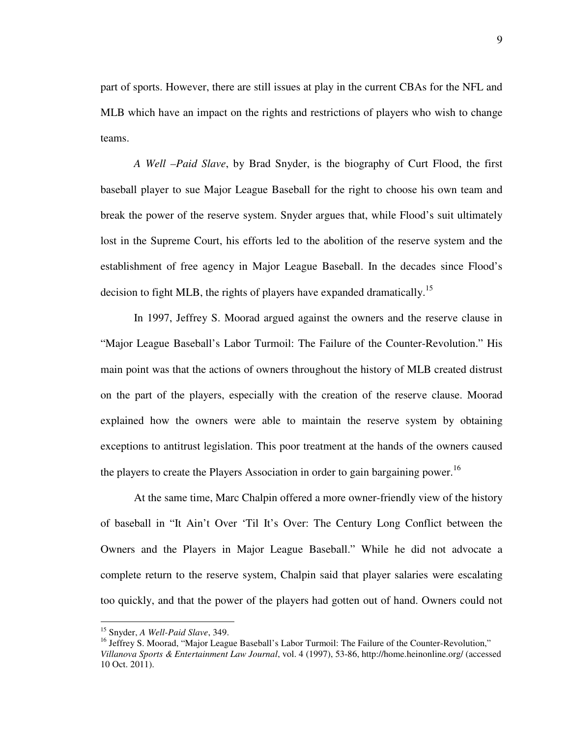part of sports. However, there are still issues at play in the current CBAs for the NFL and MLB which have an impact on the rights and restrictions of players who wish to change teams.

*A Well –Paid Slave*, by Brad Snyder, is the biography of Curt Flood, the first baseball player to sue Major League Baseball for the right to choose his own team and break the power of the reserve system. Snyder argues that, while Flood's suit ultimately lost in the Supreme Court, his efforts led to the abolition of the reserve system and the establishment of free agency in Major League Baseball. In the decades since Flood's decision to fight MLB, the rights of players have expanded dramatically.[15]

In 1997, Jeffrey S. Moorad argued against the owners and the reserve clause in "Major League Baseball's Labor Turmoil: The Failure of the Counter-Revolution." His main point was that the actions of owners throughout the history of MLB created distrust on the part of the players, especially with the creation of the reserve clause. Moorad explained how the owners were able to maintain the reserve system by obtaining exceptions to antitrust legislation. This poor treatment at the hands of the owners caused the players to create the Players Association in order to gain bargaining power.[16]

At the same time, Marc Chalpin offered a more owner-friendly view of the history of baseball in "It Ain't Over 'Til It's Over: The Century Long Conflict between the Owners and the Players in Major League Baseball." While he did not advocate a complete return to the reserve system, Chalpin said that player salaries were escalating too quickly, and that the power of the players had gotten out of hand. Owners could not

---

[15] Snyder, *A Well-Paid Slave*, 349.

[16] Jeffrey S. Moorad, "Major League Baseball's Labor Turmoil: The Failure of the Counter-Revolution," *Villanova Sports & Entertainment Law Journal*, vol. 4 (1997), 53-86, http://home.heinonline.org/ (accessed 10 Oct. 2011).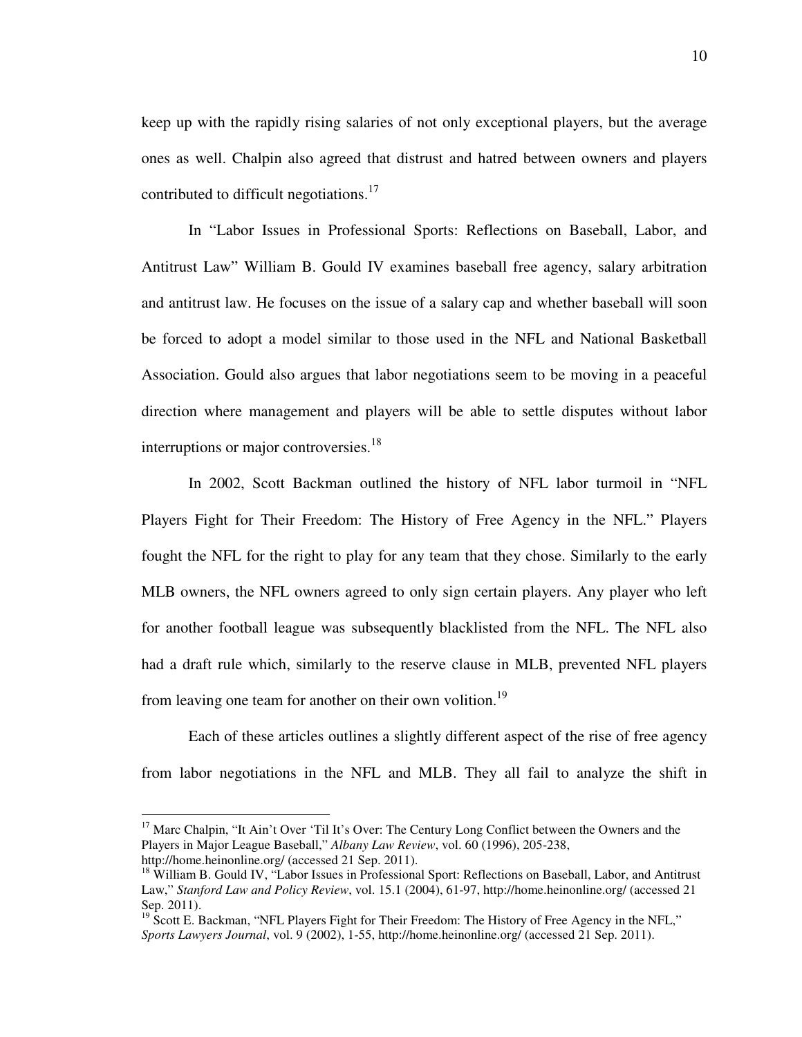keep up with the rapidly rising salaries of not only exceptional players, but the average ones as well. Chalpin also agreed that distrust and hatred between owners and players contributed to difficult negotiations.[17]

In "Labor Issues in Professional Sports: Reflections on Baseball, Labor, and Antitrust Law" William B. Gould IV examines baseball free agency, salary arbitration and antitrust law. He focuses on the issue of a salary cap and whether baseball will soon be forced to adopt a model similar to those used in the NFL and National Basketball Association. Gould also argues that labor negotiations seem to be moving in a peaceful direction where management and players will be able to settle disputes without labor interruptions or major controversies.[18]

In 2002, Scott Backman outlined the history of NFL labor turmoil in "NFL Players Fight for Their Freedom: The History of Free Agency in the NFL." Players fought the NFL for the right to play for any team that they chose. Similarly to the early MLB owners, the NFL owners agreed to only sign certain players. Any player who left for another football league was subsequently blacklisted from the NFL. The NFL also had a draft rule which, similarly to the reserve clause in MLB, prevented NFL players from leaving one team for another on their own volition.[19]

Each of these articles outlines a slightly different aspect of the rise of free agency from labor negotiations in the NFL and MLB. They all fail to analyze the shift in

---

[17] Marc Chalpin, "It Ain't Over 'Til It's Over: The Century Long Conflict between the Owners and the Players in Major League Baseball," *Albany Law Review*, vol. 60 (1996), 205-238, http://home.heinonline.org/ (accessed 21 Sep. 2011).

[18] William B. Gould IV, "Labor Issues in Professional Sport: Reflections on Baseball, Labor, and Antitrust Law," *Stanford Law and Policy Review*, vol. 15.1 (2004), 61-97, http://home.heinonline.org/ (accessed 21 Sep. 2011).

[19] Scott E. Backman, "NFL Players Fight for Their Freedom: The History of Free Agency in the NFL," *Sports Lawyers Journal*, vol. 9 (2002), 1-55, http://home.heinonline.org/ (accessed 21 Sep. 2011).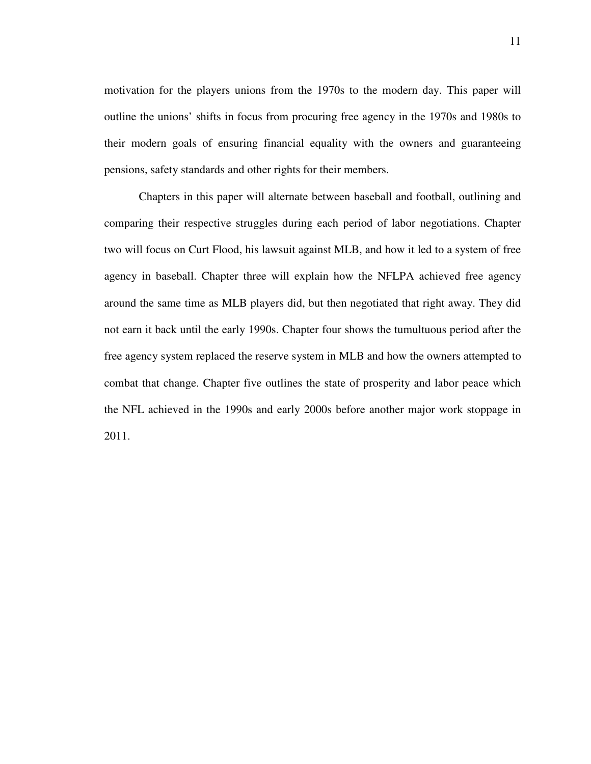motivation for the players unions from the 1970s to the modern day. This paper will outline the unions' shifts in focus from procuring free agency in the 1970s and 1980s to their modern goals of ensuring financial equality with the owners and guaranteeing pensions, safety standards and other rights for their members.

Chapters in this paper will alternate between baseball and football, outlining and comparing their respective struggles during each period of labor negotiations. Chapter two will focus on Curt Flood, his lawsuit against MLB, and how it led to a system of free agency in baseball. Chapter three will explain how the NFLPA achieved free agency around the same time as MLB players did, but then negotiated that right away. They did not earn it back until the early 1990s. Chapter four shows the tumultuous period after the free agency system replaced the reserve system in MLB and how the owners attempted to combat that change. Chapter five outlines the state of prosperity and labor peace which the NFL achieved in the 1990s and early 2000s before another major work stoppage in 2011.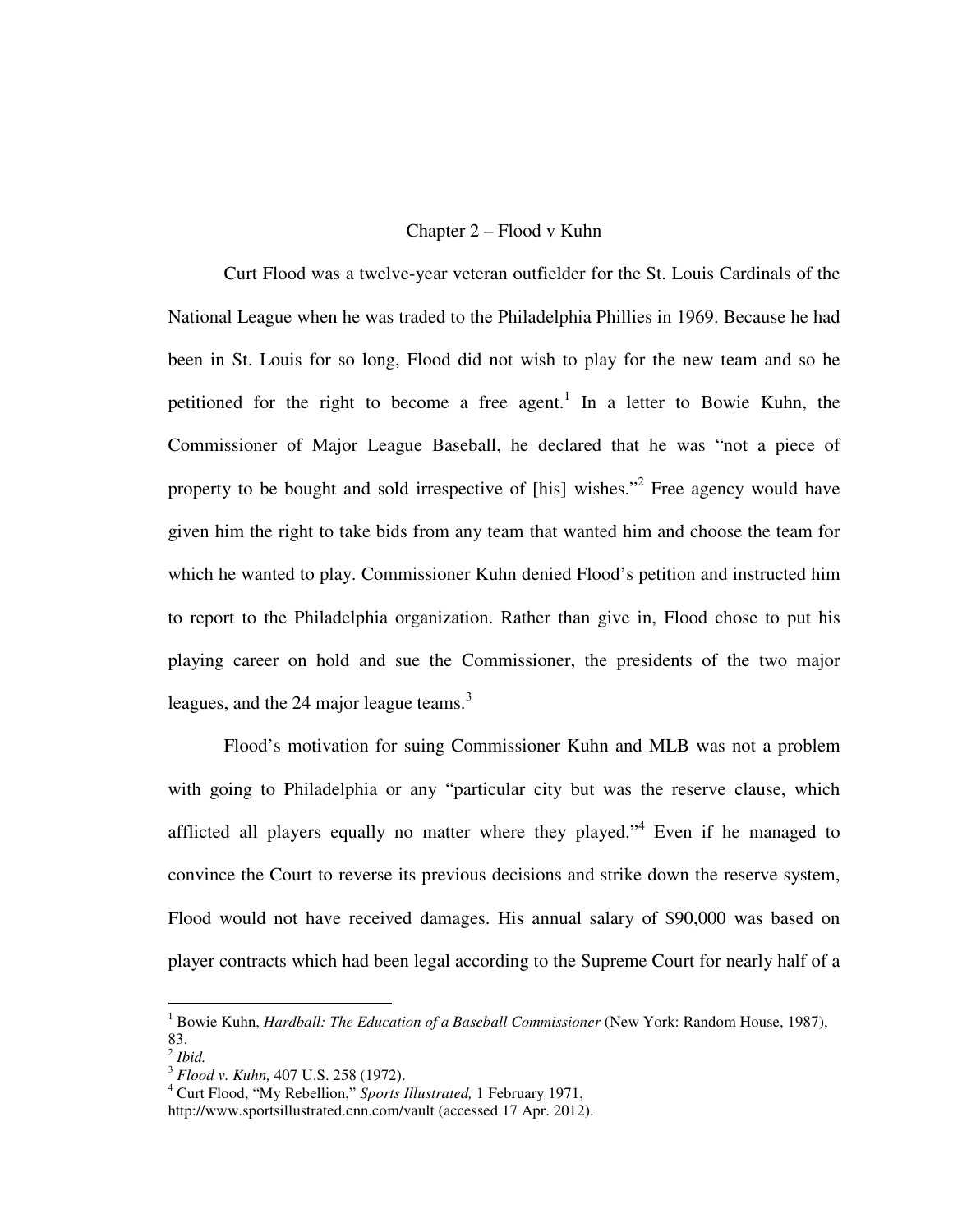## Chapter 2 – Flood v Kuhn

Curt Flood was a twelve-year veteran outfielder for the St. Louis Cardinals of the National League when he was traded to the Philadelphia Phillies in 1969. Because he had been in St. Louis for so long, Flood did not wish to play for the new team and so he petitioned for the right to become a free agent.[1] In a letter to Bowie Kuhn, the Commissioner of Major League Baseball, he declared that he was "not a piece of property to be bought and sold irrespective of [his] wishes."[2] Free agency would have given him the right to take bids from any team that wanted him and choose the team for which he wanted to play. Commissioner Kuhn denied Flood's petition and instructed him to report to the Philadelphia organization. Rather than give in, Flood chose to put his playing career on hold and sue the Commissioner, the presidents of the two major leagues, and the 24 major league teams.[3]

Flood's motivation for suing Commissioner Kuhn and MLB was not a problem with going to Philadelphia or any "particular city but was the reserve clause, which afflicted all players equally no matter where they played."[4] Even if he managed to convince the Court to reverse its previous decisions and strike down the reserve system, Flood would not have received damages. His annual salary of $90,000 was based on player contracts which had been legal according to the Supreme Court for nearly half of a

---

[1] Bowie Kuhn, *Hardball: The Education of a Baseball Commissioner* (New York: Random House, 1987), 83.

[2] *Ibid.*

[3] *Flood v. Kuhn,* 407 U.S. 258 (1972).

[4] Curt Flood, "My Rebellion," *Sports Illustrated,* 1 February 1971, http://www.sportsillustrated.cnn.com/vault (accessed 17 Apr. 2012).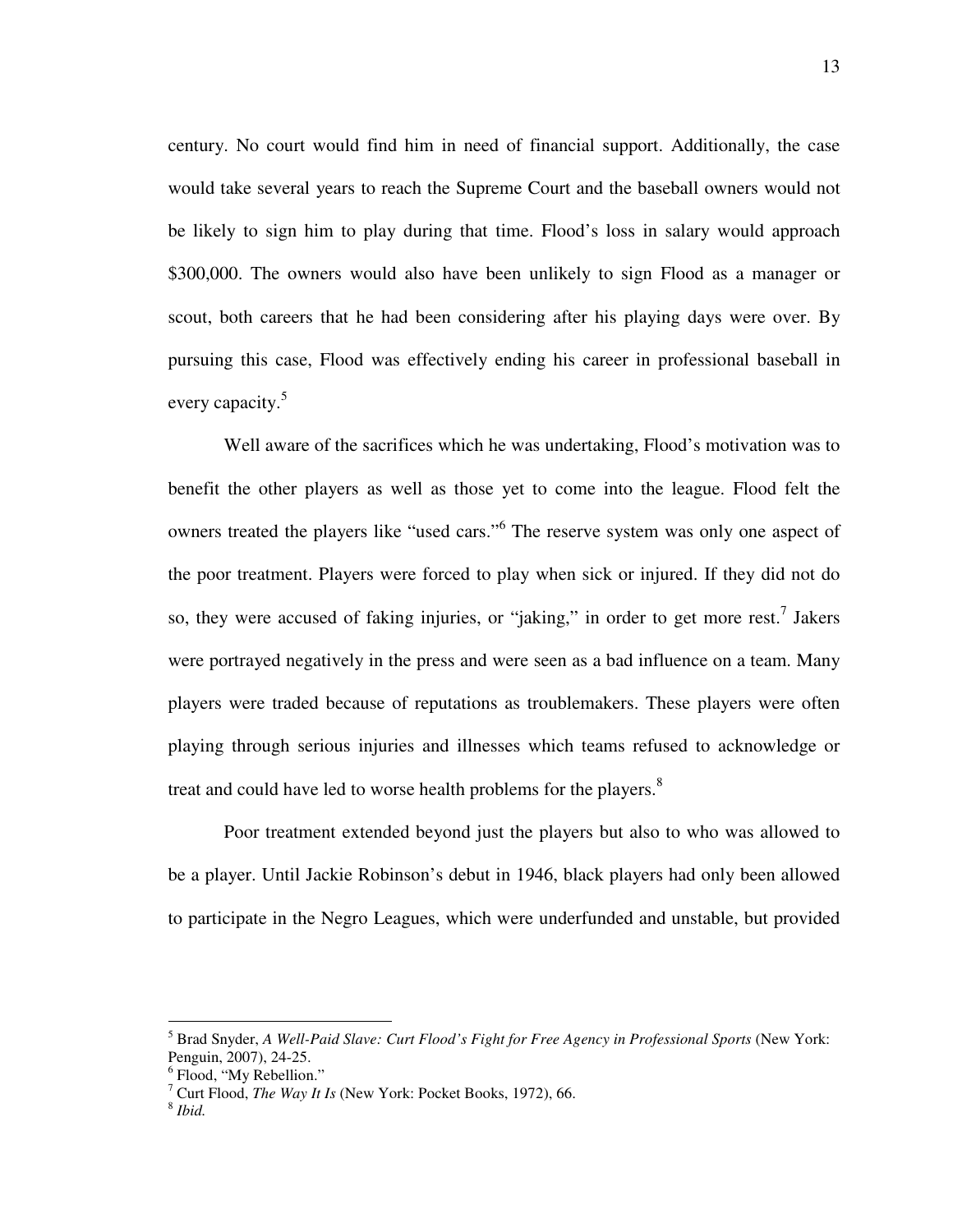century. No court would find him in need of financial support. Additionally, the case would take several years to reach the Supreme Court and the baseball owners would not be likely to sign him to play during that time. Flood's loss in salary would approach $300,000. The owners would also have been unlikely to sign Flood as a manager or scout, both careers that he had been considering after his playing days were over. By pursuing this case, Flood was effectively ending his career in professional baseball in every capacity.[5]

Well aware of the sacrifices which he was undertaking, Flood's motivation was to benefit the other players as well as those yet to come into the league. Flood felt the owners treated the players like "used cars."[6] The reserve system was only one aspect of the poor treatment. Players were forced to play when sick or injured. If they did not do so, they were accused of faking injuries, or "jaking," in order to get more rest.[7] Jakers were portrayed negatively in the press and were seen as a bad influence on a team. Many players were traded because of reputations as troublemakers. These players were often playing through serious injuries and illnesses which teams refused to acknowledge or treat and could have led to worse health problems for the players.[8]

Poor treatment extended beyond just the players but also to who was allowed to be a player. Until Jackie Robinson's debut in 1946, black players had only been allowed to participate in the Negro Leagues, which were underfunded and unstable, but provided

---

[5] Brad Snyder, *A Well-Paid Slave: Curt Flood's Fight for Free Agency in Professional Sports* (New York: Penguin, 2007), 24-25.

[6] Flood, "My Rebellion."

[7] Curt Flood, *The Way It Is* (New York: Pocket Books, 1972), 66.

[8] *Ibid.*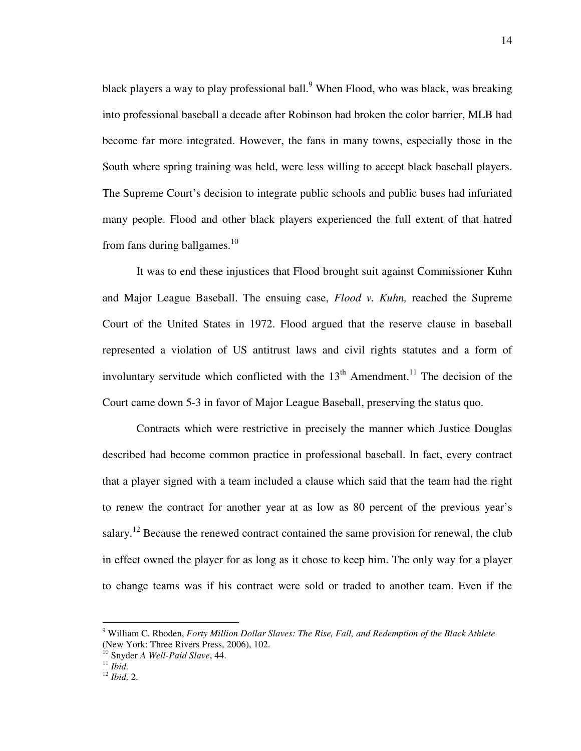black players a way to play professional ball.[9] When Flood, who was black, was breaking into professional baseball a decade after Robinson had broken the color barrier, MLB had become far more integrated. However, the fans in many towns, especially those in the South where spring training was held, were less willing to accept black baseball players. The Supreme Court's decision to integrate public schools and public buses had infuriated many people. Flood and other black players experienced the full extent of that hatred from fans during ballgames.[10]

It was to end these injustices that Flood brought suit against Commissioner Kuhn and Major League Baseball. The ensuing case, *Flood v. Kuhn,* reached the Supreme Court of the United States in 1972. Flood argued that the reserve clause in baseball represented a violation of US antitrust laws and civil rights statutes and a form of involuntary servitude which conflicted with the 13th Amendment.[11] The decision of the Court came down 5-3 in favor of Major League Baseball, preserving the status quo.

Contracts which were restrictive in precisely the manner which Justice Douglas described had become common practice in professional baseball. In fact, every contract that a player signed with a team included a clause which said that the team had the right to renew the contract for another year at as low as 80 percent of the previous year's salary.[12] Because the renewed contract contained the same provision for renewal, the club in effect owned the player for as long as it chose to keep him. The only way for a player to change teams was if his contract were sold or traded to another team. Even if the

---

[9] William C. Rhoden, *Forty Million Dollar Slaves: The Rise, Fall, and Redemption of the Black Athlete* (New York: Three Rivers Press, 2006), 102.

[10] Snyder *A Well-Paid Slave*, 44.

[11] *Ibid.*

[12] *Ibid,* 2.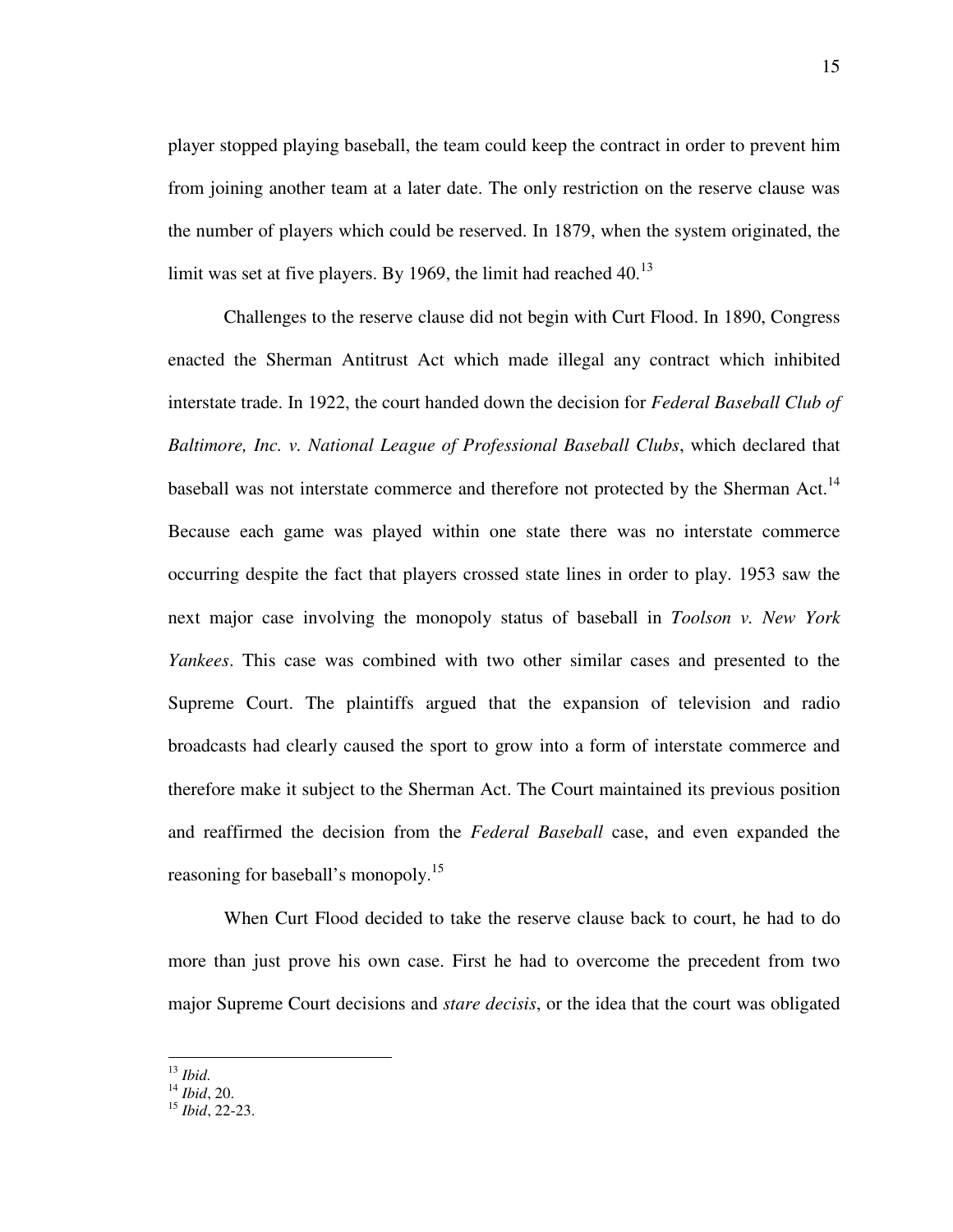player stopped playing baseball, the team could keep the contract in order to prevent him from joining another team at a later date. The only restriction on the reserve clause was the number of players which could be reserved. In 1879, when the system originated, the limit was set at five players. By 1969, the limit had reached 40.[13]

Challenges to the reserve clause did not begin with Curt Flood. In 1890, Congress enacted the Sherman Antitrust Act which made illegal any contract which inhibited interstate trade. In 1922, the court handed down the decision for *Federal Baseball Club of Baltimore, Inc. v. National League of Professional Baseball Clubs*, which declared that baseball was not interstate commerce and therefore not protected by the Sherman Act.[14] Because each game was played within one state there was no interstate commerce occurring despite the fact that players crossed state lines in order to play. 1953 saw the next major case involving the monopoly status of baseball in *Toolson v. New York Yankees*. This case was combined with two other similar cases and presented to the Supreme Court. The plaintiffs argued that the expansion of television and radio broadcasts had clearly caused the sport to grow into a form of interstate commerce and therefore make it subject to the Sherman Act. The Court maintained its previous position and reaffirmed the decision from the *Federal Baseball* case, and even expanded the reasoning for baseball's monopoly.[15]

When Curt Flood decided to take the reserve clause back to court, he had to do more than just prove his own case. First he had to overcome the precedent from two major Supreme Court decisions and *stare decisis*, or the idea that the court was obligated

---

[13] *Ibid.*
[14] *Ibid*, 20.
[15] *Ibid*, 22-23.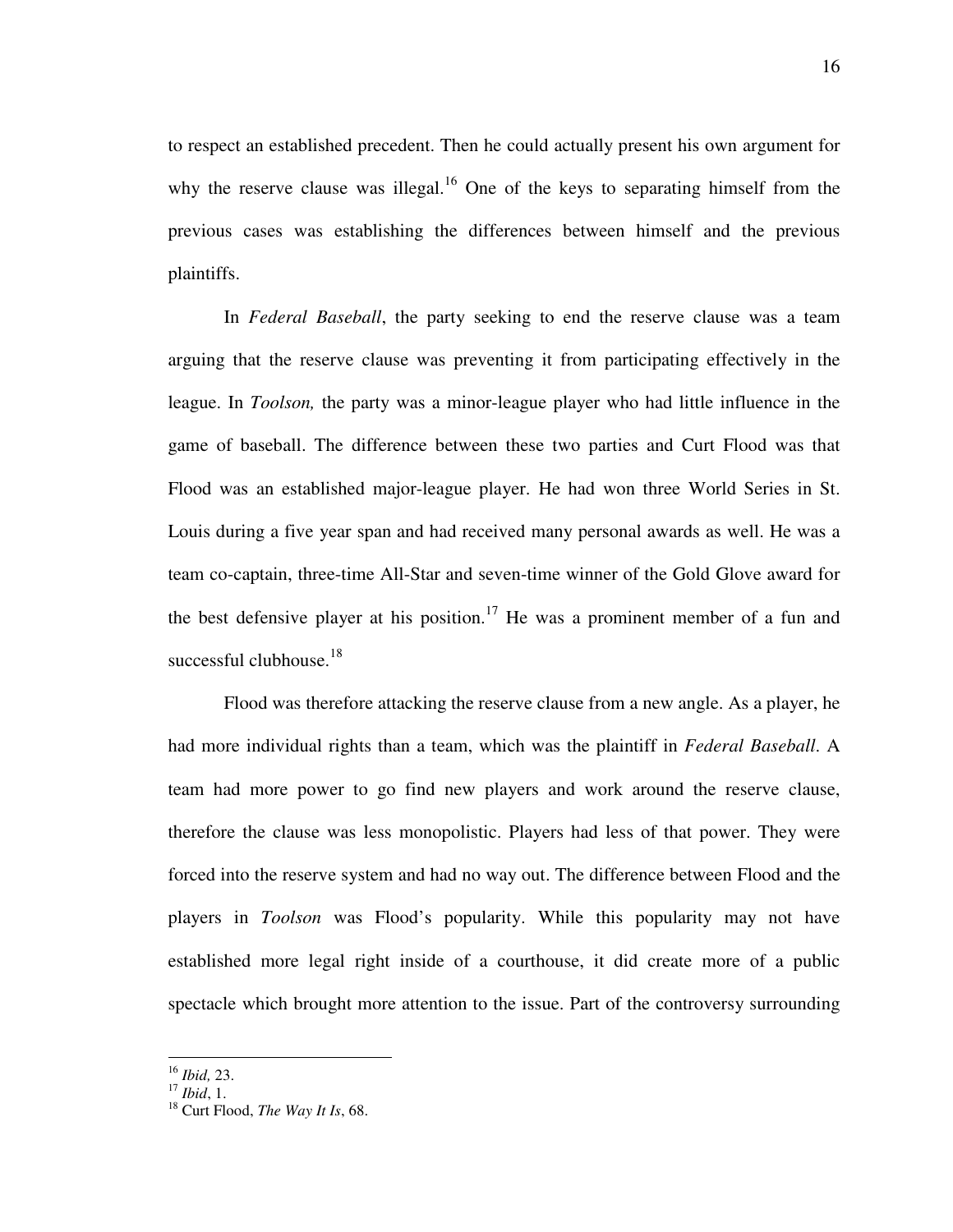to respect an established precedent. Then he could actually present his own argument for why the reserve clause was illegal.[16] One of the keys to separating himself from the previous cases was establishing the differences between himself and the previous plaintiffs.

In *Federal Baseball*, the party seeking to end the reserve clause was a team arguing that the reserve clause was preventing it from participating effectively in the league. In *Toolson,* the party was a minor-league player who had little influence in the game of baseball. The difference between these two parties and Curt Flood was that Flood was an established major-league player. He had won three World Series in St. Louis during a five year span and had received many personal awards as well. He was a team co-captain, three-time All-Star and seven-time winner of the Gold Glove award for the best defensive player at his position.[17] He was a prominent member of a fun and successful clubhouse.[18]

Flood was therefore attacking the reserve clause from a new angle. As a player, he had more individual rights than a team, which was the plaintiff in *Federal Baseball*. A team had more power to go find new players and work around the reserve clause, therefore the clause was less monopolistic. Players had less of that power. They were forced into the reserve system and had no way out. The difference between Flood and the players in *Toolson* was Flood's popularity. While this popularity may not have established more legal right inside of a courthouse, it did create more of a public spectacle which brought more attention to the issue. Part of the controversy surrounding

---

[16] *Ibid,* 23.

[17] *Ibid*, 1.

[18] Curt Flood, *The Way It Is*, 68.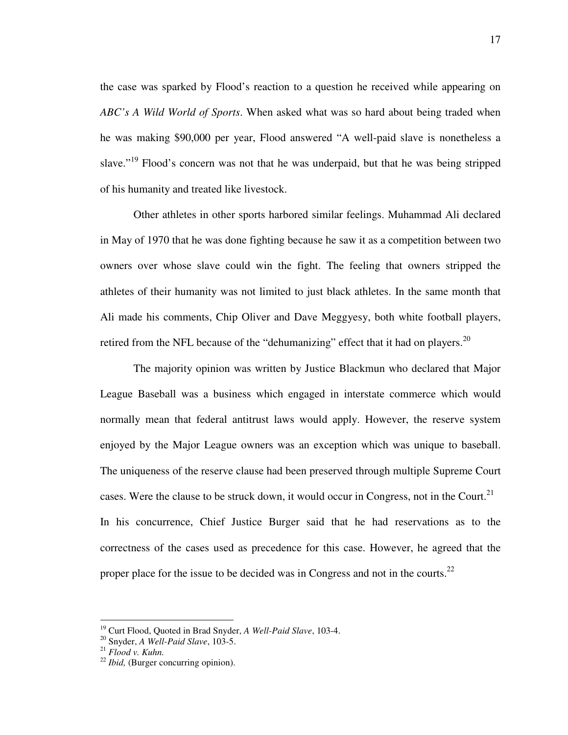the case was sparked by Flood's reaction to a question he received while appearing on *ABC's A Wild World of Sports*. When asked what was so hard about being traded when he was making $90,000 per year, Flood answered "A well-paid slave is nonetheless a slave."[19] Flood's concern was not that he was underpaid, but that he was being stripped of his humanity and treated like livestock.

Other athletes in other sports harbored similar feelings. Muhammad Ali declared in May of 1970 that he was done fighting because he saw it as a competition between two owners over whose slave could win the fight. The feeling that owners stripped the athletes of their humanity was not limited to just black athletes. In the same month that Ali made his comments, Chip Oliver and Dave Meggyesy, both white football players, retired from the NFL because of the "dehumanizing" effect that it had on players.[20]

The majority opinion was written by Justice Blackmun who declared that Major League Baseball was a business which engaged in interstate commerce which would normally mean that federal antitrust laws would apply. However, the reserve system enjoyed by the Major League owners was an exception which was unique to baseball. The uniqueness of the reserve clause had been preserved through multiple Supreme Court cases. Were the clause to be struck down, it would occur in Congress, not in the Court.[21] In his concurrence, Chief Justice Burger said that he had reservations as to the correctness of the cases used as precedence for this case. However, he agreed that the proper place for the issue to be decided was in Congress and not in the courts.[22]

---

[19] Curt Flood, Quoted in Brad Snyder, *A Well-Paid Slave*, 103-4.

[20] Snyder, *A Well-Paid Slave*, 103-5.

[21] *Flood v. Kuhn.*

[22] *Ibid,* (Burger concurring opinion).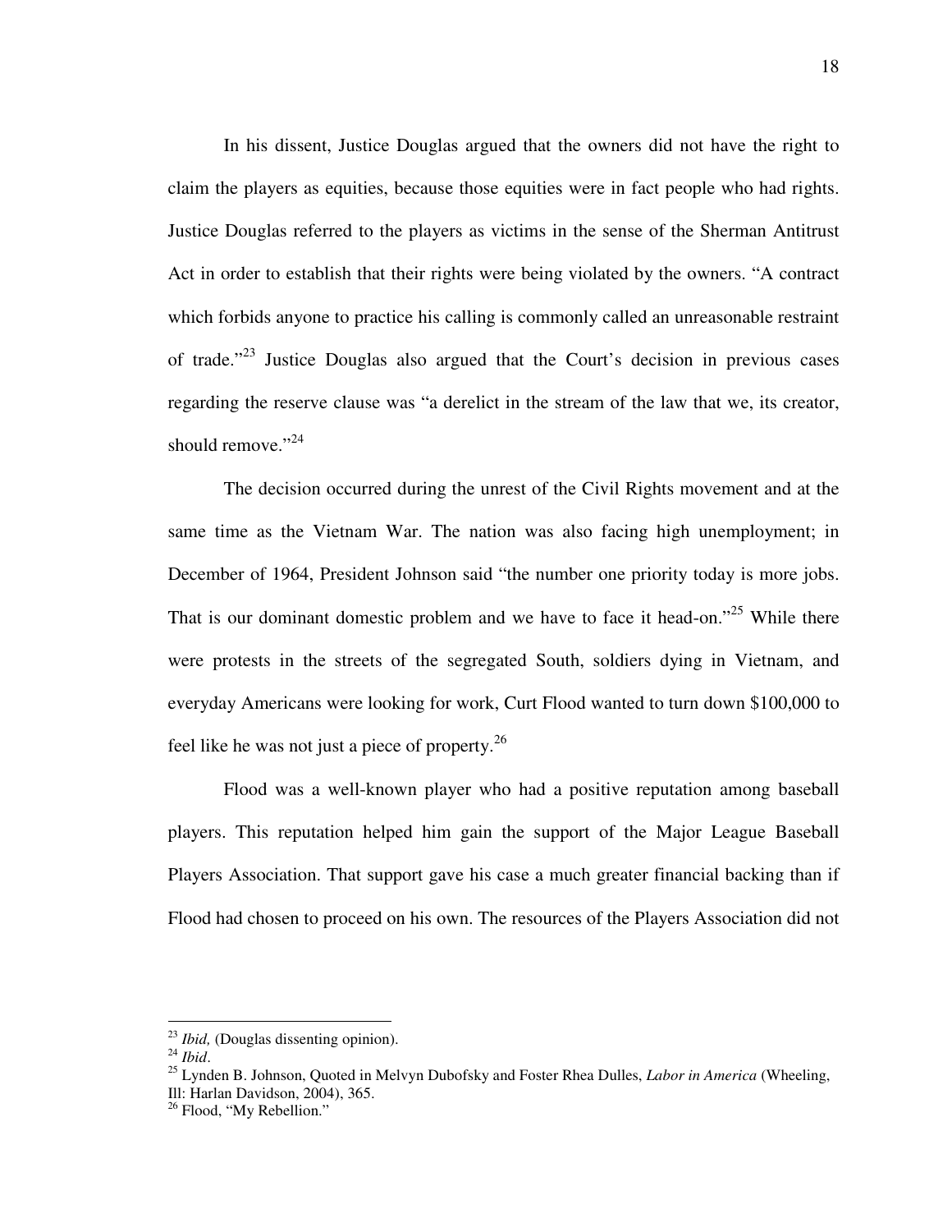In his dissent, Justice Douglas argued that the owners did not have the right to claim the players as equities, because those equities were in fact people who had rights. Justice Douglas referred to the players as victims in the sense of the Sherman Antitrust Act in order to establish that their rights were being violated by the owners. "A contract which forbids anyone to practice his calling is commonly called an unreasonable restraint of trade."[23] Justice Douglas also argued that the Court's decision in previous cases regarding the reserve clause was "a derelict in the stream of the law that we, its creator, should remove."[24]

The decision occurred during the unrest of the Civil Rights movement and at the same time as the Vietnam War. The nation was also facing high unemployment; in December of 1964, President Johnson said "the number one priority today is more jobs. That is our dominant domestic problem and we have to face it head-on."[25] While there were protests in the streets of the segregated South, soldiers dying in Vietnam, and everyday Americans were looking for work, Curt Flood wanted to turn down $100,000 to feel like he was not just a piece of property.[26]

Flood was a well-known player who had a positive reputation among baseball players. This reputation helped him gain the support of the Major League Baseball Players Association. That support gave his case a much greater financial backing than if Flood had chosen to proceed on his own. The resources of the Players Association did not

---

[23] *Ibid,* (Douglas dissenting opinion).

[24] *Ibid*.

[25] Lynden B. Johnson, Quoted in Melvyn Dubofsky and Foster Rhea Dulles, *Labor in America* (Wheeling, Ill: Harlan Davidson, 2004), 365.

[26] Flood, "My Rebellion."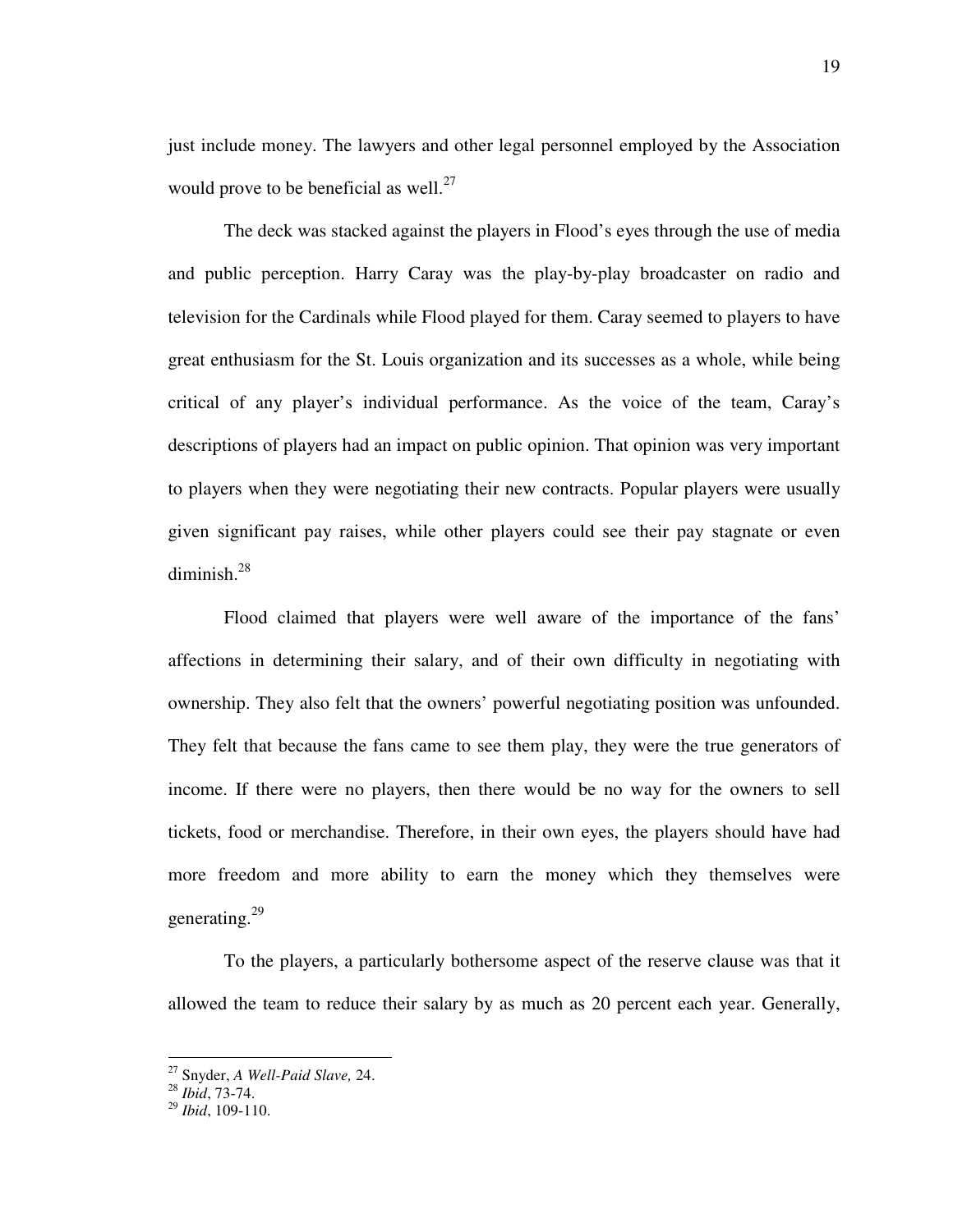just include money. The lawyers and other legal personnel employed by the Association would prove to be beneficial as well.[27]

The deck was stacked against the players in Flood's eyes through the use of media and public perception. Harry Caray was the play-by-play broadcaster on radio and television for the Cardinals while Flood played for them. Caray seemed to players to have great enthusiasm for the St. Louis organization and its successes as a whole, while being critical of any player's individual performance. As the voice of the team, Caray's descriptions of players had an impact on public opinion. That opinion was very important to players when they were negotiating their new contracts. Popular players were usually given significant pay raises, while other players could see their pay stagnate or even diminish.[28]

Flood claimed that players were well aware of the importance of the fans' affections in determining their salary, and of their own difficulty in negotiating with ownership. They also felt that the owners' powerful negotiating position was unfounded. They felt that because the fans came to see them play, they were the true generators of income. If there were no players, then there would be no way for the owners to sell tickets, food or merchandise. Therefore, in their own eyes, the players should have had more freedom and more ability to earn the money which they themselves were generating.[29]

To the players, a particularly bothersome aspect of the reserve clause was that it allowed the team to reduce their salary by as much as 20 percent each year. Generally,

---

[27] Snyder, *A Well-Paid Slave,* 24.

[28] *Ibid*, 73-74.

[29] *Ibid*, 109-110.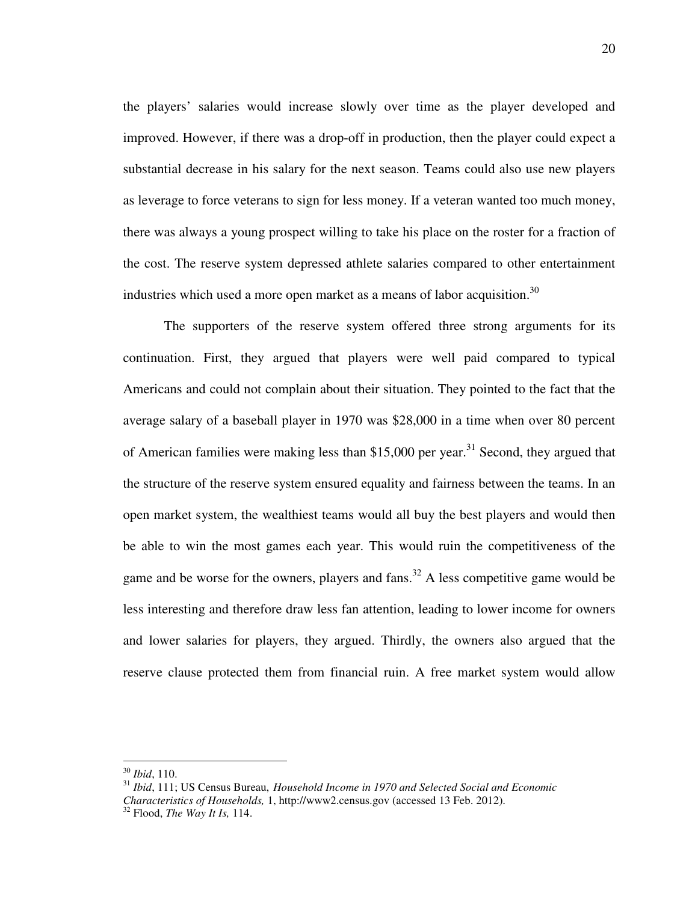the players' salaries would increase slowly over time as the player developed and improved. However, if there was a drop-off in production, then the player could expect a substantial decrease in his salary for the next season. Teams could also use new players as leverage to force veterans to sign for less money. If a veteran wanted too much money, there was always a young prospect willing to take his place on the roster for a fraction of the cost. The reserve system depressed athlete salaries compared to other entertainment industries which used a more open market as a means of labor acquisition.[30]

The supporters of the reserve system offered three strong arguments for its continuation. First, they argued that players were well paid compared to typical Americans and could not complain about their situation. They pointed to the fact that the average salary of a baseball player in 1970 was $28,000 in a time when over 80 percent of American families were making less than $15,000 per year.[31] Second, they argued that the structure of the reserve system ensured equality and fairness between the teams. In an open market system, the wealthiest teams would all buy the best players and would then be able to win the most games each year. This would ruin the competitiveness of the game and be worse for the owners, players and fans.[32] A less competitive game would be less interesting and therefore draw less fan attention, leading to lower income for owners and lower salaries for players, they argued. Thirdly, the owners also argued that the reserve clause protected them from financial ruin. A free market system would allow

---

[30] *Ibid*, 110.

[31] *Ibid*, 111; US Census Bureau, *Household Income in 1970 and Selected Social and Economic Characteristics of Households,* 1, http://www2.census.gov (accessed 13 Feb. 2012).

[32] Flood, *The Way It Is,* 114.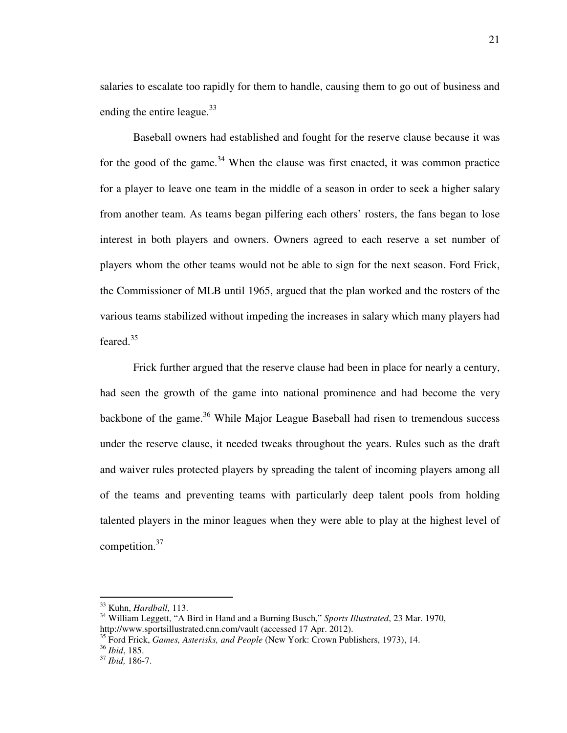salaries to escalate too rapidly for them to handle, causing them to go out of business and ending the entire league.[33]

Baseball owners had established and fought for the reserve clause because it was for the good of the game.[34] When the clause was first enacted, it was common practice for a player to leave one team in the middle of a season in order to seek a higher salary from another team. As teams began pilfering each others' rosters, the fans began to lose interest in both players and owners. Owners agreed to each reserve a set number of players whom the other teams would not be able to sign for the next season. Ford Frick, the Commissioner of MLB until 1965, argued that the plan worked and the rosters of the various teams stabilized without impeding the increases in salary which many players had feared.[35]

Frick further argued that the reserve clause had been in place for nearly a century, had seen the growth of the game into national prominence and had become the very backbone of the game.[36] While Major League Baseball had risen to tremendous success under the reserve clause, it needed tweaks throughout the years. Rules such as the draft and waiver rules protected players by spreading the talent of incoming players among all of the teams and preventing teams with particularly deep talent pools from holding talented players in the minor leagues when they were able to play at the highest level of competition.[37]

---

[33] Kuhn, *Hardball*, 113.

[34] William Leggett, "A Bird in Hand and a Burning Busch," *Sports Illustrated*, 23 Mar. 1970, http://www.sportsillustrated.cnn.com/vault (accessed 17 Apr. 2012).

[35] Ford Frick, *Games, Asterisks, and People* (New York: Crown Publishers, 1973), 14.

[36] *Ibid*, 185.

[37] *Ibid,* 186-7.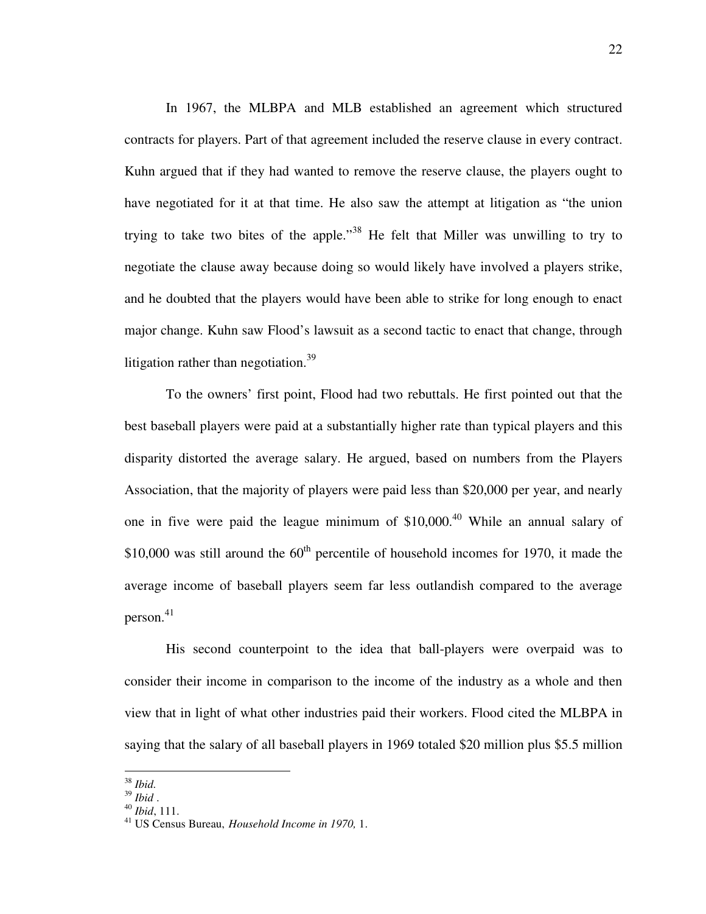In 1967, the MLBPA and MLB established an agreement which structured contracts for players. Part of that agreement included the reserve clause in every contract. Kuhn argued that if they had wanted to remove the reserve clause, the players ought to have negotiated for it at that time. He also saw the attempt at litigation as "the union trying to take two bites of the apple."[38] He felt that Miller was unwilling to try to negotiate the clause away because doing so would likely have involved a players strike, and he doubted that the players would have been able to strike for long enough to enact major change. Kuhn saw Flood's lawsuit as a second tactic to enact that change, through litigation rather than negotiation.[39]

To the owners' first point, Flood had two rebuttals. He first pointed out that the best baseball players were paid at a substantially higher rate than typical players and this disparity distorted the average salary. He argued, based on numbers from the Players Association, that the majority of players were paid less than $20,000 per year, and nearly one in five were paid the league minimum of $10,000.[40] While an annual salary of $10,000 was still around the 60th percentile of household incomes for 1970, it made the average income of baseball players seem far less outlandish compared to the average person.[41]

His second counterpoint to the idea that ball-players were overpaid was to consider their income in comparison to the income of the industry as a whole and then view that in light of what other industries paid their workers. Flood cited the MLBPA in saying that the salary of all baseball players in 1969 totaled $20 million plus $5.5 million

---

[38] *Ibid.*

[39] *Ibid* .

[40] *Ibid*, 111.

[41] US Census Bureau, *Household Income in 1970,* 1.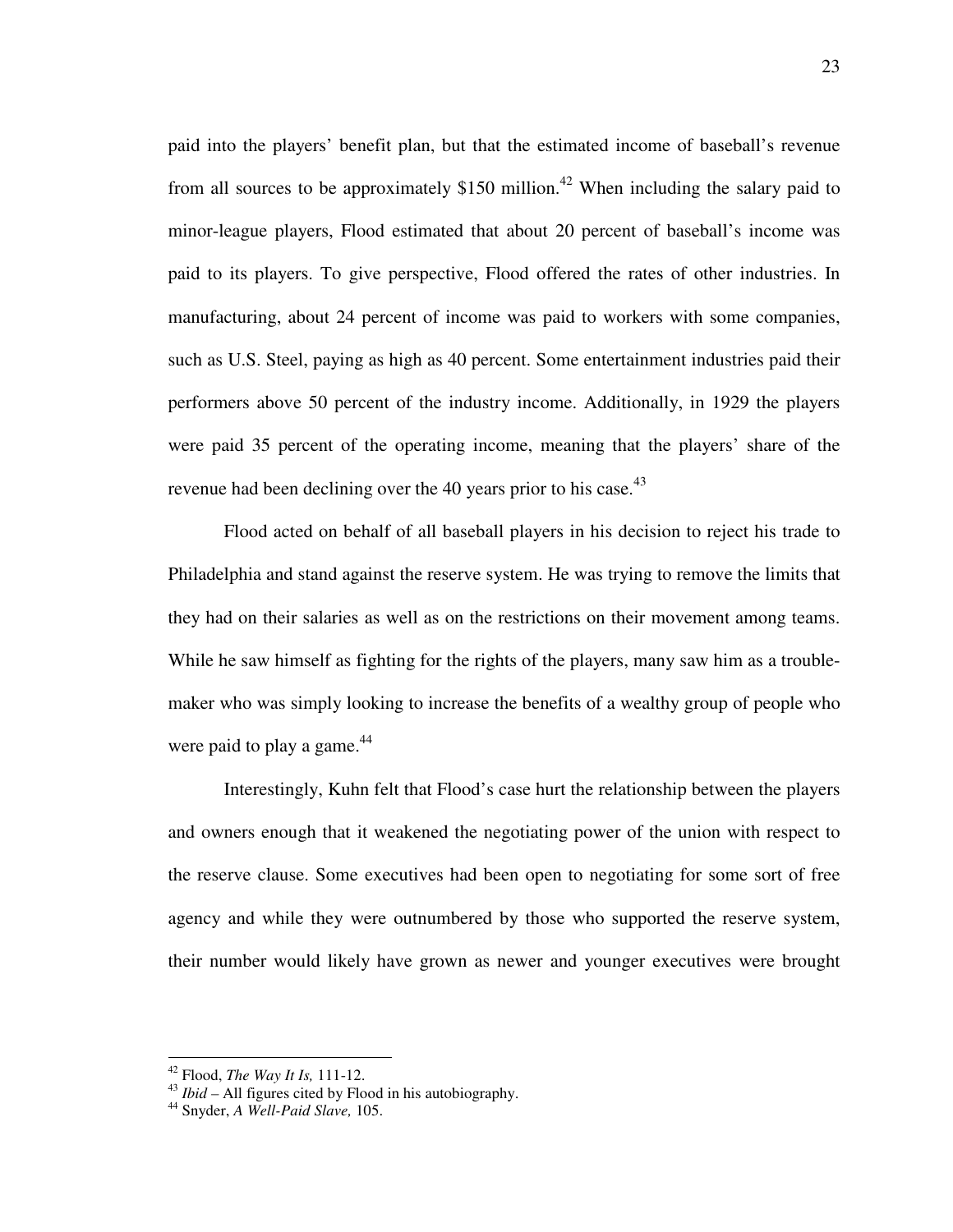paid into the players' benefit plan, but that the estimated income of baseball's revenue from all sources to be approximately $150 million.[42] When including the salary paid to minor-league players, Flood estimated that about 20 percent of baseball's income was paid to its players. To give perspective, Flood offered the rates of other industries. In manufacturing, about 24 percent of income was paid to workers with some companies, such as U.S. Steel, paying as high as 40 percent. Some entertainment industries paid their performers above 50 percent of the industry income. Additionally, in 1929 the players were paid 35 percent of the operating income, meaning that the players' share of the revenue had been declining over the 40 years prior to his case.[43]

Flood acted on behalf of all baseball players in his decision to reject his trade to Philadelphia and stand against the reserve system. He was trying to remove the limits that they had on their salaries as well as on the restrictions on their movement among teams. While he saw himself as fighting for the rights of the players, many saw him as a trouble-maker who was simply looking to increase the benefits of a wealthy group of people who were paid to play a game.[44]

Interestingly, Kuhn felt that Flood's case hurt the relationship between the players and owners enough that it weakened the negotiating power of the union with respect to the reserve clause. Some executives had been open to negotiating for some sort of free agency and while they were outnumbered by those who supported the reserve system, their number would likely have grown as newer and younger executives were brought

---

[42] Flood, *The Way It Is,* 111-12.

[43] *Ibid* – All figures cited by Flood in his autobiography.

[44] Snyder, *A Well-Paid Slave,* 105.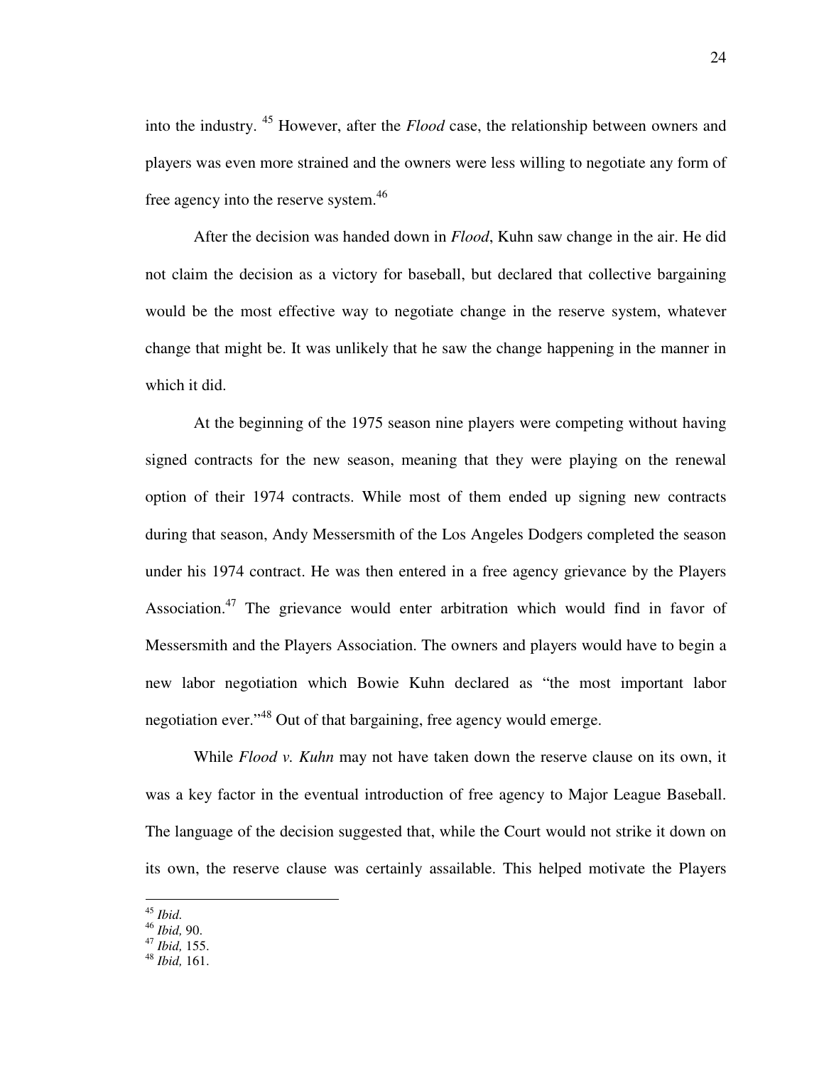into the industry. [45] However, after the *Flood* case, the relationship between owners and players was even more strained and the owners were less willing to negotiate any form of free agency into the reserve system.[46]

After the decision was handed down in *Flood*, Kuhn saw change in the air. He did not claim the decision as a victory for baseball, but declared that collective bargaining would be the most effective way to negotiate change in the reserve system, whatever change that might be. It was unlikely that he saw the change happening in the manner in which it did.

At the beginning of the 1975 season nine players were competing without having signed contracts for the new season, meaning that they were playing on the renewal option of their 1974 contracts. While most of them ended up signing new contracts during that season, Andy Messersmith of the Los Angeles Dodgers completed the season under his 1974 contract. He was then entered in a free agency grievance by the Players Association.[47] The grievance would enter arbitration which would find in favor of Messersmith and the Players Association. The owners and players would have to begin a new labor negotiation which Bowie Kuhn declared as "the most important labor negotiation ever."[48] Out of that bargaining, free agency would emerge.

While *Flood v. Kuhn* may not have taken down the reserve clause on its own, it was a key factor in the eventual introduction of free agency to Major League Baseball. The language of the decision suggested that, while the Court would not strike it down on its own, the reserve clause was certainly assailable. This helped motivate the Players

---

[45] *Ibid.*
[46] *Ibid,* 90.
[47] *Ibid,* 155.
[48] *Ibid,* 161.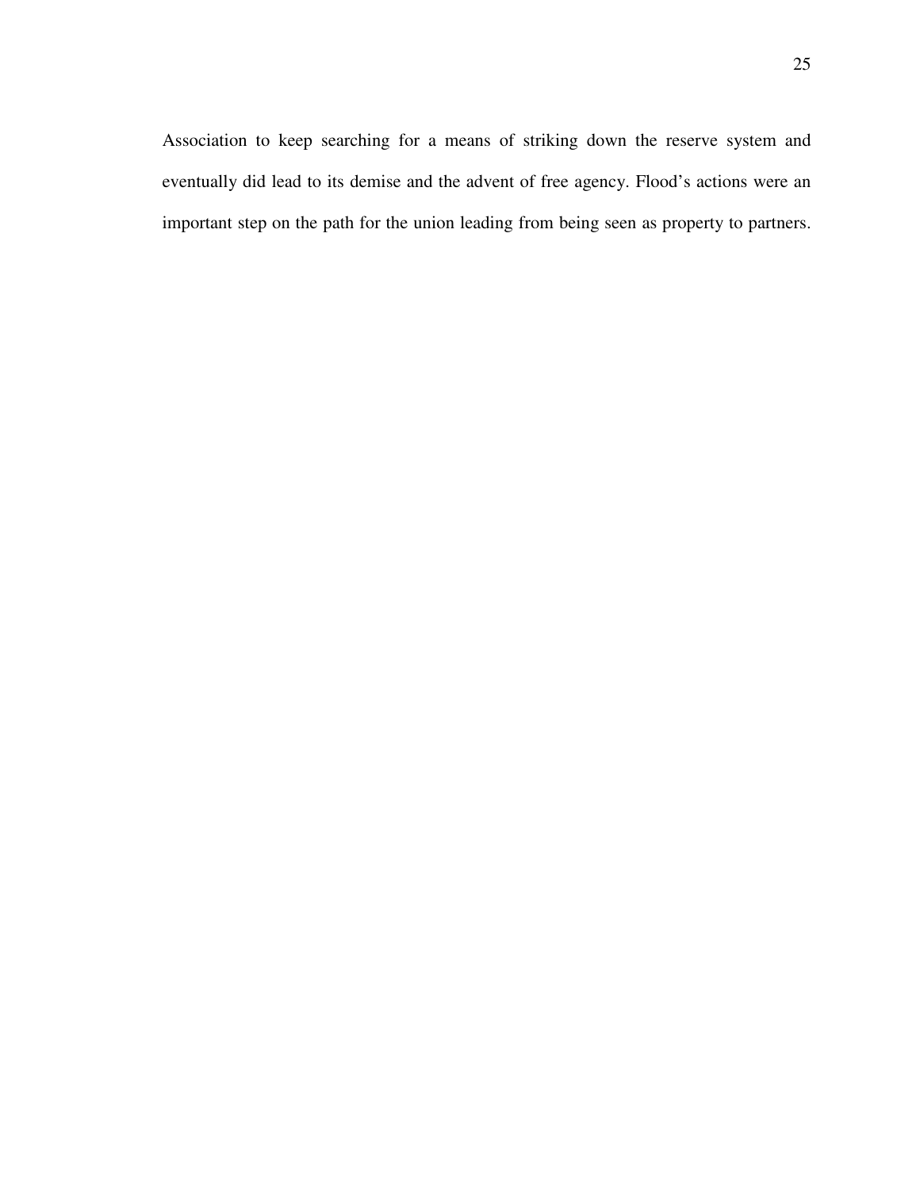Association to keep searching for a means of striking down the reserve system and eventually did lead to its demise and the advent of free agency. Flood's actions were an important step on the path for the union leading from being seen as property to partners.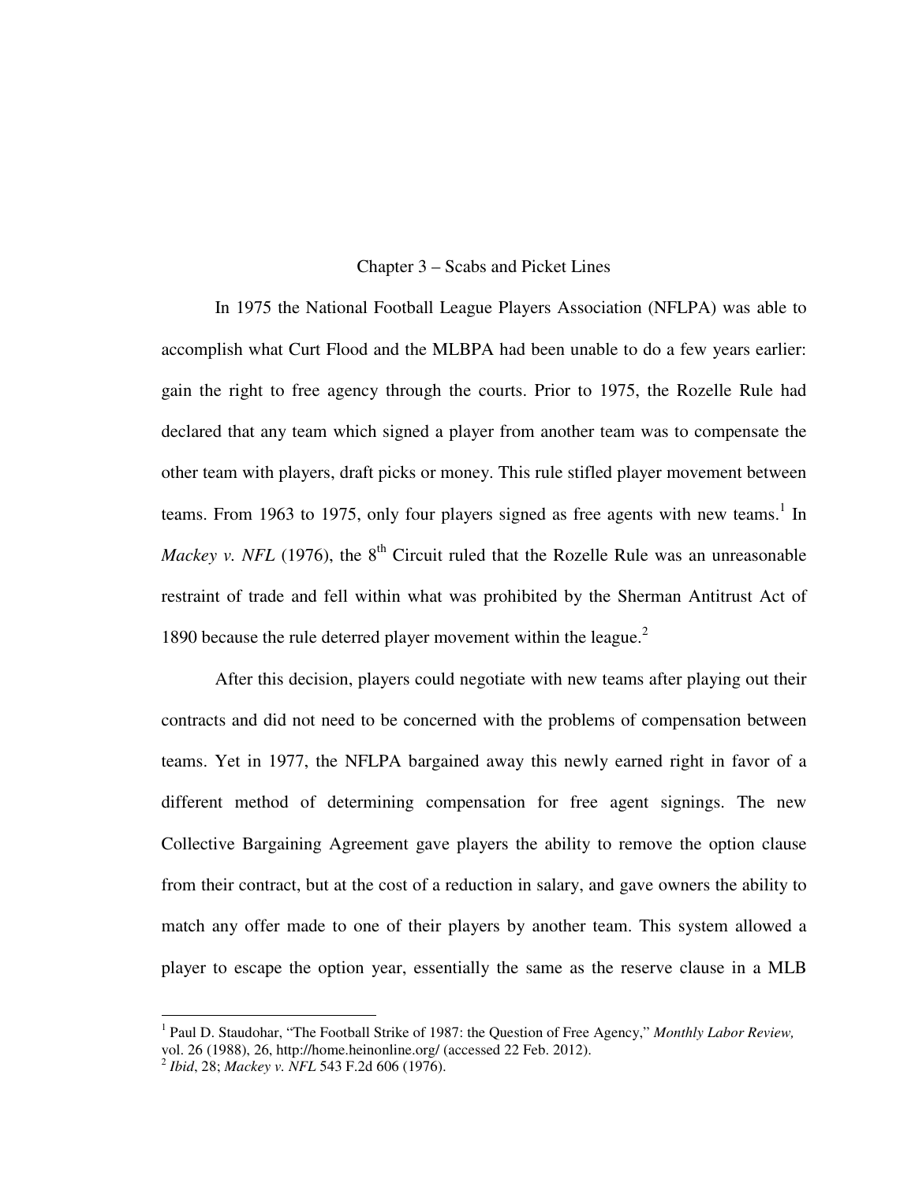# Chapter 3 – Scabs and Picket Lines

In 1975 the National Football League Players Association (NFLPA) was able to accomplish what Curt Flood and the MLBPA had been unable to do a few years earlier: gain the right to free agency through the courts. Prior to 1975, the Rozelle Rule had declared that any team which signed a player from another team was to compensate the other team with players, draft picks or money. This rule stifled player movement between teams. From 1963 to 1975, only four players signed as free agents with new teams.[1] In *Mackey v. NFL* (1976), the 8th Circuit ruled that the Rozelle Rule was an unreasonable restraint of trade and fell within what was prohibited by the Sherman Antitrust Act of 1890 because the rule deterred player movement within the league.[2]

After this decision, players could negotiate with new teams after playing out their contracts and did not need to be concerned with the problems of compensation between teams. Yet in 1977, the NFLPA bargained away this newly earned right in favor of a different method of determining compensation for free agent signings. The new Collective Bargaining Agreement gave players the ability to remove the option clause from their contract, but at the cost of a reduction in salary, and gave owners the ability to match any offer made to one of their players by another team. This system allowed a player to escape the option year, essentially the same as the reserve clause in a MLB

---

[1] Paul D. Staudohar, "The Football Strike of 1987: the Question of Free Agency," *Monthly Labor Review,* vol. 26 (1988), 26, http://home.heinonline.org/ (accessed 22 Feb. 2012).

[2] *Ibid*, 28; *Mackey v. NFL* 543 F.2d 606 (1976).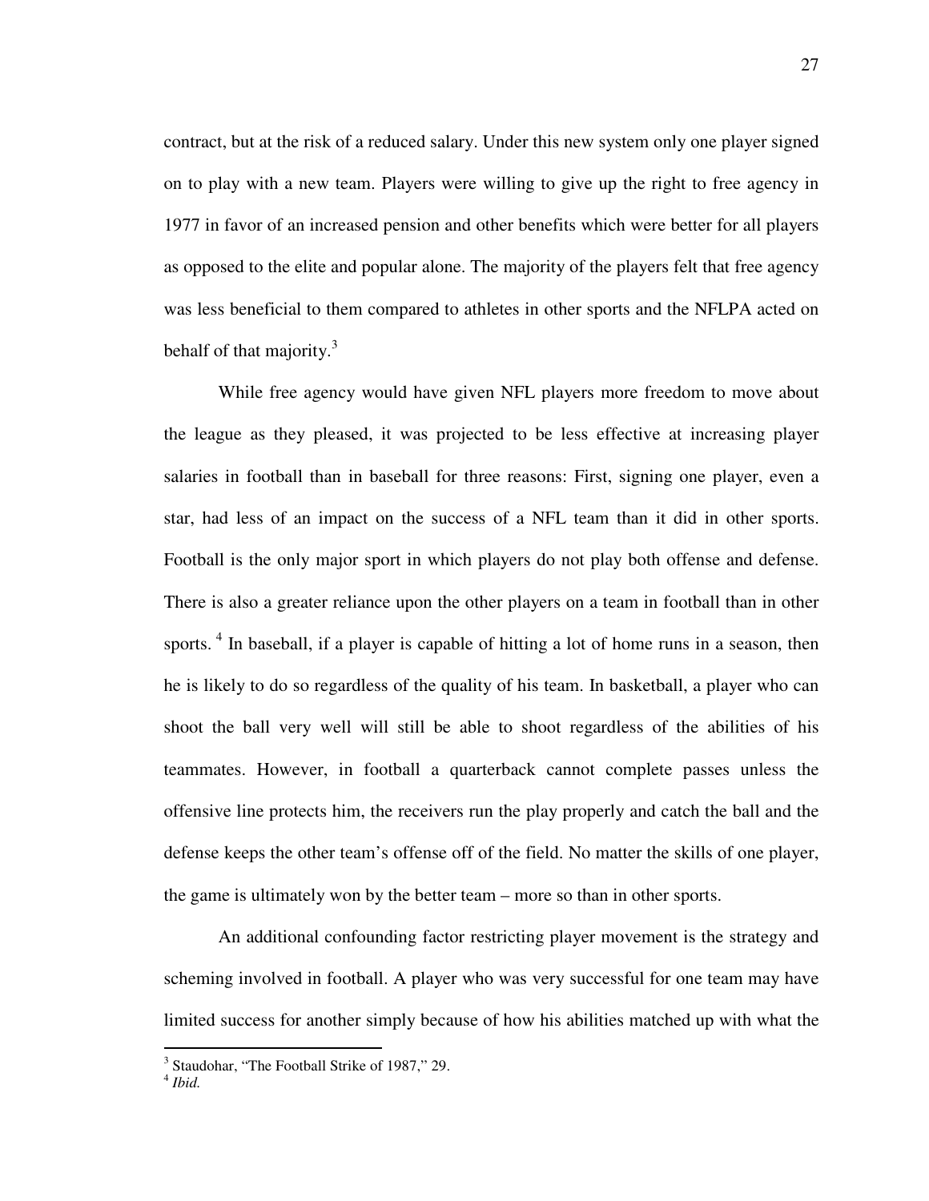contract, but at the risk of a reduced salary. Under this new system only one player signed on to play with a new team. Players were willing to give up the right to free agency in 1977 in favor of an increased pension and other benefits which were better for all players as opposed to the elite and popular alone. The majority of the players felt that free agency was less beneficial to them compared to athletes in other sports and the NFLPA acted on behalf of that majority.[3]

While free agency would have given NFL players more freedom to move about the league as they pleased, it was projected to be less effective at increasing player salaries in football than in baseball for three reasons: First, signing one player, even a star, had less of an impact on the success of a NFL team than it did in other sports. Football is the only major sport in which players do not play both offense and defense. There is also a greater reliance upon the other players on a team in football than in other sports. [4] In baseball, if a player is capable of hitting a lot of home runs in a season, then he is likely to do so regardless of the quality of his team. In basketball, a player who can shoot the ball very well will still be able to shoot regardless of the abilities of his teammates. However, in football a quarterback cannot complete passes unless the offensive line protects him, the receivers run the play properly and catch the ball and the defense keeps the other team's offense off of the field. No matter the skills of one player, the game is ultimately won by the better team – more so than in other sports.

An additional confounding factor restricting player movement is the strategy and scheming involved in football. A player who was very successful for one team may have limited success for another simply because of how his abilities matched up with what the

---

[3] Staudohar, "The Football Strike of 1987," 29.

[4] *Ibid.*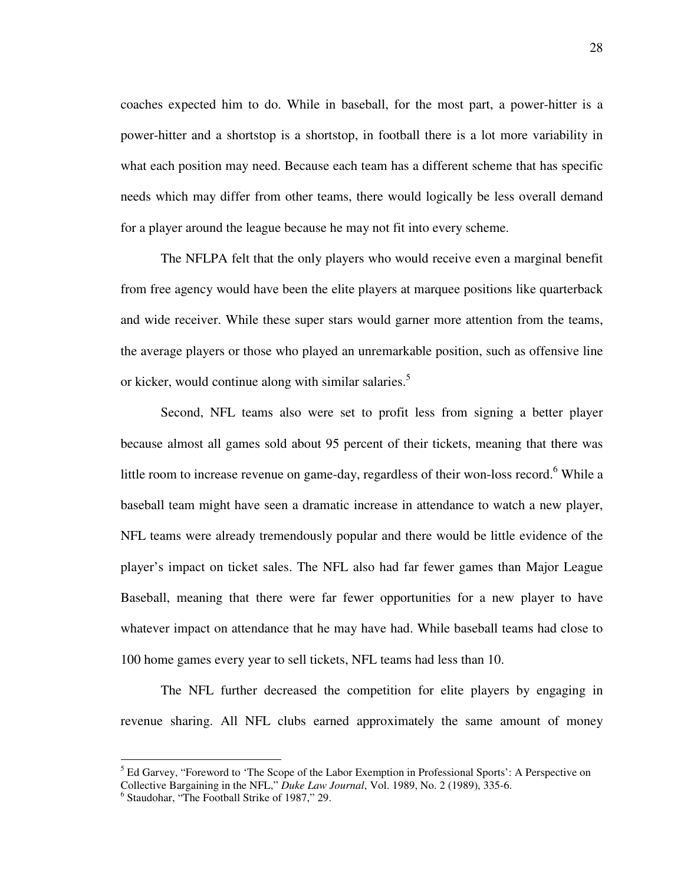coaches expected him to do. While in baseball, for the most part, a power-hitter is a power-hitter and a shortstop is a shortstop, in football there is a lot more variability in what each position may need. Because each team has a different scheme that has specific needs which may differ from other teams, there would logically be less overall demand for a player around the league because he may not fit into every scheme.

The NFLPA felt that the only players who would receive even a marginal benefit from free agency would have been the elite players at marquee positions like quarterback and wide receiver. While these super stars would garner more attention from the teams, the average players or those who played an unremarkable position, such as offensive line or kicker, would continue along with similar salaries.[5]

Second, NFL teams also were set to profit less from signing a better player because almost all games sold about 95 percent of their tickets, meaning that there was little room to increase revenue on game-day, regardless of their won-loss record.[6] While a baseball team might have seen a dramatic increase in attendance to watch a new player, NFL teams were already tremendously popular and there would be little evidence of the player's impact on ticket sales. The NFL also had far fewer games than Major League Baseball, meaning that there were far fewer opportunities for a new player to have whatever impact on attendance that he may have had. While baseball teams had close to 100 home games every year to sell tickets, NFL teams had less than 10.

The NFL further decreased the competition for elite players by engaging in revenue sharing. All NFL clubs earned approximately the same amount of money

---

[5] Ed Garvey, "Foreword to 'The Scope of the Labor Exemption in Professional Sports': A Perspective on Collective Bargaining in the NFL," *Duke Law Journal*, Vol. 1989, No. 2 (1989), 335-6.

[6] Staudohar, "The Football Strike of 1987," 29.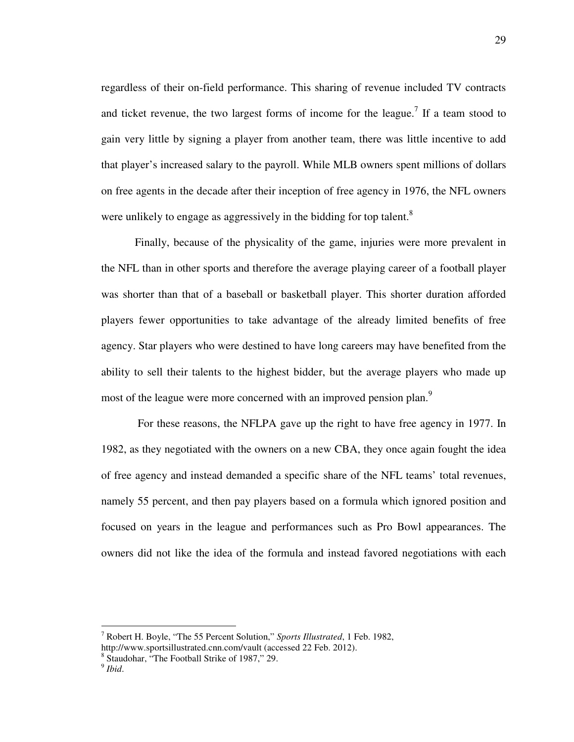regardless of their on-field performance. This sharing of revenue included TV contracts and ticket revenue, the two largest forms of income for the league.[7] If a team stood to gain very little by signing a player from another team, there was little incentive to add that player's increased salary to the payroll. While MLB owners spent millions of dollars on free agents in the decade after their inception of free agency in 1976, the NFL owners were unlikely to engage as aggressively in the bidding for top talent.[8]

Finally, because of the physicality of the game, injuries were more prevalent in the NFL than in other sports and therefore the average playing career of a football player was shorter than that of a baseball or basketball player. This shorter duration afforded players fewer opportunities to take advantage of the already limited benefits of free agency. Star players who were destined to have long careers may have benefited from the ability to sell their talents to the highest bidder, but the average players who made up most of the league were more concerned with an improved pension plan.[9]

For these reasons, the NFLPA gave up the right to have free agency in 1977. In 1982, as they negotiated with the owners on a new CBA, they once again fought the idea of free agency and instead demanded a specific share of the NFL teams' total revenues, namely 55 percent, and then pay players based on a formula which ignored position and focused on years in the league and performances such as Pro Bowl appearances. The owners did not like the idea of the formula and instead favored negotiations with each

---

[7] Robert H. Boyle, "The 55 Percent Solution," *Sports Illustrated*, 1 Feb. 1982, http://www.sportsillustrated.cnn.com/vault (accessed 22 Feb. 2012).

[8] Staudohar, "The Football Strike of 1987," 29.

[9] *Ibid*.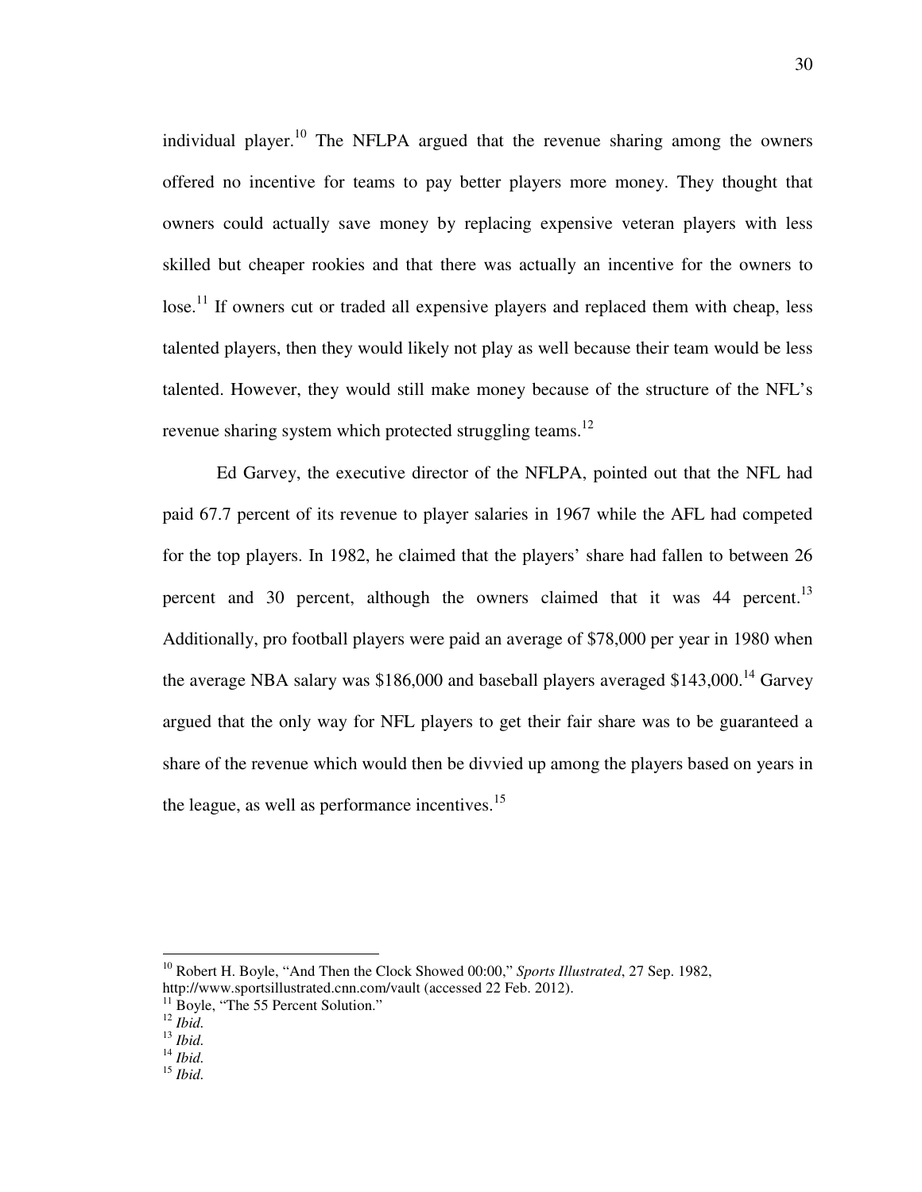individual player.[10] The NFLPA argued that the revenue sharing among the owners offered no incentive for teams to pay better players more money. They thought that owners could actually save money by replacing expensive veteran players with less skilled but cheaper rookies and that there was actually an incentive for the owners to lose.[11] If owners cut or traded all expensive players and replaced them with cheap, less talented players, then they would likely not play as well because their team would be less talented. However, they would still make money because of the structure of the NFL's revenue sharing system which protected struggling teams.[12]

Ed Garvey, the executive director of the NFLPA, pointed out that the NFL had paid 67.7 percent of its revenue to player salaries in 1967 while the AFL had competed for the top players. In 1982, he claimed that the players' share had fallen to between 26 percent and 30 percent, although the owners claimed that it was 44 percent.[13] Additionally, pro football players were paid an average of $78,000 per year in 1980 when the average NBA salary was $186,000 and baseball players averaged $143,000.[14] Garvey argued that the only way for NFL players to get their fair share was to be guaranteed a share of the revenue which would then be divvied up among the players based on years in the league, as well as performance incentives.[15]

---

[10] Robert H. Boyle, "And Then the Clock Showed 00:00," *Sports Illustrated*, 27 Sep. 1982, http://www.sportsillustrated.cnn.com/vault (accessed 22 Feb. 2012).

[11] Boyle, "The 55 Percent Solution."

[12] *Ibid.*

[13] *Ibid.*

[14] *Ibid.*

[15] *Ibid.*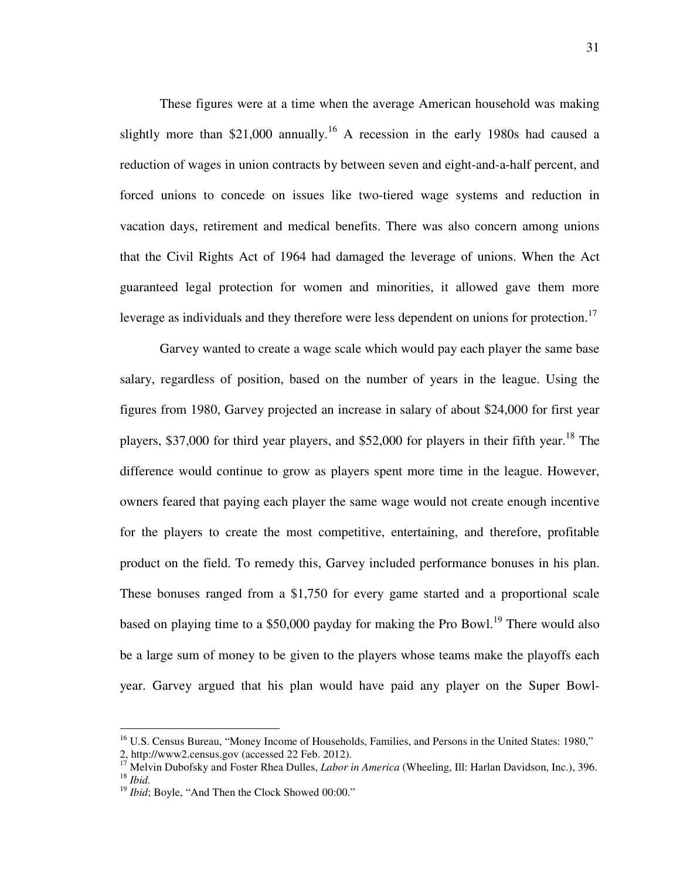These figures were at a time when the average American household was making slightly more than $21,000 annually.[16] A recession in the early 1980s had caused a reduction of wages in union contracts by between seven and eight-and-a-half percent, and forced unions to concede on issues like two-tiered wage systems and reduction in vacation days, retirement and medical benefits. There was also concern among unions that the Civil Rights Act of 1964 had damaged the leverage of unions. When the Act guaranteed legal protection for women and minorities, it allowed gave them more leverage as individuals and they therefore were less dependent on unions for protection.[17]

Garvey wanted to create a wage scale which would pay each player the same base salary, regardless of position, based on the number of years in the league. Using the figures from 1980, Garvey projected an increase in salary of about $24,000 for first year players, $37,000 for third year players, and $52,000 for players in their fifth year.[18] The difference would continue to grow as players spent more time in the league. However, owners feared that paying each player the same wage would not create enough incentive for the players to create the most competitive, entertaining, and therefore, profitable product on the field. To remedy this, Garvey included performance bonuses in his plan. These bonuses ranged from a $1,750 for every game started and a proportional scale based on playing time to a $50,000 payday for making the Pro Bowl.[19] There would also be a large sum of money to be given to the players whose teams make the playoffs each year. Garvey argued that his plan would have paid any player on the Super Bowl-

---

[16] U.S. Census Bureau, "Money Income of Households, Families, and Persons in the United States: 1980," 2, http://www2.census.gov (accessed 22 Feb. 2012).

[17] Melvin Dubofsky and Foster Rhea Dulles, *Labor in America* (Wheeling, Ill: Harlan Davidson, Inc.), 396.

[18] *Ibid.*

[19] *Ibid*; Boyle, "And Then the Clock Showed 00:00."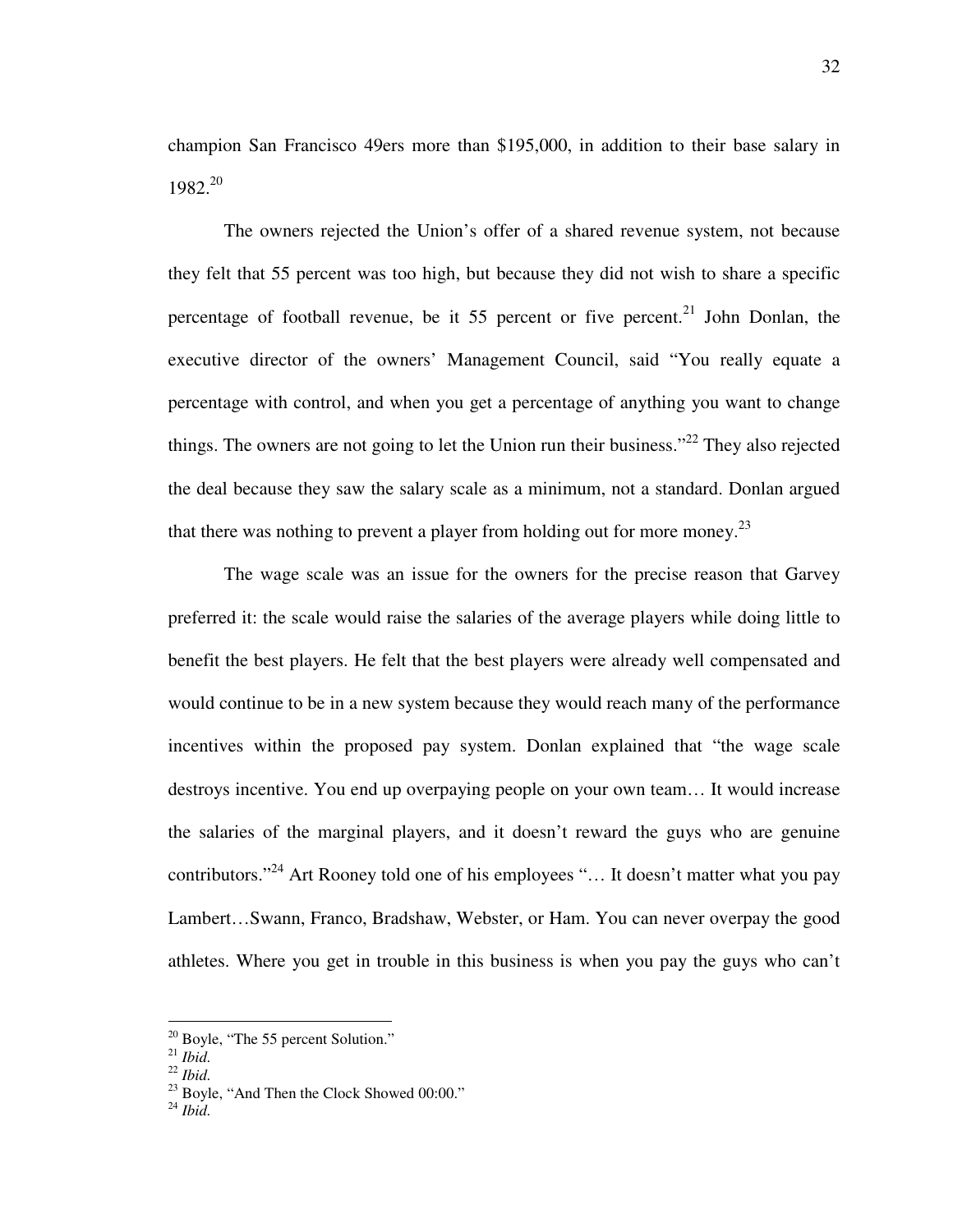champion San Francisco 49ers more than $195,000, in addition to their base salary in 1982.[20]

The owners rejected the Union's offer of a shared revenue system, not because they felt that 55 percent was too high, but because they did not wish to share a specific percentage of football revenue, be it 55 percent or five percent.[21] John Donlan, the executive director of the owners' Management Council, said "You really equate a percentage with control, and when you get a percentage of anything you want to change things. The owners are not going to let the Union run their business."[22] They also rejected the deal because they saw the salary scale as a minimum, not a standard. Donlan argued that there was nothing to prevent a player from holding out for more money.[23]

The wage scale was an issue for the owners for the precise reason that Garvey preferred it: the scale would raise the salaries of the average players while doing little to benefit the best players. He felt that the best players were already well compensated and would continue to be in a new system because they would reach many of the performance incentives within the proposed pay system. Donlan explained that "the wage scale destroys incentive. You end up overpaying people on your own team… It would increase the salaries of the marginal players, and it doesn't reward the guys who are genuine contributors."[24] Art Rooney told one of his employees "… It doesn't matter what you pay Lambert…Swann, Franco, Bradshaw, Webster, or Ham. You can never overpay the good athletes. Where you get in trouble in this business is when you pay the guys who can't

---

[20] Boyle, "The 55 percent Solution."
[21] *Ibid.*
[22] *Ibid.*
[23] Boyle, "And Then the Clock Showed 00:00."
[24] *Ibid.*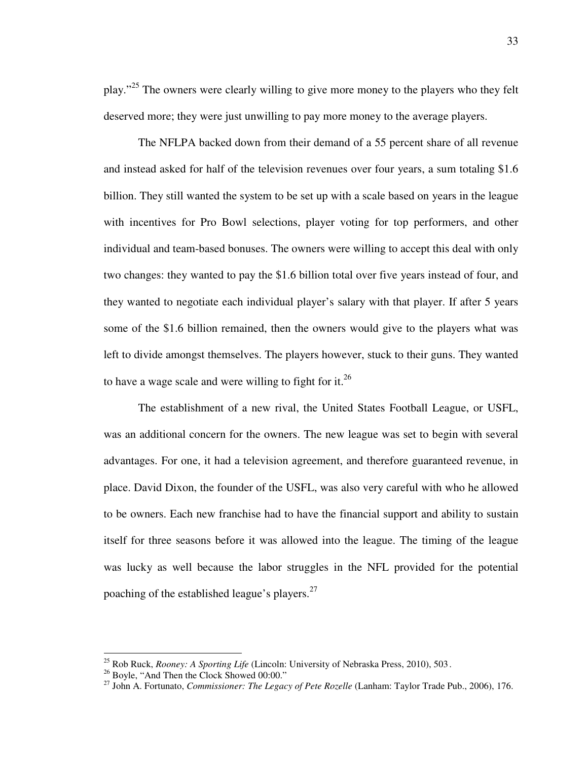play."[25] The owners were clearly willing to give more money to the players who they felt deserved more; they were just unwilling to pay more money to the average players.

The NFLPA backed down from their demand of a 55 percent share of all revenue and instead asked for half of the television revenues over four years, a sum totaling $1.6 billion. They still wanted the system to be set up with a scale based on years in the league with incentives for Pro Bowl selections, player voting for top performers, and other individual and team-based bonuses. The owners were willing to accept this deal with only two changes: they wanted to pay the $1.6 billion total over five years instead of four, and they wanted to negotiate each individual player's salary with that player. If after 5 years some of the $1.6 billion remained, then the owners would give to the players what was left to divide amongst themselves. The players however, stuck to their guns. They wanted to have a wage scale and were willing to fight for it.[26]

The establishment of a new rival, the United States Football League, or USFL, was an additional concern for the owners. The new league was set to begin with several advantages. For one, it had a television agreement, and therefore guaranteed revenue, in place. David Dixon, the founder of the USFL, was also very careful with who he allowed to be owners. Each new franchise had to have the financial support and ability to sustain itself for three seasons before it was allowed into the league. The timing of the league was lucky as well because the labor struggles in the NFL provided for the potential poaching of the established league's players.[27]

---

[25] Rob Ruck, *Rooney: A Sporting Life* (Lincoln: University of Nebraska Press, 2010), 503.

[26] Boyle, "And Then the Clock Showed 00:00."

[27] John A. Fortunato, *Commissioner: The Legacy of Pete Rozelle* (Lanham: Taylor Trade Pub., 2006), 176.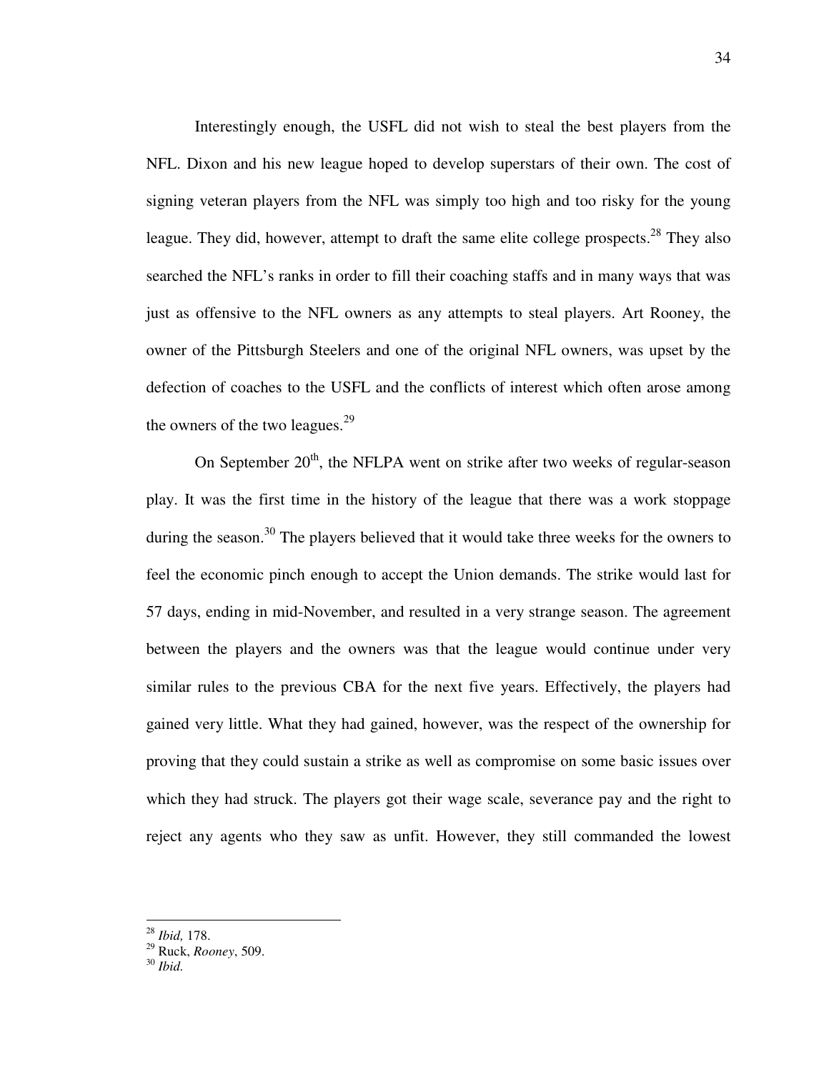Interestingly enough, the USFL did not wish to steal the best players from the NFL. Dixon and his new league hoped to develop superstars of their own. The cost of signing veteran players from the NFL was simply too high and too risky for the young league. They did, however, attempt to draft the same elite college prospects.[28] They also searched the NFL's ranks in order to fill their coaching staffs and in many ways that was just as offensive to the NFL owners as any attempts to steal players. Art Rooney, the owner of the Pittsburgh Steelers and one of the original NFL owners, was upset by the defection of coaches to the USFL and the conflicts of interest which often arose among the owners of the two leagues.[29]

On September 20th, the NFLPA went on strike after two weeks of regular-season play. It was the first time in the history of the league that there was a work stoppage during the season.[30] The players believed that it would take three weeks for the owners to feel the economic pinch enough to accept the Union demands. The strike would last for 57 days, ending in mid-November, and resulted in a very strange season. The agreement between the players and the owners was that the league would continue under very similar rules to the previous CBA for the next five years. Effectively, the players had gained very little. What they had gained, however, was the respect of the ownership for proving that they could sustain a strike as well as compromise on some basic issues over which they had struck. The players got their wage scale, severance pay and the right to reject any agents who they saw as unfit. However, they still commanded the lowest

---

[28] *Ibid,* 178.

[29] Ruck, *Rooney*, 509.

[30] *Ibid.*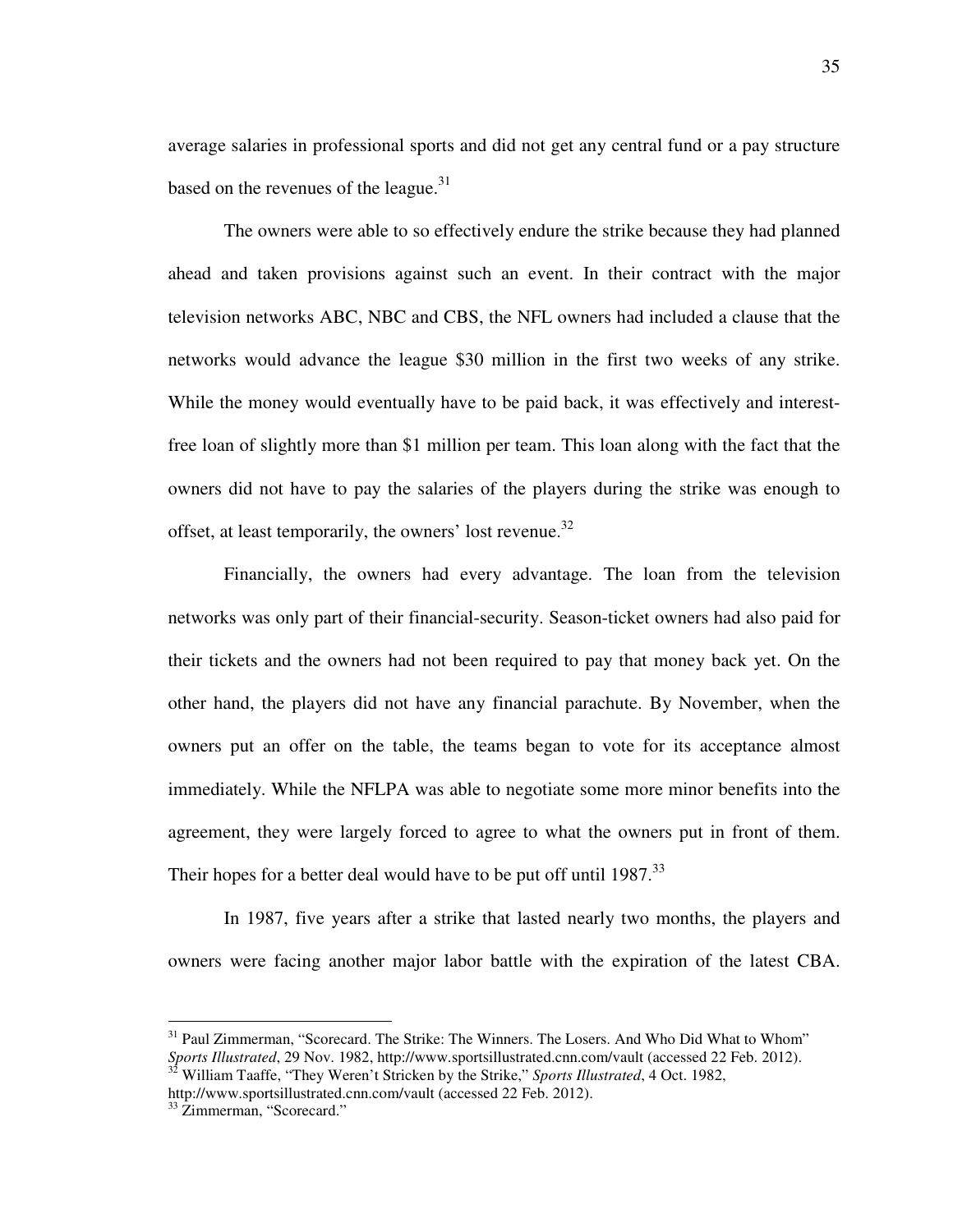average salaries in professional sports and did not get any central fund or a pay structure based on the revenues of the league.[31]

The owners were able to so effectively endure the strike because they had planned ahead and taken provisions against such an event. In their contract with the major television networks ABC, NBC and CBS, the NFL owners had included a clause that the networks would advance the league $30 million in the first two weeks of any strike. While the money would eventually have to be paid back, it was effectively and interest-free loan of slightly more than $1 million per team. This loan along with the fact that the owners did not have to pay the salaries of the players during the strike was enough to offset, at least temporarily, the owners' lost revenue.[32]

Financially, the owners had every advantage. The loan from the television networks was only part of their financial-security. Season-ticket owners had also paid for their tickets and the owners had not been required to pay that money back yet. On the other hand, the players did not have any financial parachute. By November, when the owners put an offer on the table, the teams began to vote for its acceptance almost immediately. While the NFLPA was able to negotiate some more minor benefits into the agreement, they were largely forced to agree to what the owners put in front of them. Their hopes for a better deal would have to be put off until 1987.[33]

In 1987, five years after a strike that lasted nearly two months, the players and owners were facing another major labor battle with the expiration of the latest CBA.

---

[31] Paul Zimmerman, "Scorecard. The Strike: The Winners. The Losers. And Who Did What to Whom" *Sports Illustrated*, 29 Nov. 1982, http://www.sportsillustrated.cnn.com/vault (accessed 22 Feb. 2012).

[32] William Taaffe, "They Weren't Stricken by the Strike," *Sports Illustrated*, 4 Oct. 1982, http://www.sportsillustrated.cnn.com/vault (accessed 22 Feb. 2012).

[33] Zimmerman, "Scorecard."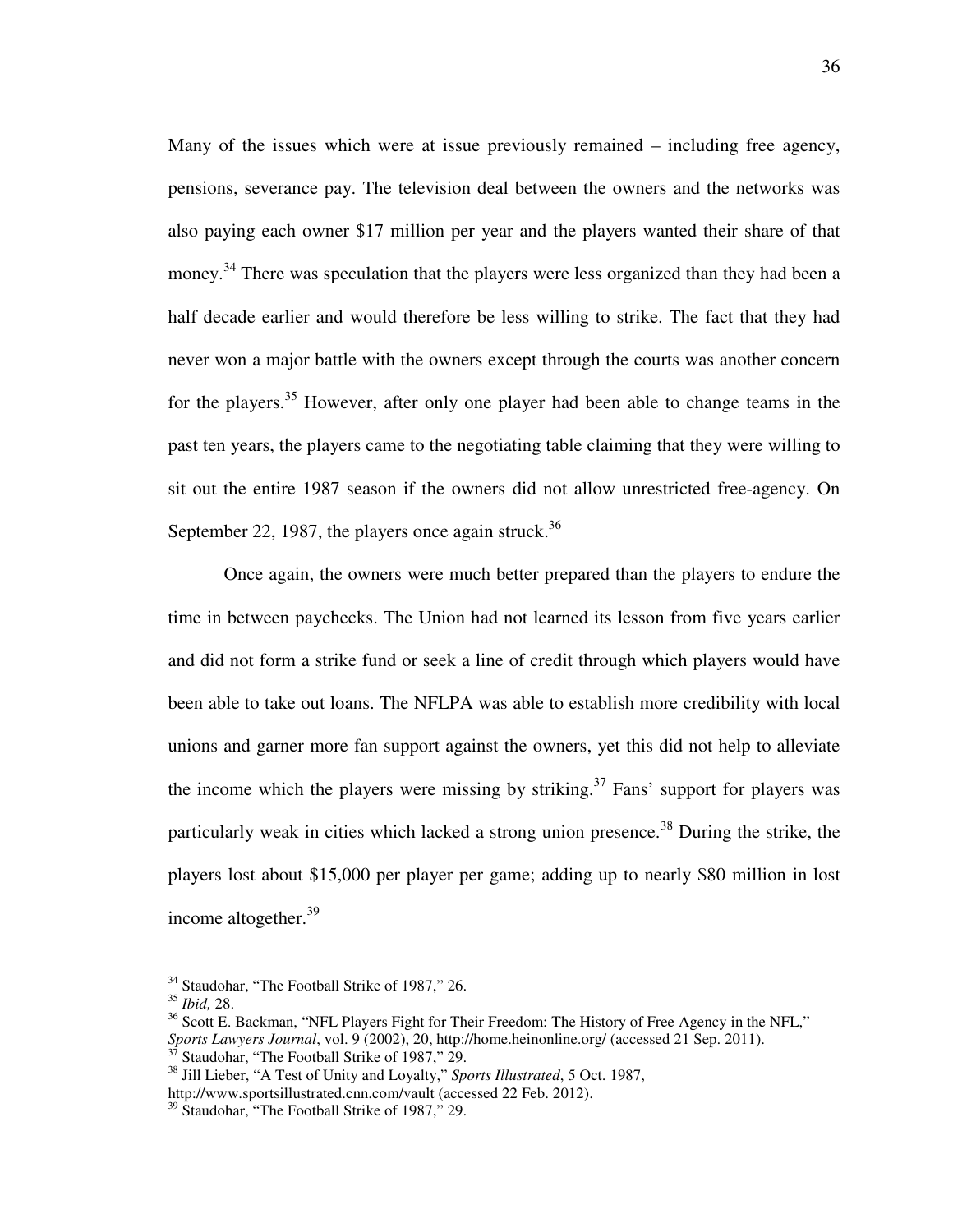Many of the issues which were at issue previously remained – including free agency, pensions, severance pay. The television deal between the owners and the networks was also paying each owner $17 million per year and the players wanted their share of that money.[34] There was speculation that the players were less organized than they had been a half decade earlier and would therefore be less willing to strike. The fact that they had never won a major battle with the owners except through the courts was another concern for the players.[35] However, after only one player had been able to change teams in the past ten years, the players came to the negotiating table claiming that they were willing to sit out the entire 1987 season if the owners did not allow unrestricted free-agency. On September 22, 1987, the players once again struck.[36]

Once again, the owners were much better prepared than the players to endure the time in between paychecks. The Union had not learned its lesson from five years earlier and did not form a strike fund or seek a line of credit through which players would have been able to take out loans. The NFLPA was able to establish more credibility with local unions and garner more fan support against the owners, yet this did not help to alleviate the income which the players were missing by striking.[37] Fans' support for players was particularly weak in cities which lacked a strong union presence.[38] During the strike, the players lost about $15,000 per player per game; adding up to nearly $80 million in lost income altogether.[39]

---

[34] Staudohar, "The Football Strike of 1987," 26.

[35] *Ibid,* 28.

[36] Scott E. Backman, "NFL Players Fight for Their Freedom: The History of Free Agency in the NFL," *Sports Lawyers Journal*, vol. 9 (2002), 20, http://home.heinonline.org/ (accessed 21 Sep. 2011).

[37] Staudohar, "The Football Strike of 1987," 29.

[38] Jill Lieber, "A Test of Unity and Loyalty," *Sports Illustrated*, 5 Oct. 1987, http://www.sportsillustrated.cnn.com/vault (accessed 22 Feb. 2012).

[39] Staudohar, "The Football Strike of 1987," 29.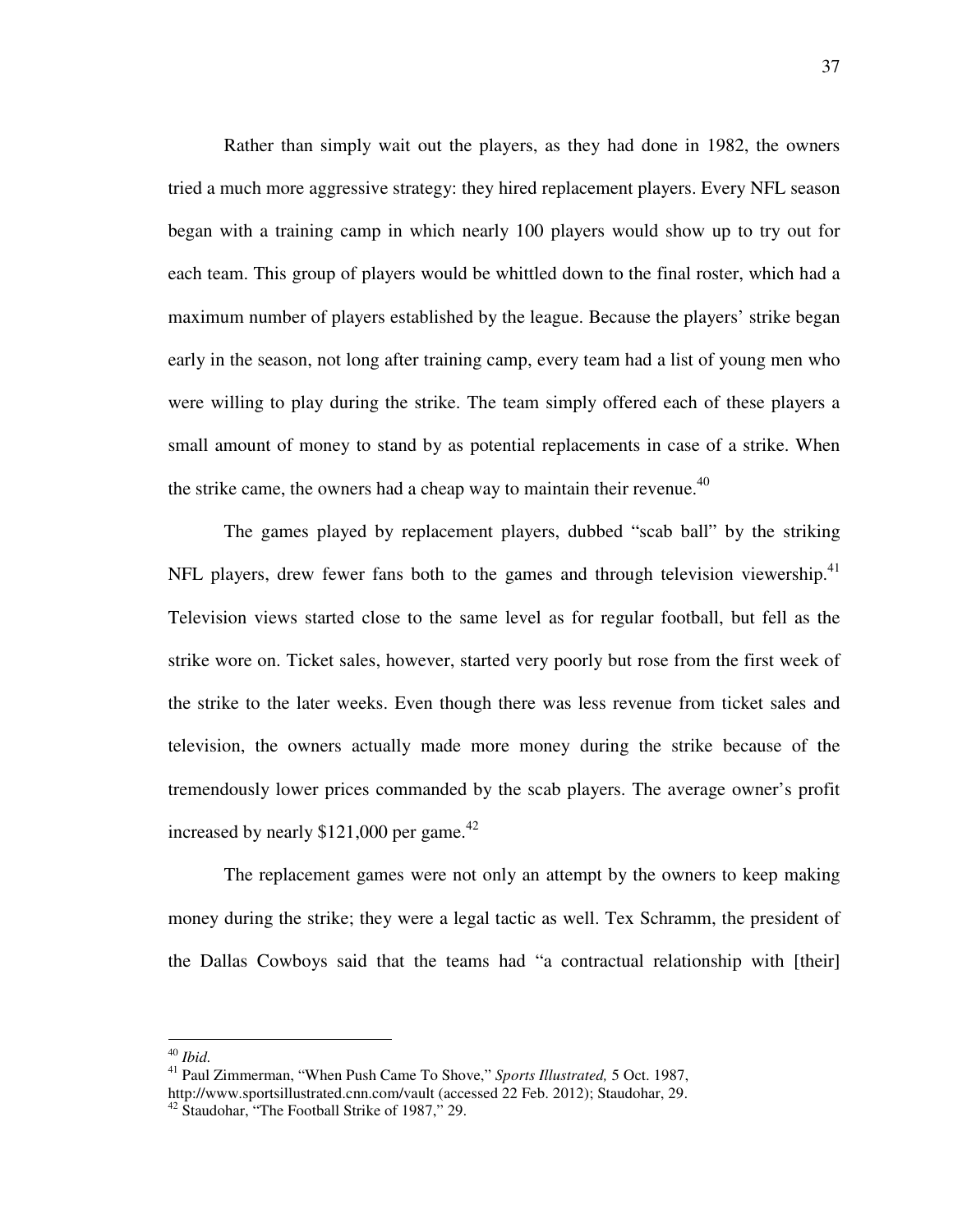Rather than simply wait out the players, as they had done in 1982, the owners tried a much more aggressive strategy: they hired replacement players. Every NFL season began with a training camp in which nearly 100 players would show up to try out for each team. This group of players would be whittled down to the final roster, which had a maximum number of players established by the league. Because the players' strike began early in the season, not long after training camp, every team had a list of young men who were willing to play during the strike. The team simply offered each of these players a small amount of money to stand by as potential replacements in case of a strike. When the strike came, the owners had a cheap way to maintain their revenue.[40]

The games played by replacement players, dubbed "scab ball" by the striking NFL players, drew fewer fans both to the games and through television viewership.[41] Television views started close to the same level as for regular football, but fell as the strike wore on. Ticket sales, however, started very poorly but rose from the first week of the strike to the later weeks. Even though there was less revenue from ticket sales and television, the owners actually made more money during the strike because of the tremendously lower prices commanded by the scab players. The average owner's profit increased by nearly $121,000 per game.[42]

The replacement games were not only an attempt by the owners to keep making money during the strike; they were a legal tactic as well. Tex Schramm, the president of the Dallas Cowboys said that the teams had "a contractual relationship with [their]

---

[40] *Ibid.*

[41] Paul Zimmerman, "When Push Came To Shove," *Sports Illustrated,* 5 Oct. 1987, http://www.sportsillustrated.cnn.com/vault (accessed 22 Feb. 2012); Staudohar, 29.

[42] Staudohar, "The Football Strike of 1987," 29.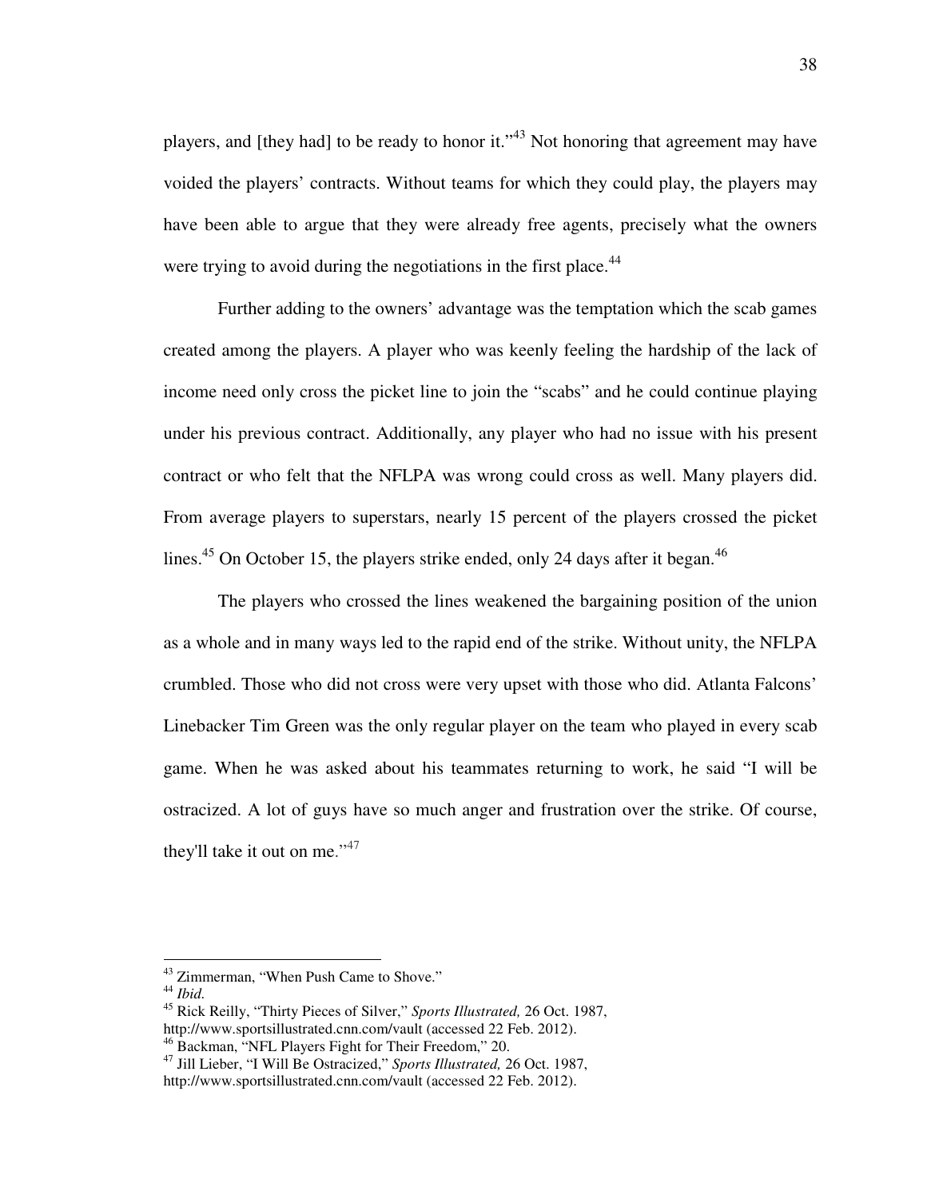players, and [they had] to be ready to honor it."[43] Not honoring that agreement may have voided the players' contracts. Without teams for which they could play, the players may have been able to argue that they were already free agents, precisely what the owners were trying to avoid during the negotiations in the first place.[44]

Further adding to the owners' advantage was the temptation which the scab games created among the players. A player who was keenly feeling the hardship of the lack of income need only cross the picket line to join the "scabs" and he could continue playing under his previous contract. Additionally, any player who had no issue with his present contract or who felt that the NFLPA was wrong could cross as well. Many players did. From average players to superstars, nearly 15 percent of the players crossed the picket lines.[45] On October 15, the players strike ended, only 24 days after it began.[46]

The players who crossed the lines weakened the bargaining position of the union as a whole and in many ways led to the rapid end of the strike. Without unity, the NFLPA crumbled. Those who did not cross were very upset with those who did. Atlanta Falcons' Linebacker Tim Green was the only regular player on the team who played in every scab game. When he was asked about his teammates returning to work, he said "I will be ostracized. A lot of guys have so much anger and frustration over the strike. Of course, they'll take it out on me."[47]

---

[43] Zimmerman, "When Push Came to Shove."

[44] *Ibid.*

[45] Rick Reilly, "Thirty Pieces of Silver," *Sports Illustrated,* 26 Oct. 1987, http://www.sportsillustrated.cnn.com/vault (accessed 22 Feb. 2012).

[46] Backman, "NFL Players Fight for Their Freedom," 20.

[47] Jill Lieber, "I Will Be Ostracized," *Sports Illustrated,* 26 Oct. 1987, http://www.sportsillustrated.cnn.com/vault (accessed 22 Feb. 2012).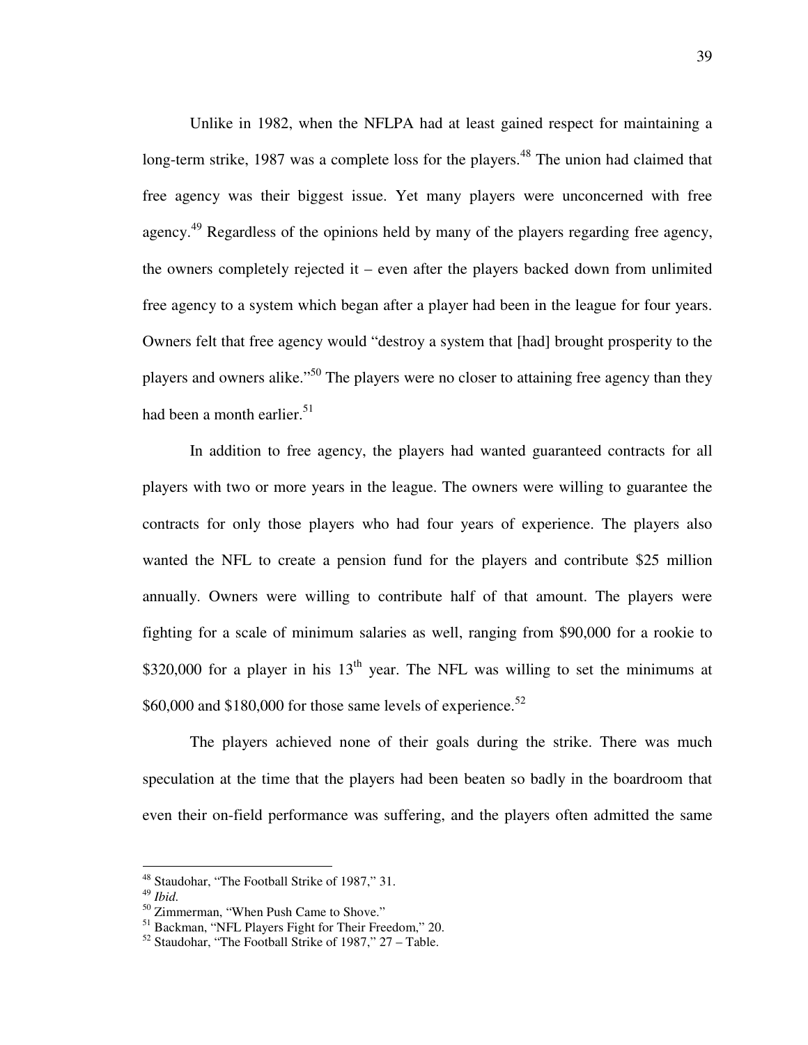Unlike in 1982, when the NFLPA had at least gained respect for maintaining a long-term strike, 1987 was a complete loss for the players.[48] The union had claimed that free agency was their biggest issue. Yet many players were unconcerned with free agency.[49] Regardless of the opinions held by many of the players regarding free agency, the owners completely rejected it – even after the players backed down from unlimited free agency to a system which began after a player had been in the league for four years. Owners felt that free agency would "destroy a system that [had] brought prosperity to the players and owners alike."[50] The players were no closer to attaining free agency than they had been a month earlier.[51]

In addition to free agency, the players had wanted guaranteed contracts for all players with two or more years in the league. The owners were willing to guarantee the contracts for only those players who had four years of experience. The players also wanted the NFL to create a pension fund for the players and contribute $25 million annually. Owners were willing to contribute half of that amount. The players were fighting for a scale of minimum salaries as well, ranging from $90,000 for a rookie to $320,000 for a player in his 13th year. The NFL was willing to set the minimums at $60,000 and $180,000 for those same levels of experience.[52]

The players achieved none of their goals during the strike. There was much speculation at the time that the players had been beaten so badly in the boardroom that even their on-field performance was suffering, and the players often admitted the same

---

[48] Staudohar, "The Football Strike of 1987," 31.
[49] *Ibid.*
[50] Zimmerman, "When Push Came to Shove."
[51] Backman, "NFL Players Fight for Their Freedom," 20.
[52] Staudohar, "The Football Strike of 1987," 27 – Table.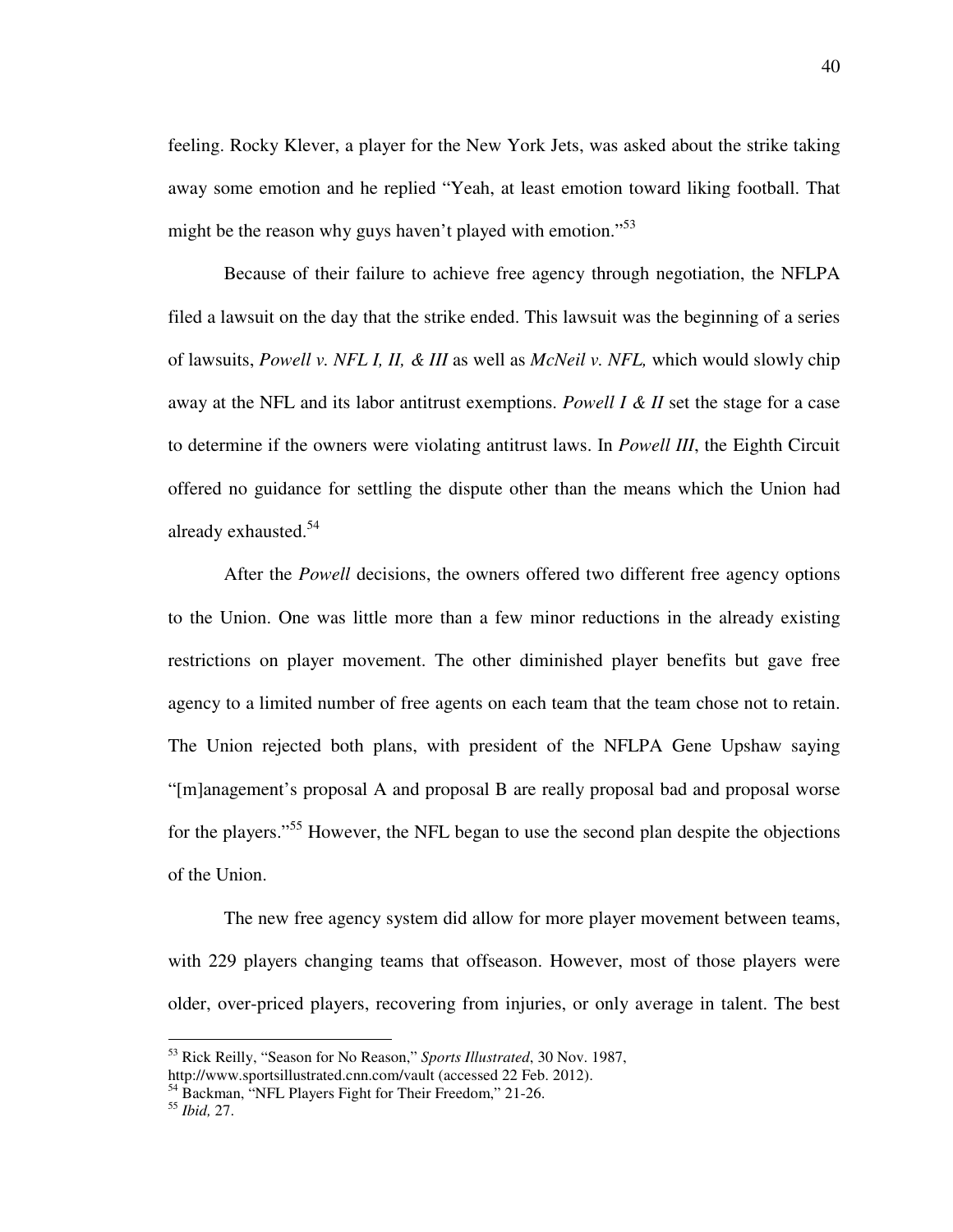feeling. Rocky Klever, a player for the New York Jets, was asked about the strike taking away some emotion and he replied "Yeah, at least emotion toward liking football. That might be the reason why guys haven't played with emotion."[53]

Because of their failure to achieve free agency through negotiation, the NFLPA filed a lawsuit on the day that the strike ended. This lawsuit was the beginning of a series of lawsuits, *Powell v. NFL I, II, & III* as well as *McNeil v. NFL,* which would slowly chip away at the NFL and its labor antitrust exemptions. *Powell I & II* set the stage for a case to determine if the owners were violating antitrust laws. In *Powell III*, the Eighth Circuit offered no guidance for settling the dispute other than the means which the Union had already exhausted.[54]

After the *Powell* decisions, the owners offered two different free agency options to the Union. One was little more than a few minor reductions in the already existing restrictions on player movement. The other diminished player benefits but gave free agency to a limited number of free agents on each team that the team chose not to retain. The Union rejected both plans, with president of the NFLPA Gene Upshaw saying "[m]anagement's proposal A and proposal B are really proposal bad and proposal worse for the players."[55] However, the NFL began to use the second plan despite the objections of the Union.

The new free agency system did allow for more player movement between teams, with 229 players changing teams that offseason. However, most of those players were older, over-priced players, recovering from injuries, or only average in talent. The best

---

[53] Rick Reilly, "Season for No Reason," *Sports Illustrated*, 30 Nov. 1987, http://www.sportsillustrated.cnn.com/vault (accessed 22 Feb. 2012).

[54] Backman, "NFL Players Fight for Their Freedom," 21-26.

[55] *Ibid,* 27.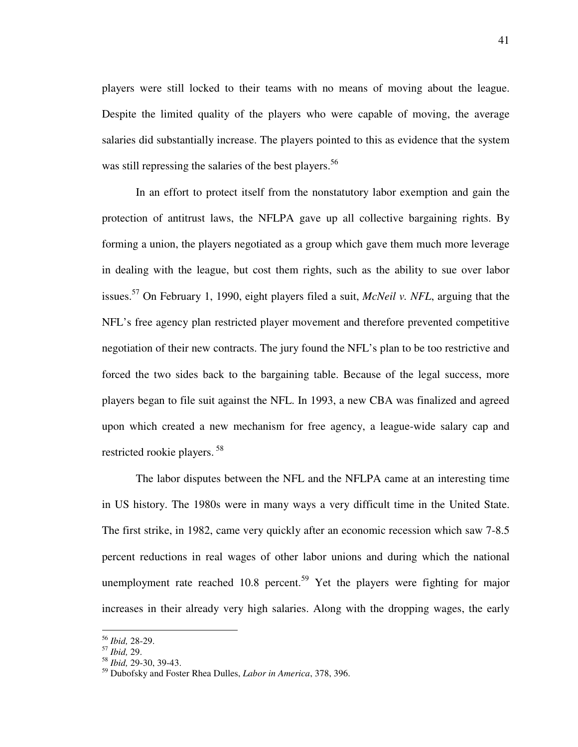players were still locked to their teams with no means of moving about the league. Despite the limited quality of the players who were capable of moving, the average salaries did substantially increase. The players pointed to this as evidence that the system was still repressing the salaries of the best players.[56]

In an effort to protect itself from the nonstatutory labor exemption and gain the protection of antitrust laws, the NFLPA gave up all collective bargaining rights. By forming a union, the players negotiated as a group which gave them much more leverage in dealing with the league, but cost them rights, such as the ability to sue over labor issues.[57] On February 1, 1990, eight players filed a suit, *McNeil v. NFL*, arguing that the NFL's free agency plan restricted player movement and therefore prevented competitive negotiation of their new contracts. The jury found the NFL's plan to be too restrictive and forced the two sides back to the bargaining table. Because of the legal success, more players began to file suit against the NFL. In 1993, a new CBA was finalized and agreed upon which created a new mechanism for free agency, a league-wide salary cap and restricted rookie players.[58]

The labor disputes between the NFL and the NFLPA came at an interesting time in US history. The 1980s were in many ways a very difficult time in the United State. The first strike, in 1982, came very quickly after an economic recession which saw 7-8.5 percent reductions in real wages of other labor unions and during which the national unemployment rate reached 10.8 percent.[59] Yet the players were fighting for major increases in their already very high salaries. Along with the dropping wages, the early

---

[56] *Ibid,* 28-29.
[57] *Ibid,* 29.
[58] *Ibid,* 29-30, 39-43.
[59] Dubofsky and Foster Rhea Dulles, *Labor in America*, 378, 396.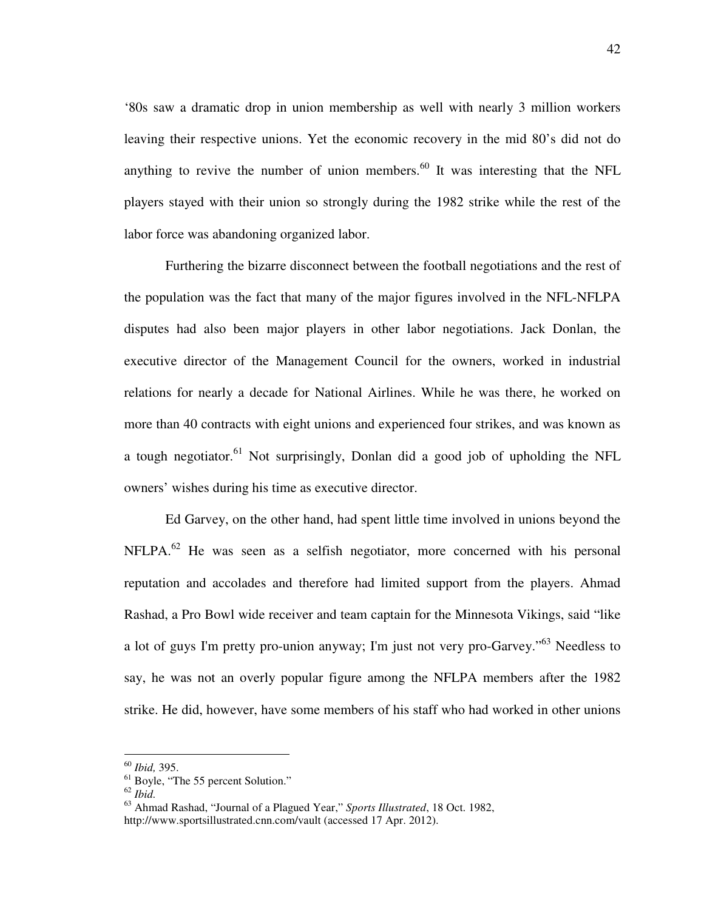'80s saw a dramatic drop in union membership as well with nearly 3 million workers leaving their respective unions. Yet the economic recovery in the mid 80's did not do anything to revive the number of union members.[60] It was interesting that the NFL players stayed with their union so strongly during the 1982 strike while the rest of the labor force was abandoning organized labor.

Furthering the bizarre disconnect between the football negotiations and the rest of the population was the fact that many of the major figures involved in the NFL-NFLPA disputes had also been major players in other labor negotiations. Jack Donlan, the executive director of the Management Council for the owners, worked in industrial relations for nearly a decade for National Airlines. While he was there, he worked on more than 40 contracts with eight unions and experienced four strikes, and was known as a tough negotiator.[61] Not surprisingly, Donlan did a good job of upholding the NFL owners' wishes during his time as executive director.

Ed Garvey, on the other hand, had spent little time involved in unions beyond the NFLPA.[62] He was seen as a selfish negotiator, more concerned with his personal reputation and accolades and therefore had limited support from the players. Ahmad Rashad, a Pro Bowl wide receiver and team captain for the Minnesota Vikings, said "like a lot of guys I'm pretty pro-union anyway; I'm just not very pro-Garvey."[63] Needless to say, he was not an overly popular figure among the NFLPA members after the 1982 strike. He did, however, have some members of his staff who had worked in other unions

---

[60] *Ibid,* 395.

[61] Boyle, "The 55 percent Solution."

[62] *Ibid.*

[63] Ahmad Rashad, "Journal of a Plagued Year," *Sports Illustrated*, 18 Oct. 1982, http://www.sportsillustrated.cnn.com/vault (accessed 17 Apr. 2012).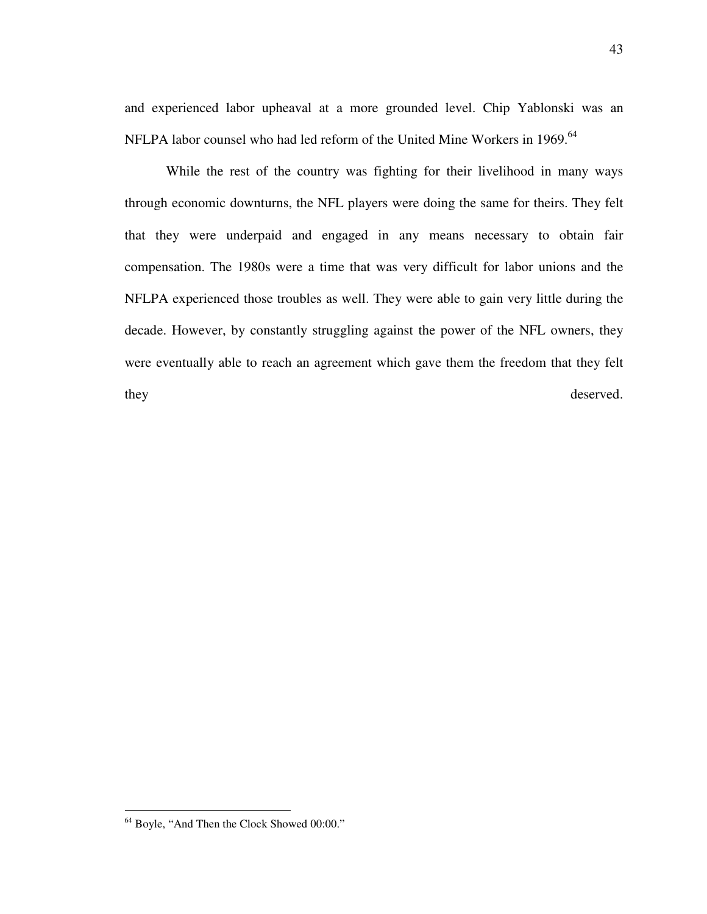and experienced labor upheaval at a more grounded level. Chip Yablonski was an NFLPA labor counsel who had led reform of the United Mine Workers in 1969.[64]

While the rest of the country was fighting for their livelihood in many ways through economic downturns, the NFL players were doing the same for theirs. They felt that they were underpaid and engaged in any means necessary to obtain fair compensation. The 1980s were a time that was very difficult for labor unions and the NFLPA experienced those troubles as well. They were able to gain very little during the decade. However, by constantly struggling against the power of the NFL owners, they were eventually able to reach an agreement which gave them the freedom that they felt they deserved.

---

[64] Boyle, "And Then the Clock Showed 00:00."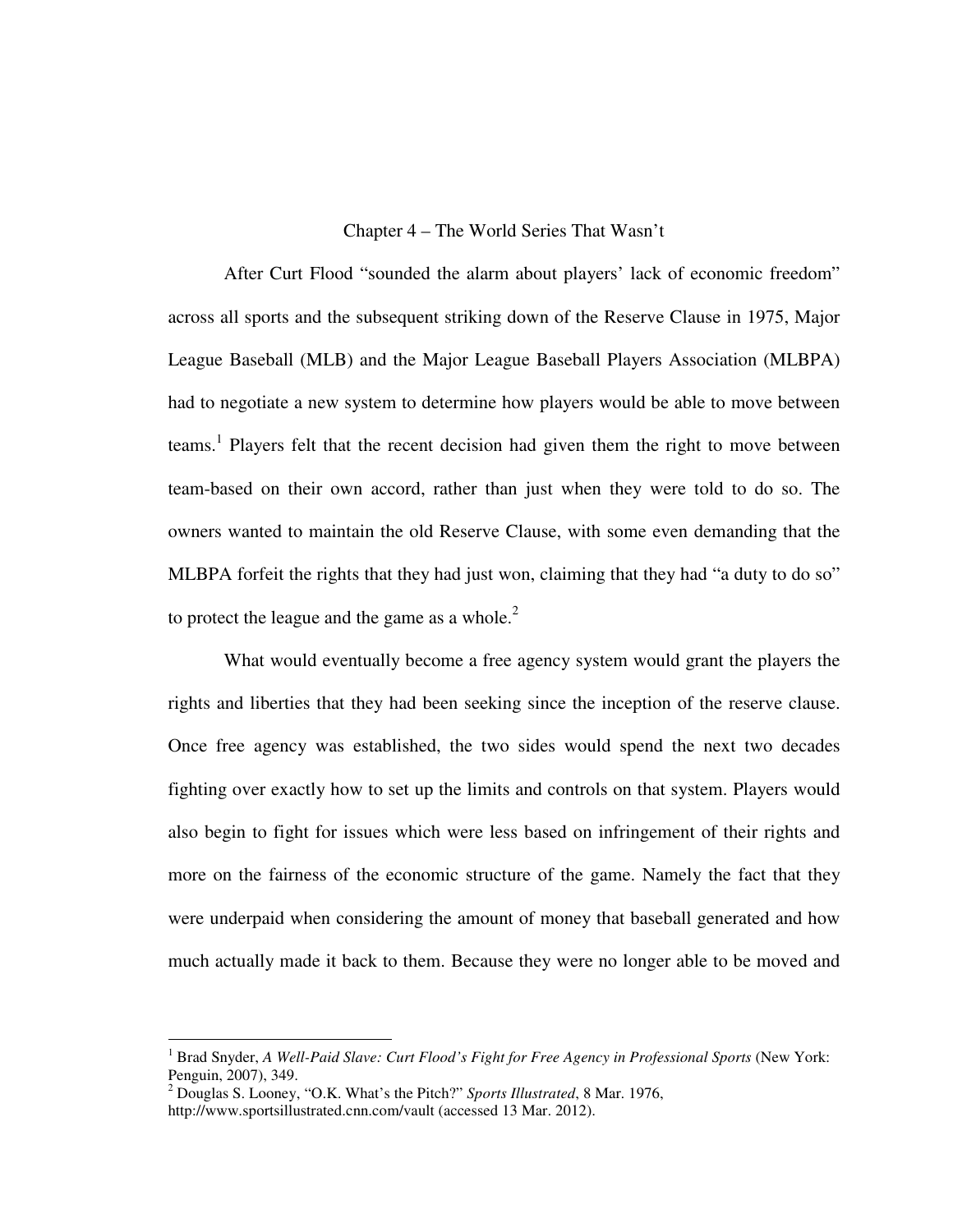# Chapter 4 – The World Series That Wasn't

After Curt Flood "sounded the alarm about players' lack of economic freedom" across all sports and the subsequent striking down of the Reserve Clause in 1975, Major League Baseball (MLB) and the Major League Baseball Players Association (MLBPA) had to negotiate a new system to determine how players would be able to move between teams.[1] Players felt that the recent decision had given them the right to move between team-based on their own accord, rather than just when they were told to do so. The owners wanted to maintain the old Reserve Clause, with some even demanding that the MLBPA forfeit the rights that they had just won, claiming that they had "a duty to do so" to protect the league and the game as a whole.[2]

What would eventually become a free agency system would grant the players the rights and liberties that they had been seeking since the inception of the reserve clause. Once free agency was established, the two sides would spend the next two decades fighting over exactly how to set up the limits and controls on that system. Players would also begin to fight for issues which were less based on infringement of their rights and more on the fairness of the economic structure of the game. Namely the fact that they were underpaid when considering the amount of money that baseball generated and how much actually made it back to them. Because they were no longer able to be moved and

---

[1] Brad Snyder, *A Well-Paid Slave: Curt Flood's Fight for Free Agency in Professional Sports* (New York: Penguin, 2007), 349.

[2] Douglas S. Looney, "O.K. What's the Pitch?" *Sports Illustrated*, 8 Mar. 1976, http://www.sportsillustrated.cnn.com/vault (accessed 13 Mar. 2012).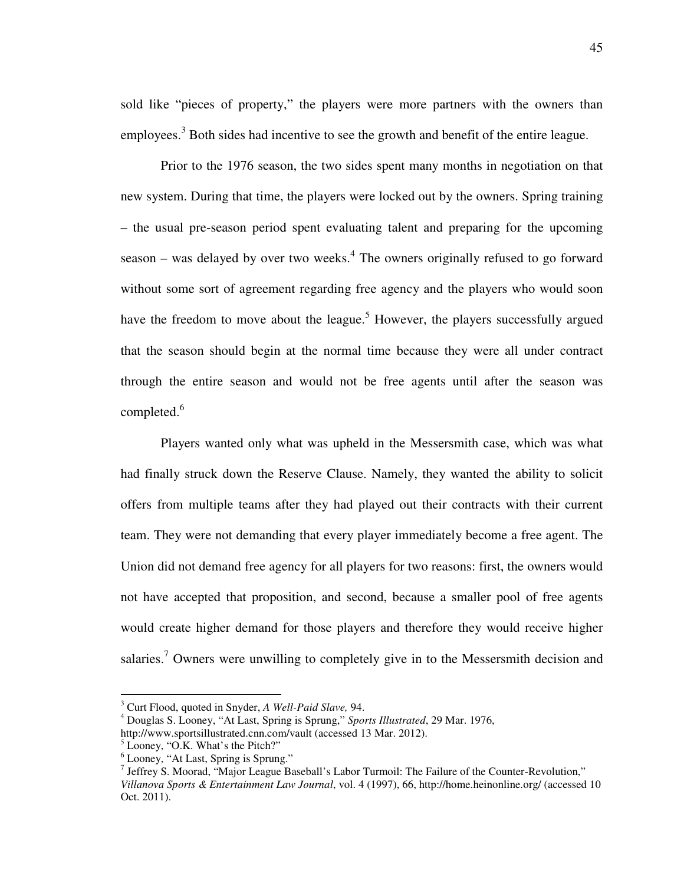sold like "pieces of property," the players were more partners with the owners than employees.[3] Both sides had incentive to see the growth and benefit of the entire league.

Prior to the 1976 season, the two sides spent many months in negotiation on that new system. During that time, the players were locked out by the owners. Spring training – the usual pre-season period spent evaluating talent and preparing for the upcoming season – was delayed by over two weeks.[4] The owners originally refused to go forward without some sort of agreement regarding free agency and the players who would soon have the freedom to move about the league.[5] However, the players successfully argued that the season should begin at the normal time because they were all under contract through the entire season and would not be free agents until after the season was completed.[6]

Players wanted only what was upheld in the Messersmith case, which was what had finally struck down the Reserve Clause. Namely, they wanted the ability to solicit offers from multiple teams after they had played out their contracts with their current team. They were not demanding that every player immediately become a free agent. The Union did not demand free agency for all players for two reasons: first, the owners would not have accepted that proposition, and second, because a smaller pool of free agents would create higher demand for those players and therefore they would receive higher salaries.[7] Owners were unwilling to completely give in to the Messersmith decision and

---

[3] Curt Flood, quoted in Snyder, *A Well-Paid Slave,* 94.

[4] Douglas S. Looney, "At Last, Spring is Sprung," *Sports Illustrated*, 29 Mar. 1976, http://www.sportsillustrated.cnn.com/vault (accessed 13 Mar. 2012).

[5] Looney, "O.K. What's the Pitch?"

[6] Looney, "At Last, Spring is Sprung."

[7] Jeffrey S. Moorad, "Major League Baseball's Labor Turmoil: The Failure of the Counter-Revolution," *Villanova Sports & Entertainment Law Journal*, vol. 4 (1997), 66, http://home.heinonline.org/ (accessed 10 Oct. 2011).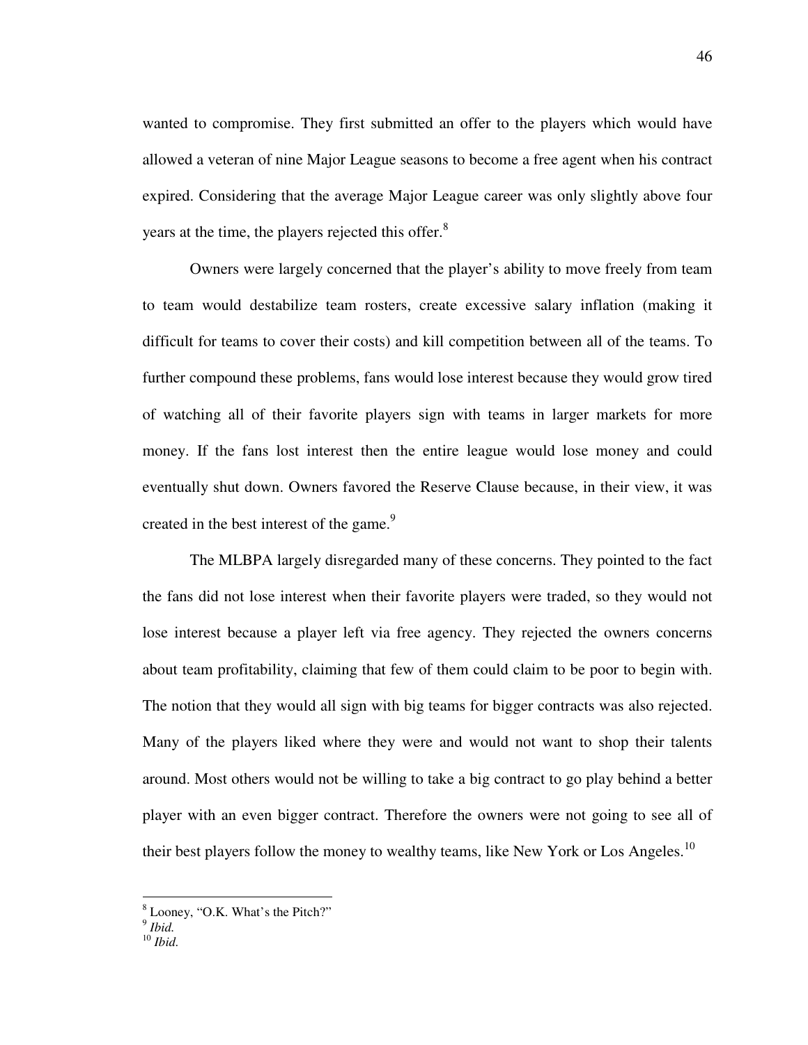wanted to compromise. They first submitted an offer to the players which would have allowed a veteran of nine Major League seasons to become a free agent when his contract expired. Considering that the average Major League career was only slightly above four years at the time, the players rejected this offer.[8]

Owners were largely concerned that the player's ability to move freely from team to team would destabilize team rosters, create excessive salary inflation (making it difficult for teams to cover their costs) and kill competition between all of the teams. To further compound these problems, fans would lose interest because they would grow tired of watching all of their favorite players sign with teams in larger markets for more money. If the fans lost interest then the entire league would lose money and could eventually shut down. Owners favored the Reserve Clause because, in their view, it was created in the best interest of the game.[9]

The MLBPA largely disregarded many of these concerns. They pointed to the fact the fans did not lose interest when their favorite players were traded, so they would not lose interest because a player left via free agency. They rejected the owners concerns about team profitability, claiming that few of them could claim to be poor to begin with. The notion that they would all sign with big teams for bigger contracts was also rejected. Many of the players liked where they were and would not want to shop their talents around. Most others would not be willing to take a big contract to go play behind a better player with an even bigger contract. Therefore the owners were not going to see all of their best players follow the money to wealthy teams, like New York or Los Angeles.[10]

---

[8] Looney, "O.K. What's the Pitch?"

[9] *Ibid.*

[10] *Ibid.*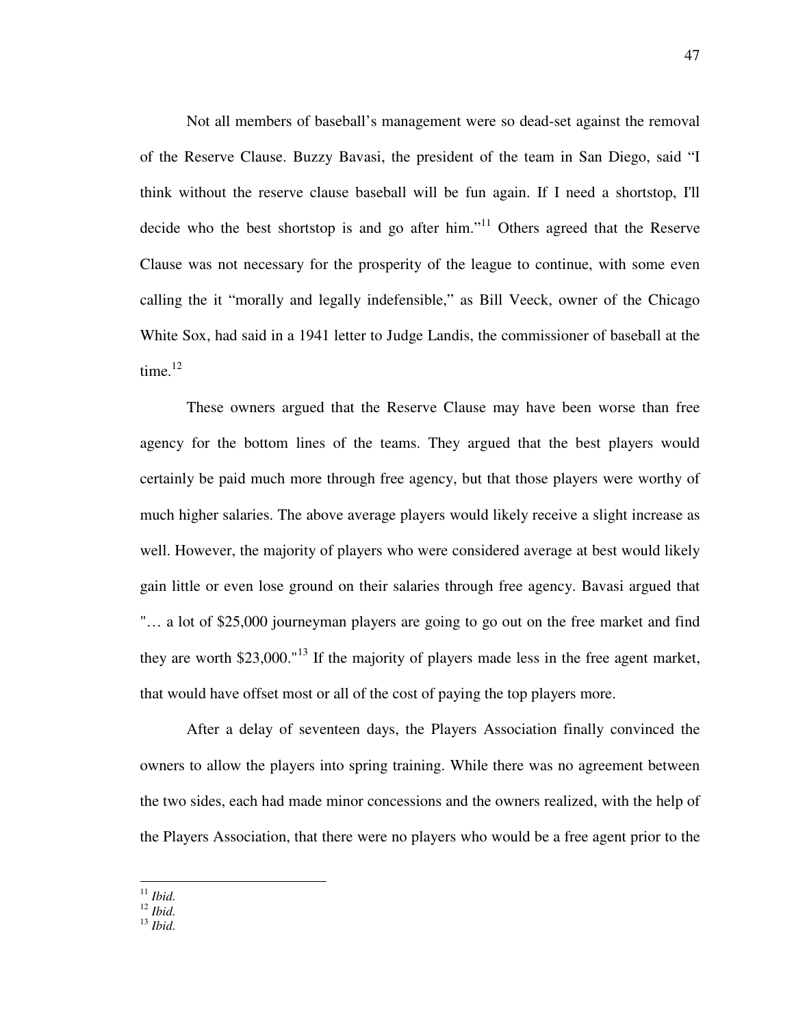Not all members of baseball's management were so dead-set against the removal of the Reserve Clause. Buzzy Bavasi, the president of the team in San Diego, said "I think without the reserve clause baseball will be fun again. If I need a shortstop, I'll decide who the best shortstop is and go after him."[11] Others agreed that the Reserve Clause was not necessary for the prosperity of the league to continue, with some even calling the it "morally and legally indefensible," as Bill Veeck, owner of the Chicago White Sox, had said in a 1941 letter to Judge Landis, the commissioner of baseball at the time.[12]

These owners argued that the Reserve Clause may have been worse than free agency for the bottom lines of the teams. They argued that the best players would certainly be paid much more through free agency, but that those players were worthy of much higher salaries. The above average players would likely receive a slight increase as well. However, the majority of players who were considered average at best would likely gain little or even lose ground on their salaries through free agency. Bavasi argued that "… a lot of $25,000 journeyman players are going to go out on the free market and find they are worth $23,000."[13] If the majority of players made less in the free agent market, that would have offset most or all of the cost of paying the top players more.

After a delay of seventeen days, the Players Association finally convinced the owners to allow the players into spring training. While there was no agreement between the two sides, each had made minor concessions and the owners realized, with the help of the Players Association, that there were no players who would be a free agent prior to the

---

[11] *Ibid.*
[12] *Ibid.*
[13] *Ibid.*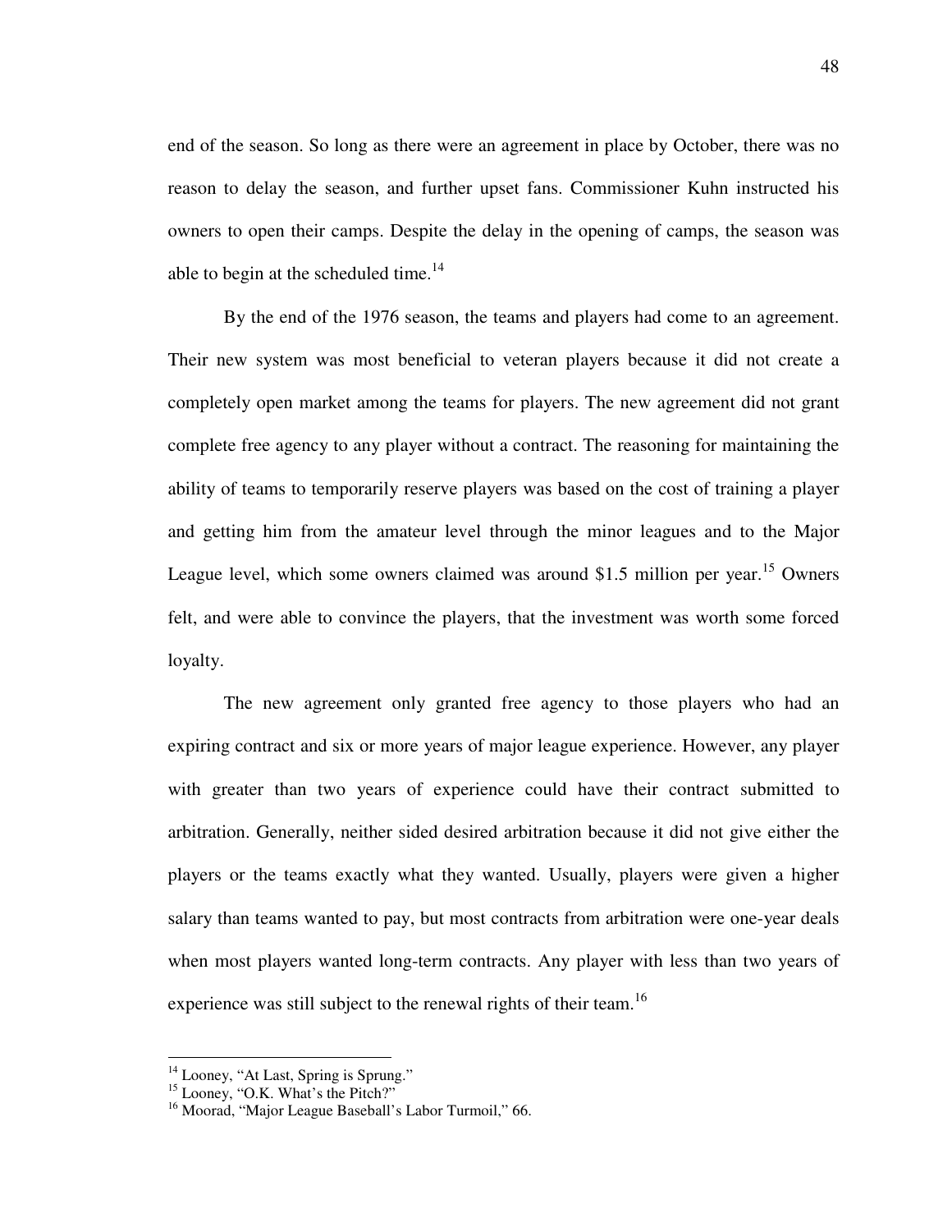end of the season. So long as there were an agreement in place by October, there was no reason to delay the season, and further upset fans. Commissioner Kuhn instructed his owners to open their camps. Despite the delay in the opening of camps, the season was able to begin at the scheduled time.[14]

By the end of the 1976 season, the teams and players had come to an agreement. Their new system was most beneficial to veteran players because it did not create a completely open market among the teams for players. The new agreement did not grant complete free agency to any player without a contract. The reasoning for maintaining the ability of teams to temporarily reserve players was based on the cost of training a player and getting him from the amateur level through the minor leagues and to the Major League level, which some owners claimed was around $1.5 million per year.[15] Owners felt, and were able to convince the players, that the investment was worth some forced loyalty.

The new agreement only granted free agency to those players who had an expiring contract and six or more years of major league experience. However, any player with greater than two years of experience could have their contract submitted to arbitration. Generally, neither sided desired arbitration because it did not give either the players or the teams exactly what they wanted. Usually, players were given a higher salary than teams wanted to pay, but most contracts from arbitration were one-year deals when most players wanted long-term contracts. Any player with less than two years of experience was still subject to the renewal rights of their team.[16]

---

[14] Looney, "At Last, Spring is Sprung."
[15] Looney, "O.K. What's the Pitch?"
[16] Moorad, "Major League Baseball's Labor Turmoil," 66.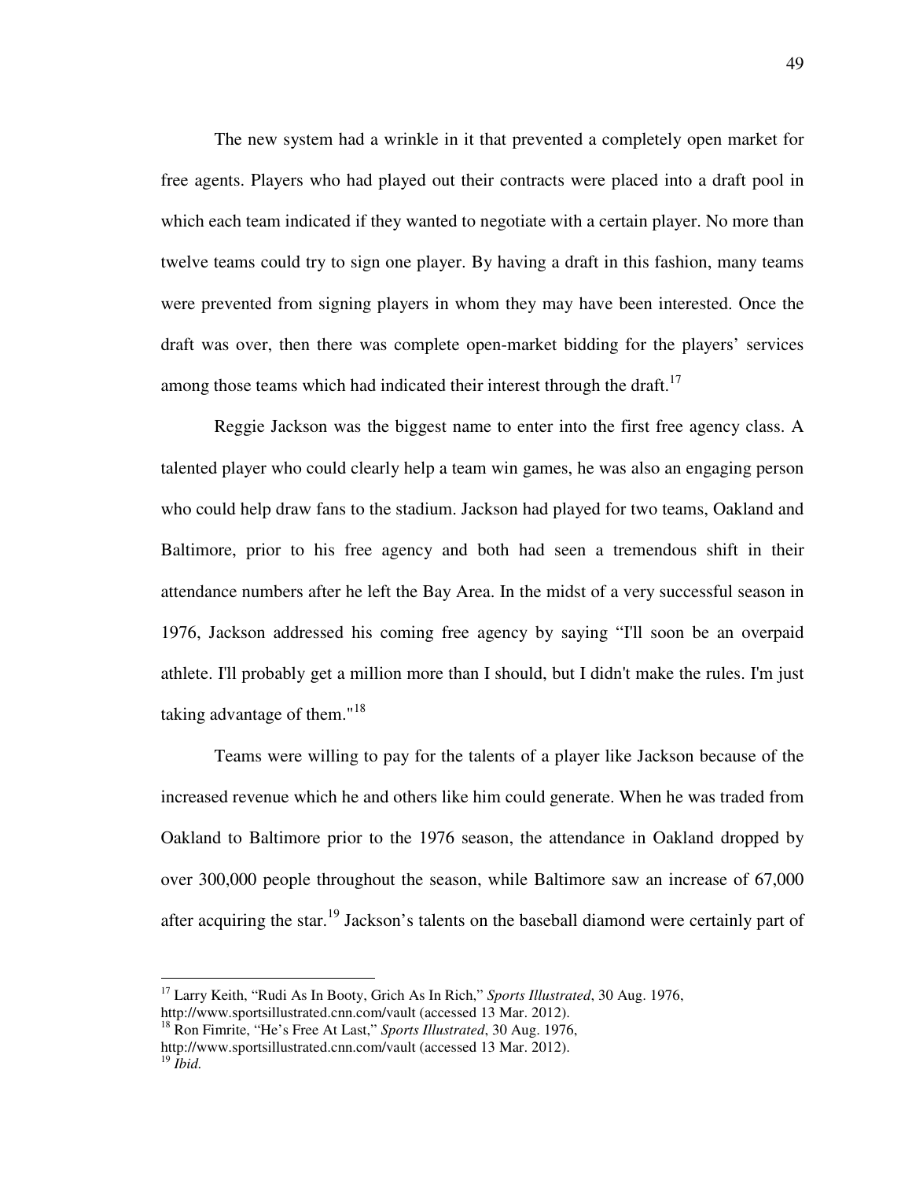The new system had a wrinkle in it that prevented a completely open market for free agents. Players who had played out their contracts were placed into a draft pool in which each team indicated if they wanted to negotiate with a certain player. No more than twelve teams could try to sign one player. By having a draft in this fashion, many teams were prevented from signing players in whom they may have been interested. Once the draft was over, then there was complete open-market bidding for the players' services among those teams which had indicated their interest through the draft.[17]

Reggie Jackson was the biggest name to enter into the first free agency class. A talented player who could clearly help a team win games, he was also an engaging person who could help draw fans to the stadium. Jackson had played for two teams, Oakland and Baltimore, prior to his free agency and both had seen a tremendous shift in their attendance numbers after he left the Bay Area. In the midst of a very successful season in 1976, Jackson addressed his coming free agency by saying "I'll soon be an overpaid athlete. I'll probably get a million more than I should, but I didn't make the rules. I'm just taking advantage of them."[18]

Teams were willing to pay for the talents of a player like Jackson because of the increased revenue which he and others like him could generate. When he was traded from Oakland to Baltimore prior to the 1976 season, the attendance in Oakland dropped by over 300,000 people throughout the season, while Baltimore saw an increase of 67,000 after acquiring the star.[19] Jackson's talents on the baseball diamond were certainly part of

---

[17] Larry Keith, "Rudi As In Booty, Grich As In Rich," *Sports Illustrated*, 30 Aug. 1976, http://www.sportsillustrated.cnn.com/vault (accessed 13 Mar. 2012).

[18] Ron Fimrite, "He's Free At Last," *Sports Illustrated*, 30 Aug. 1976, http://www.sportsillustrated.cnn.com/vault (accessed 13 Mar. 2012).

[19] *Ibid.*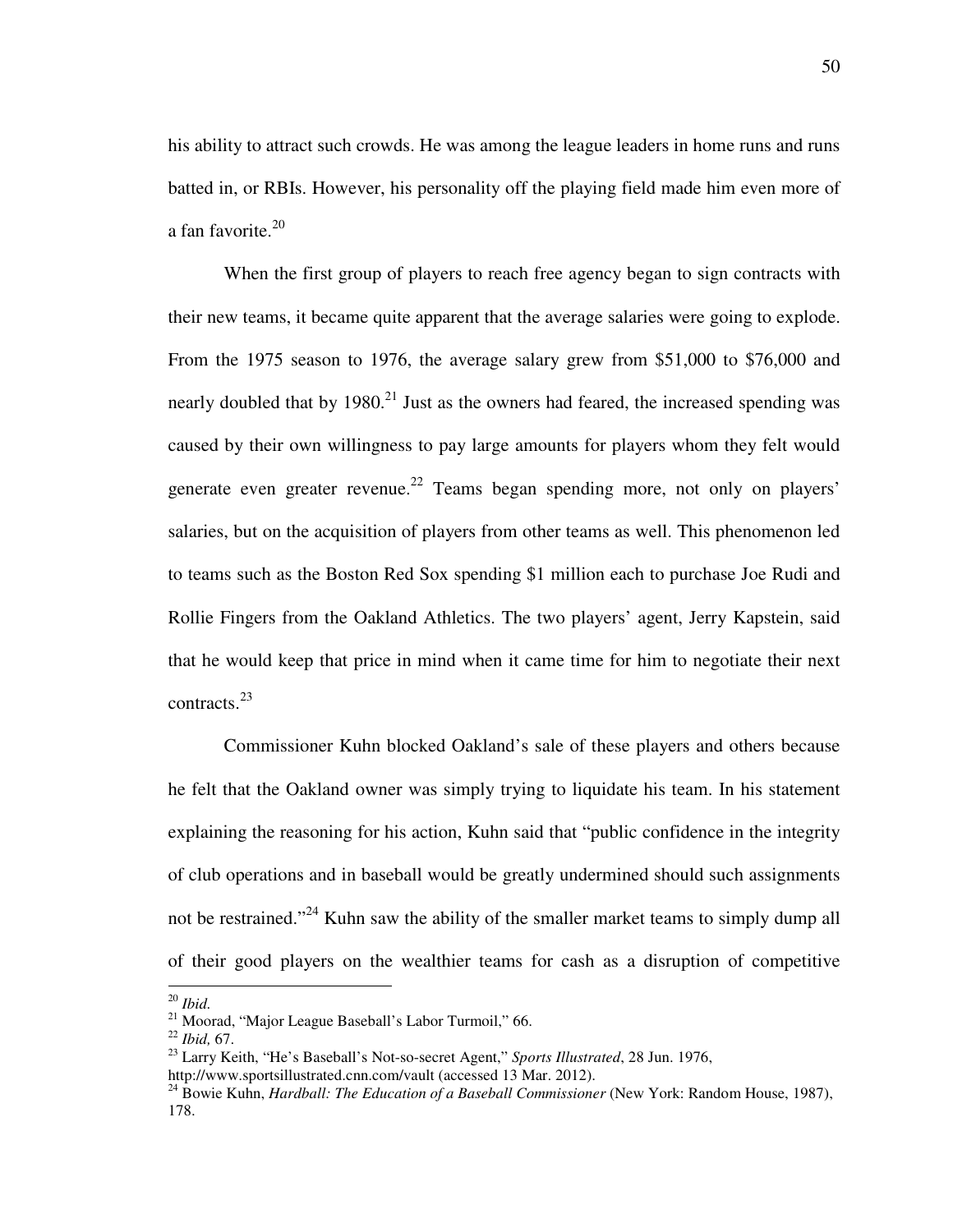his ability to attract such crowds. He was among the league leaders in home runs and runs batted in, or RBIs. However, his personality off the playing field made him even more of a fan favorite.[20]

When the first group of players to reach free agency began to sign contracts with their new teams, it became quite apparent that the average salaries were going to explode. From the 1975 season to 1976, the average salary grew from $51,000 to $76,000 and nearly doubled that by 1980.[21] Just as the owners had feared, the increased spending was caused by their own willingness to pay large amounts for players whom they felt would generate even greater revenue.[22] Teams began spending more, not only on players' salaries, but on the acquisition of players from other teams as well. This phenomenon led to teams such as the Boston Red Sox spending $1 million each to purchase Joe Rudi and Rollie Fingers from the Oakland Athletics. The two players' agent, Jerry Kapstein, said that he would keep that price in mind when it came time for him to negotiate their next contracts.[23]

Commissioner Kuhn blocked Oakland's sale of these players and others because he felt that the Oakland owner was simply trying to liquidate his team. In his statement explaining the reasoning for his action, Kuhn said that "public confidence in the integrity of club operations and in baseball would be greatly undermined should such assignments not be restrained."[24] Kuhn saw the ability of the smaller market teams to simply dump all of their good players on the wealthier teams for cash as a disruption of competitive

---

[20] *Ibid.*

[21] Moorad, "Major League Baseball's Labor Turmoil," 66.

[22] *Ibid,* 67.

[23] Larry Keith, "He's Baseball's Not-so-secret Agent," *Sports Illustrated*, 28 Jun. 1976, http://www.sportsillustrated.cnn.com/vault (accessed 13 Mar. 2012).

[24] Bowie Kuhn, *Hardball: The Education of a Baseball Commissioner* (New York: Random House, 1987), 178.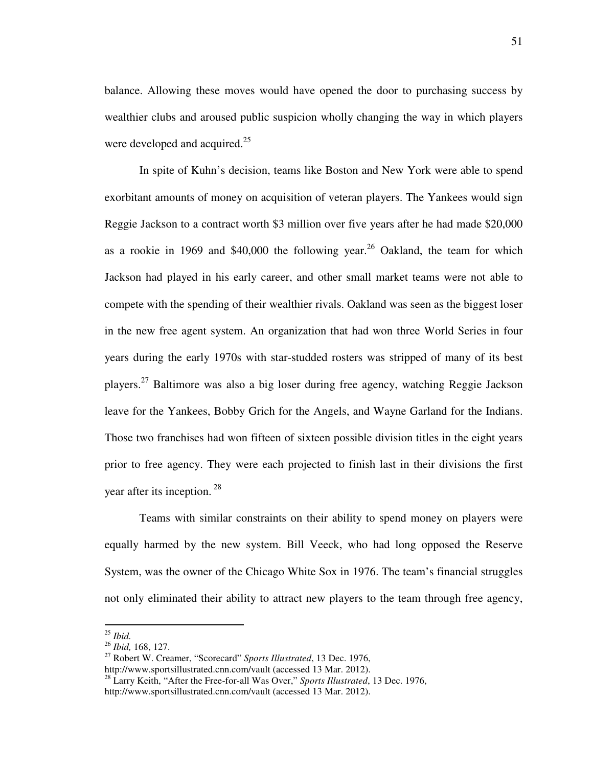balance. Allowing these moves would have opened the door to purchasing success by wealthier clubs and aroused public suspicion wholly changing the way in which players were developed and acquired.[25]

In spite of Kuhn's decision, teams like Boston and New York were able to spend exorbitant amounts of money on acquisition of veteran players. The Yankees would sign Reggie Jackson to a contract worth $3 million over five years after he had made $20,000 as a rookie in 1969 and $40,000 the following year.[26] Oakland, the team for which Jackson had played in his early career, and other small market teams were not able to compete with the spending of their wealthier rivals. Oakland was seen as the biggest loser in the new free agent system. An organization that had won three World Series in four years during the early 1970s with star-studded rosters was stripped of many of its best players.[27] Baltimore was also a big loser during free agency, watching Reggie Jackson leave for the Yankees, Bobby Grich for the Angels, and Wayne Garland for the Indians. Those two franchises had won fifteen of sixteen possible division titles in the eight years prior to free agency. They were each projected to finish last in their divisions the first year after its inception.[28]

Teams with similar constraints on their ability to spend money on players were equally harmed by the new system. Bill Veeck, who had long opposed the Reserve System, was the owner of the Chicago White Sox in 1976. The team's financial struggles not only eliminated their ability to attract new players to the team through free agency,

---

[25] *Ibid.*

[26] *Ibid,* 168, 127.

[27] Robert W. Creamer, "Scorecard" *Sports Illustrated*, 13 Dec. 1976, http://www.sportsillustrated.cnn.com/vault (accessed 13 Mar. 2012).

[28] Larry Keith, "After the Free-for-all Was Over," *Sports Illustrated*, 13 Dec. 1976, http://www.sportsillustrated.cnn.com/vault (accessed 13 Mar. 2012).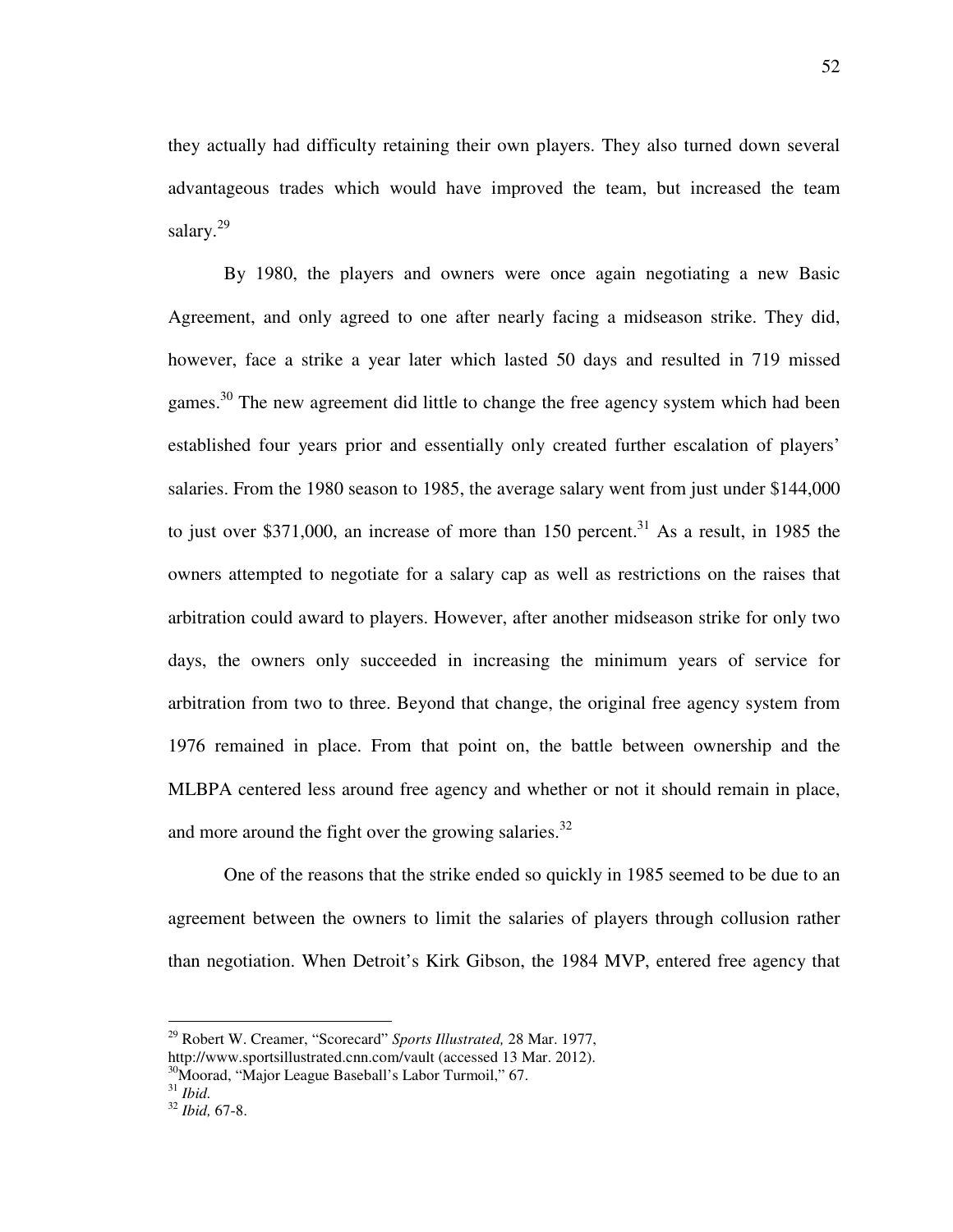they actually had difficulty retaining their own players. They also turned down several advantageous trades which would have improved the team, but increased the team salary.[29]

By 1980, the players and owners were once again negotiating a new Basic Agreement, and only agreed to one after nearly facing a midseason strike. They did, however, face a strike a year later which lasted 50 days and resulted in 719 missed games.[30] The new agreement did little to change the free agency system which had been established four years prior and essentially only created further escalation of players' salaries. From the 1980 season to 1985, the average salary went from just under $144,000 to just over $371,000, an increase of more than 150 percent.[31] As a result, in 1985 the owners attempted to negotiate for a salary cap as well as restrictions on the raises that arbitration could award to players. However, after another midseason strike for only two days, the owners only succeeded in increasing the minimum years of service for arbitration from two to three. Beyond that change, the original free agency system from 1976 remained in place. From that point on, the battle between ownership and the MLBPA centered less around free agency and whether or not it should remain in place, and more around the fight over the growing salaries.[32]

One of the reasons that the strike ended so quickly in 1985 seemed to be due to an agreement between the owners to limit the salaries of players through collusion rather than negotiation. When Detroit's Kirk Gibson, the 1984 MVP, entered free agency that

---

[29] Robert W. Creamer, "Scorecard" *Sports Illustrated,* 28 Mar. 1977, http://www.sportsillustrated.cnn.com/vault (accessed 13 Mar. 2012).

[30] Moorad, "Major League Baseball's Labor Turmoil," 67.

[31] *Ibid.*

[32] *Ibid,* 67-8.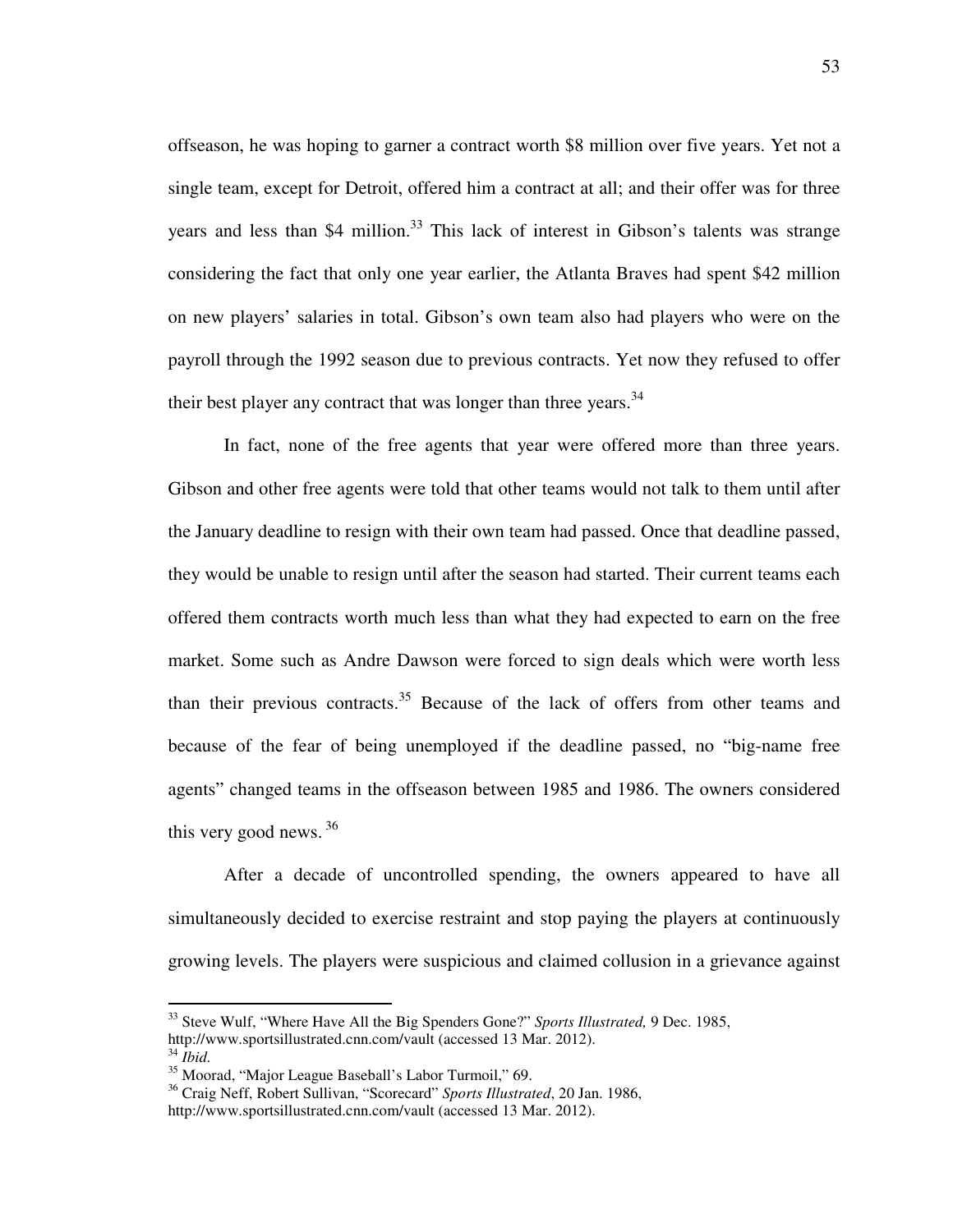offseason, he was hoping to garner a contract worth $8 million over five years. Yet not a single team, except for Detroit, offered him a contract at all; and their offer was for three years and less than $4 million.[33] This lack of interest in Gibson's talents was strange considering the fact that only one year earlier, the Atlanta Braves had spent $42 million on new players' salaries in total. Gibson's own team also had players who were on the payroll through the 1992 season due to previous contracts. Yet now they refused to offer their best player any contract that was longer than three years.[34]

In fact, none of the free agents that year were offered more than three years. Gibson and other free agents were told that other teams would not talk to them until after the January deadline to resign with their own team had passed. Once that deadline passed, they would be unable to resign until after the season had started. Their current teams each offered them contracts worth much less than what they had expected to earn on the free market. Some such as Andre Dawson were forced to sign deals which were worth less than their previous contracts.[35] Because of the lack of offers from other teams and because of the fear of being unemployed if the deadline passed, no "big-name free agents" changed teams in the offseason between 1985 and 1986. The owners considered this very good news.[36]

After a decade of uncontrolled spending, the owners appeared to have all simultaneously decided to exercise restraint and stop paying the players at continuously growing levels. The players were suspicious and claimed collusion in a grievance against

---

[33] Steve Wulf, "Where Have All the Big Spenders Gone?" *Sports Illustrated,* 9 Dec. 1985, http://www.sportsillustrated.cnn.com/vault (accessed 13 Mar. 2012).

[34] *Ibid.*

[35] Moorad, "Major League Baseball's Labor Turmoil," 69.

[36] Craig Neff, Robert Sullivan, "Scorecard" *Sports Illustrated*, 20 Jan. 1986, http://www.sportsillustrated.cnn.com/vault (accessed 13 Mar. 2012).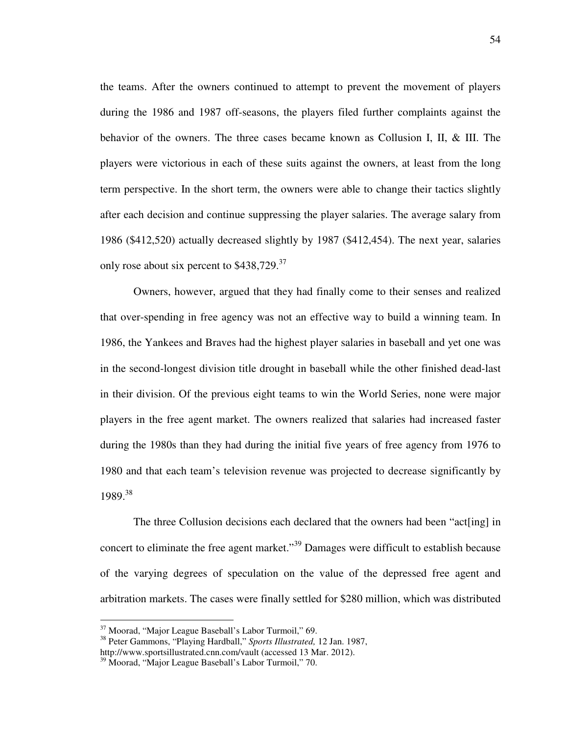the teams. After the owners continued to attempt to prevent the movement of players during the 1986 and 1987 off-seasons, the players filed further complaints against the behavior of the owners. The three cases became known as Collusion I, II, & III. The players were victorious in each of these suits against the owners, at least from the long term perspective. In the short term, the owners were able to change their tactics slightly after each decision and continue suppressing the player salaries. The average salary from 1986 ($412,520) actually decreased slightly by 1987 ($412,454). The next year, salaries only rose about six percent to $438,729.[37]

Owners, however, argued that they had finally come to their senses and realized that over-spending in free agency was not an effective way to build a winning team. In 1986, the Yankees and Braves had the highest player salaries in baseball and yet one was in the second-longest division title drought in baseball while the other finished dead-last in their division. Of the previous eight teams to win the World Series, none were major players in the free agent market. The owners realized that salaries had increased faster during the 1980s than they had during the initial five years of free agency from 1976 to 1980 and that each team's television revenue was projected to decrease significantly by 1989.[38]

The three Collusion decisions each declared that the owners had been "act[ing] in concert to eliminate the free agent market."[39] Damages were difficult to establish because of the varying degrees of speculation on the value of the depressed free agent and arbitration markets. The cases were finally settled for $280 million, which was distributed

---

[37] Moorad, "Major League Baseball's Labor Turmoil," 69.

[38] Peter Gammons, "Playing Hardball," *Sports Illustrated,* 12 Jan. 1987, http://www.sportsillustrated.cnn.com/vault (accessed 13 Mar. 2012).

[39] Moorad, "Major League Baseball's Labor Turmoil," 70.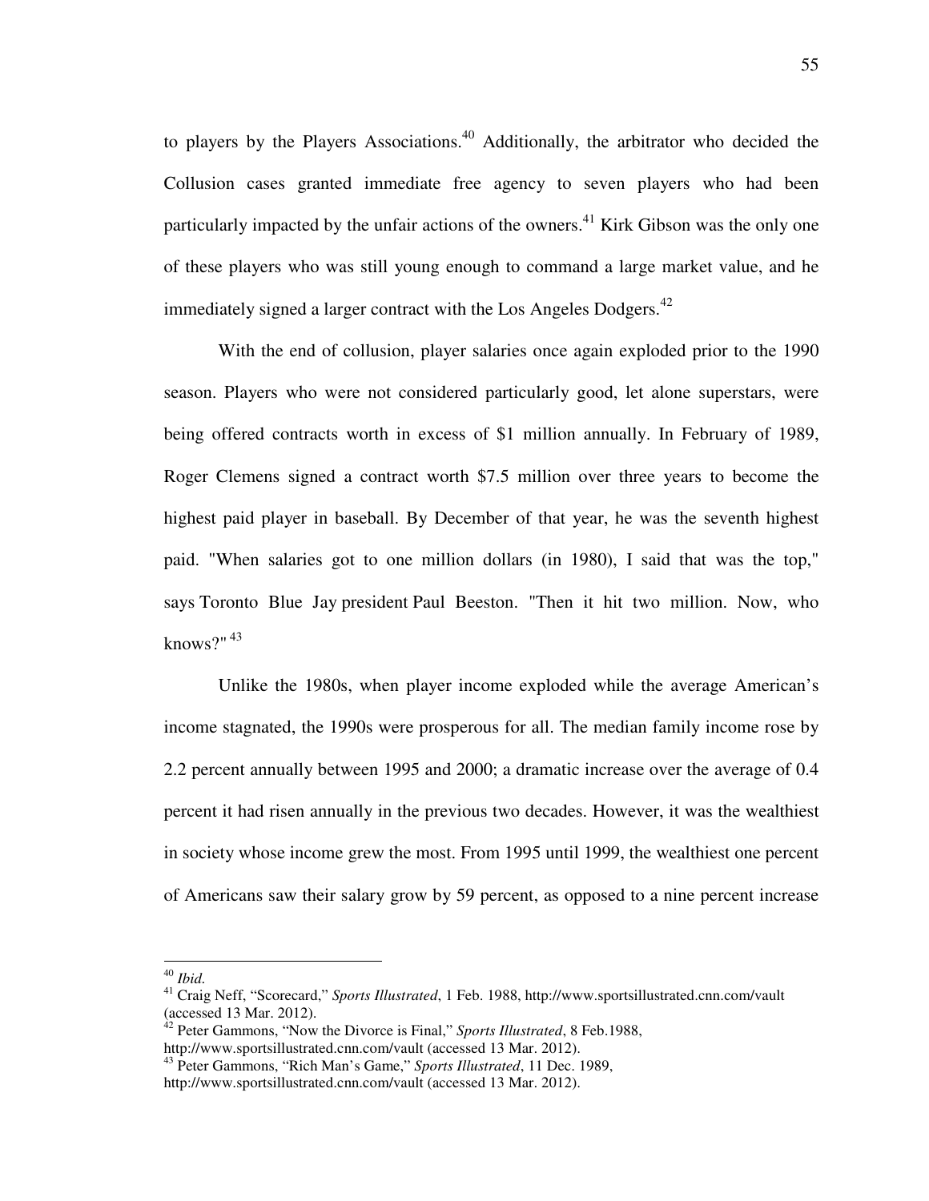to players by the Players Associations.[40] Additionally, the arbitrator who decided the Collusion cases granted immediate free agency to seven players who had been particularly impacted by the unfair actions of the owners.[41] Kirk Gibson was the only one of these players who was still young enough to command a large market value, and he immediately signed a larger contract with the Los Angeles Dodgers.[42]

With the end of collusion, player salaries once again exploded prior to the 1990 season. Players who were not considered particularly good, let alone superstars, were being offered contracts worth in excess of $1 million annually. In February of 1989, Roger Clemens signed a contract worth $7.5 million over three years to become the highest paid player in baseball. By December of that year, he was the seventh highest paid. "When salaries got to one million dollars (in 1980), I said that was the top," says Toronto Blue Jay president Paul Beeston. "Then it hit two million. Now, who knows?"[43]

Unlike the 1980s, when player income exploded while the average American's income stagnated, the 1990s were prosperous for all. The median family income rose by 2.2 percent annually between 1995 and 2000; a dramatic increase over the average of 0.4 percent it had risen annually in the previous two decades. However, it was the wealthiest in society whose income grew the most. From 1995 until 1999, the wealthiest one percent of Americans saw their salary grow by 59 percent, as opposed to a nine percent increase

---

[40] *Ibid.*

[41] Craig Neff, "Scorecard," *Sports Illustrated*, 1 Feb. 1988, http://www.sportsillustrated.cnn.com/vault (accessed 13 Mar. 2012).

[42] Peter Gammons, "Now the Divorce is Final," *Sports Illustrated*, 8 Feb.1988, http://www.sportsillustrated.cnn.com/vault (accessed 13 Mar. 2012).

[43] Peter Gammons, "Rich Man's Game," *Sports Illustrated*, 11 Dec. 1989, http://www.sportsillustrated.cnn.com/vault (accessed 13 Mar. 2012).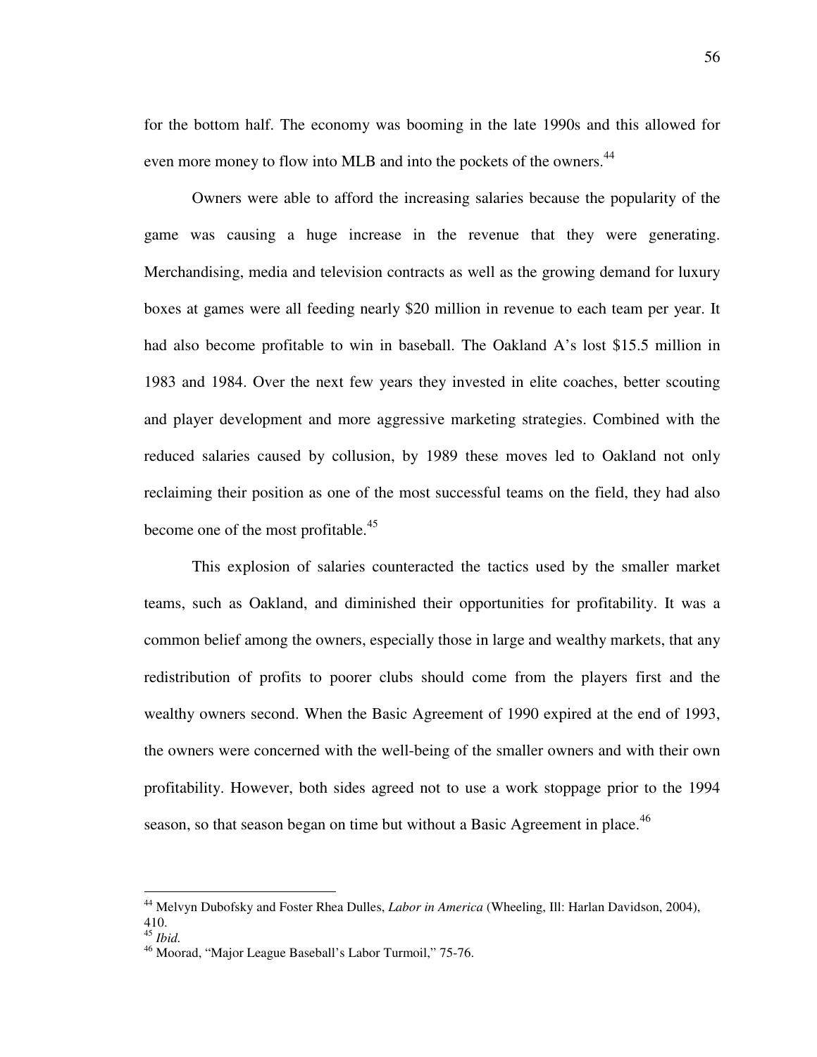for the bottom half. The economy was booming in the late 1990s and this allowed for even more money to flow into MLB and into the pockets of the owners.[44]

Owners were able to afford the increasing salaries because the popularity of the game was causing a huge increase in the revenue that they were generating. Merchandising, media and television contracts as well as the growing demand for luxury boxes at games were all feeding nearly $20 million in revenue to each team per year. It had also become profitable to win in baseball. The Oakland A's lost $15.5 million in 1983 and 1984. Over the next few years they invested in elite coaches, better scouting and player development and more aggressive marketing strategies. Combined with the reduced salaries caused by collusion, by 1989 these moves led to Oakland not only reclaiming their position as one of the most successful teams on the field, they had also become one of the most profitable.[45]

This explosion of salaries counteracted the tactics used by the smaller market teams, such as Oakland, and diminished their opportunities for profitability. It was a common belief among the owners, especially those in large and wealthy markets, that any redistribution of profits to poorer clubs should come from the players first and the wealthy owners second. When the Basic Agreement of 1990 expired at the end of 1993, the owners were concerned with the well-being of the smaller owners and with their own profitability. However, both sides agreed not to use a work stoppage prior to the 1994 season, so that season began on time but without a Basic Agreement in place.[46]

---

[44] Melvyn Dubofsky and Foster Rhea Dulles, *Labor in America* (Wheeling, Ill: Harlan Davidson, 2004), 410.

[45] *Ibid.*

[46] Moorad, "Major League Baseball's Labor Turmoil," 75-76.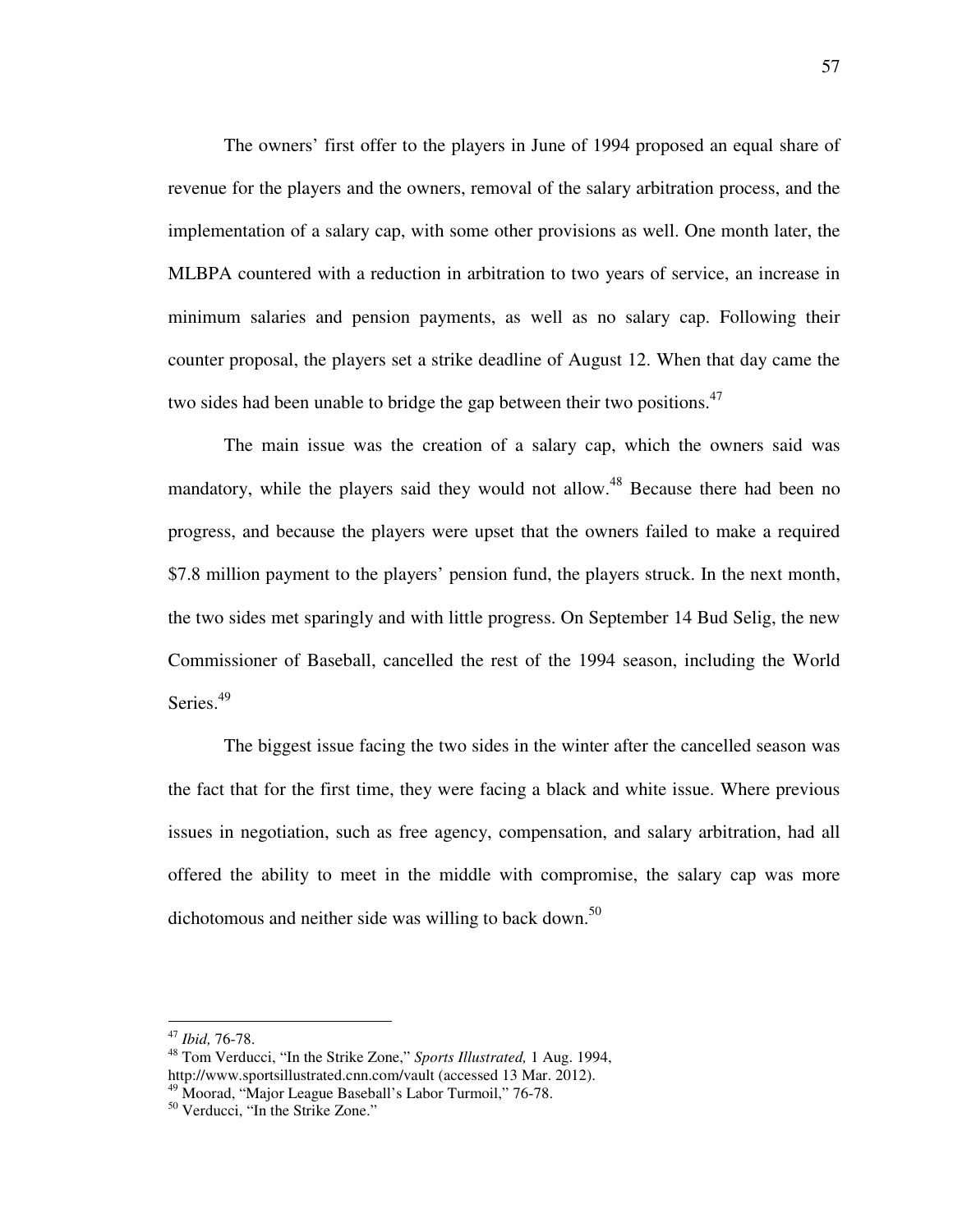The owners' first offer to the players in June of 1994 proposed an equal share of revenue for the players and the owners, removal of the salary arbitration process, and the implementation of a salary cap, with some other provisions as well. One month later, the MLBPA countered with a reduction in arbitration to two years of service, an increase in minimum salaries and pension payments, as well as no salary cap. Following their counter proposal, the players set a strike deadline of August 12. When that day came the two sides had been unable to bridge the gap between their two positions.[47]

The main issue was the creation of a salary cap, which the owners said was mandatory, while the players said they would not allow.[48] Because there had been no progress, and because the players were upset that the owners failed to make a required $7.8 million payment to the players' pension fund, the players struck. In the next month, the two sides met sparingly and with little progress. On September 14 Bud Selig, the new Commissioner of Baseball, cancelled the rest of the 1994 season, including the World Series.[49]

The biggest issue facing the two sides in the winter after the cancelled season was the fact that for the first time, they were facing a black and white issue. Where previous issues in negotiation, such as free agency, compensation, and salary arbitration, had all offered the ability to meet in the middle with compromise, the salary cap was more dichotomous and neither side was willing to back down.[50]

---

[47] *Ibid,* 76-78.

[48] Tom Verducci, "In the Strike Zone," *Sports Illustrated,* 1 Aug. 1994, http://www.sportsillustrated.cnn.com/vault (accessed 13 Mar. 2012).

[49] Moorad, "Major League Baseball's Labor Turmoil," 76-78.

[50] Verducci, "In the Strike Zone."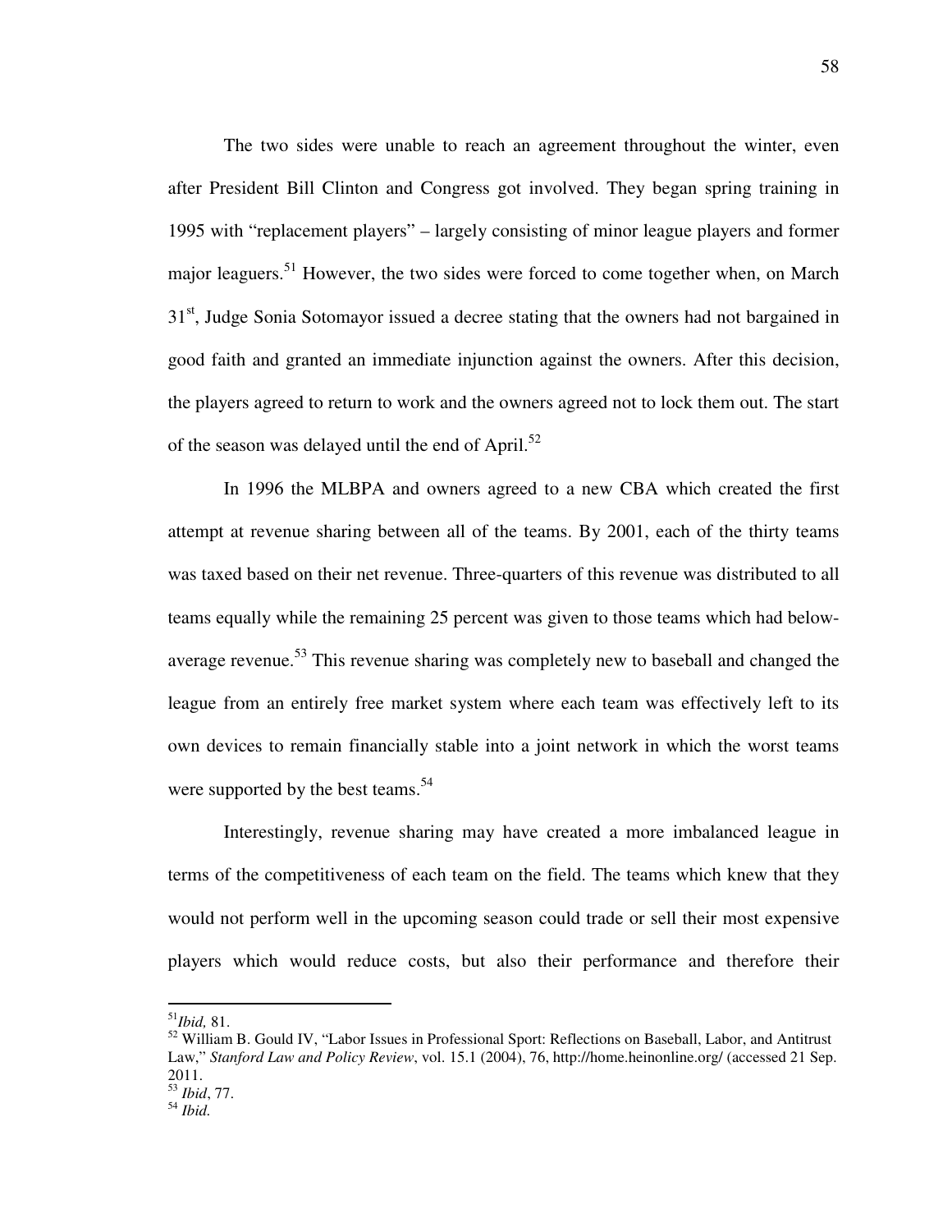The two sides were unable to reach an agreement throughout the winter, even after President Bill Clinton and Congress got involved. They began spring training in 1995 with "replacement players" – largely consisting of minor league players and former major leaguers.[51] However, the two sides were forced to come together when, on March 31st, Judge Sonia Sotomayor issued a decree stating that the owners had not bargained in good faith and granted an immediate injunction against the owners. After this decision, the players agreed to return to work and the owners agreed not to lock them out. The start of the season was delayed until the end of April.[52]

In 1996 the MLBPA and owners agreed to a new CBA which created the first attempt at revenue sharing between all of the teams. By 2001, each of the thirty teams was taxed based on their net revenue. Three-quarters of this revenue was distributed to all teams equally while the remaining 25 percent was given to those teams which had below-average revenue.[53] This revenue sharing was completely new to baseball and changed the league from an entirely free market system where each team was effectively left to its own devices to remain financially stable into a joint network in which the worst teams were supported by the best teams.[54]

Interestingly, revenue sharing may have created a more imbalanced league in terms of the competitiveness of each team on the field. The teams which knew that they would not perform well in the upcoming season could trade or sell their most expensive players which would reduce costs, but also their performance and therefore their

---

[51] *Ibid,* 81.

[52] William B. Gould IV, "Labor Issues in Professional Sport: Reflections on Baseball, Labor, and Antitrust Law," *Stanford Law and Policy Review*, vol. 15.1 (2004), 76, http://home.heinonline.org/ (accessed 21 Sep. 2011.

[53] *Ibid*, 77.

[54] *Ibid.*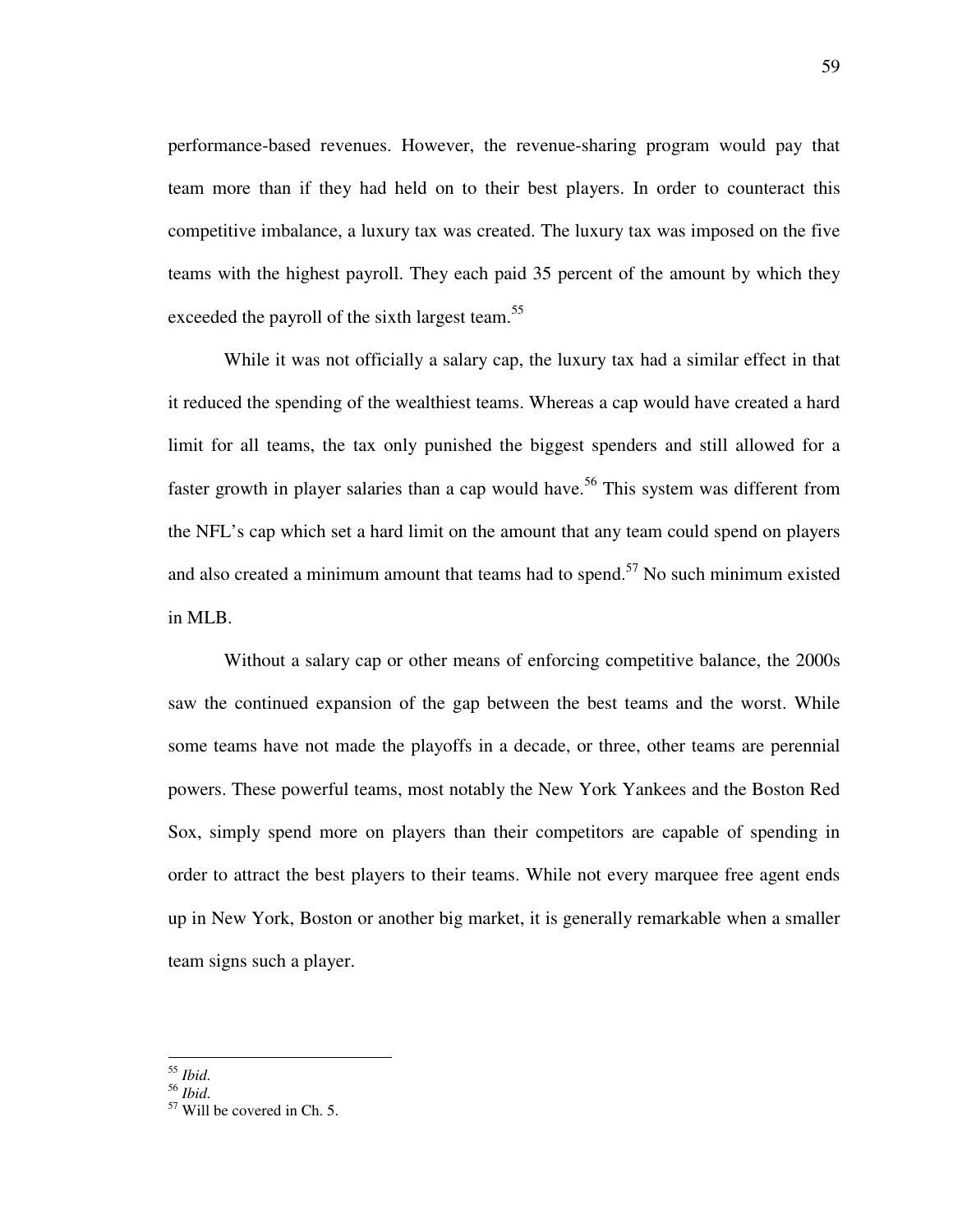performance-based revenues. However, the revenue-sharing program would pay that team more than if they had held on to their best players. In order to counteract this competitive imbalance, a luxury tax was created. The luxury tax was imposed on the five teams with the highest payroll. They each paid 35 percent of the amount by which they exceeded the payroll of the sixth largest team.[55]

While it was not officially a salary cap, the luxury tax had a similar effect in that it reduced the spending of the wealthiest teams. Whereas a cap would have created a hard limit for all teams, the tax only punished the biggest spenders and still allowed for a faster growth in player salaries than a cap would have.[56] This system was different from the NFL's cap which set a hard limit on the amount that any team could spend on players and also created a minimum amount that teams had to spend.[57] No such minimum existed in MLB.

Without a salary cap or other means of enforcing competitive balance, the 2000s saw the continued expansion of the gap between the best teams and the worst. While some teams have not made the playoffs in a decade, or three, other teams are perennial powers. These powerful teams, most notably the New York Yankees and the Boston Red Sox, simply spend more on players than their competitors are capable of spending in order to attract the best players to their teams. While not every marquee free agent ends up in New York, Boston or another big market, it is generally remarkable when a smaller team signs such a player.

---

[55] *Ibid.*
[56] *Ibid.*
[57] Will be covered in Ch. 5.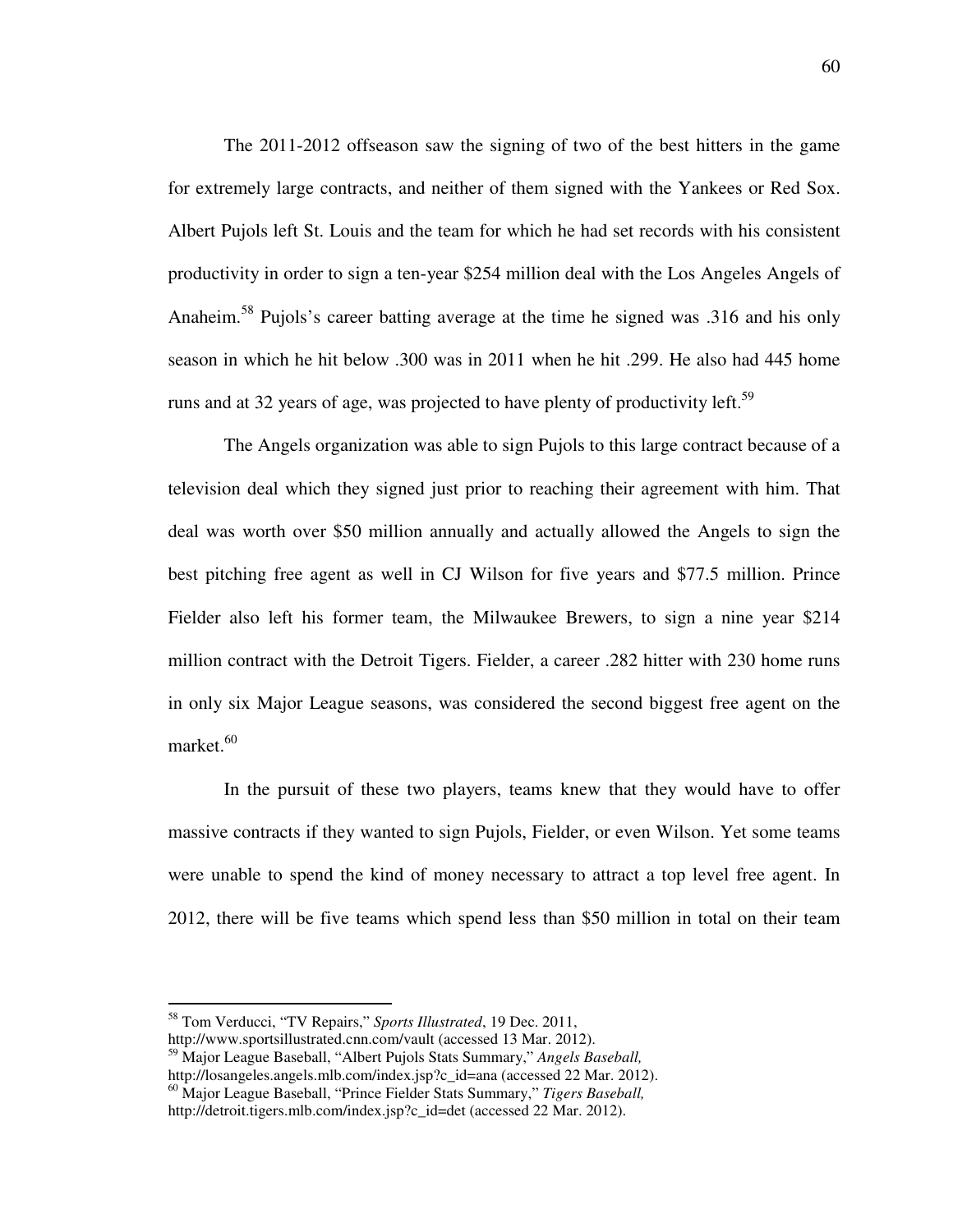The 2011-2012 offseason saw the signing of two of the best hitters in the game for extremely large contracts, and neither of them signed with the Yankees or Red Sox. Albert Pujols left St. Louis and the team for which he had set records with his consistent productivity in order to sign a ten-year \$254 million deal with the Los Angeles Angels of Anaheim.[58] Pujols's career batting average at the time he signed was .316 and his only season in which he hit below .300 was in 2011 when he hit .299. He also had 445 home runs and at 32 years of age, was projected to have plenty of productivity left.[59]

The Angels organization was able to sign Pujols to this large contract because of a television deal which they signed just prior to reaching their agreement with him. That deal was worth over \$50 million annually and actually allowed the Angels to sign the best pitching free agent as well in CJ Wilson for five years and \$77.5 million. Prince Fielder also left his former team, the Milwaukee Brewers, to sign a nine year \$214 million contract with the Detroit Tigers. Fielder, a career .282 hitter with 230 home runs in only six Major League seasons, was considered the second biggest free agent on the market.[60]

In the pursuit of these two players, teams knew that they would have to offer massive contracts if they wanted to sign Pujols, Fielder, or even Wilson. Yet some teams were unable to spend the kind of money necessary to attract a top level free agent. In 2012, there will be five teams which spend less than \$50 million in total on their team

---

[58] Tom Verducci, "TV Repairs," *Sports Illustrated*, 19 Dec. 2011, http://www.sportsillustrated.cnn.com/vault (accessed 13 Mar. 2012).

[59] Major League Baseball, "Albert Pujols Stats Summary," *Angels Baseball,* http://losangeles.angels.mlb.com/index.jsp?c_id=ana (accessed 22 Mar. 2012).

[60] Major League Baseball, "Prince Fielder Stats Summary," *Tigers Baseball,* http://detroit.tigers.mlb.com/index.jsp?c_id=det (accessed 22 Mar. 2012).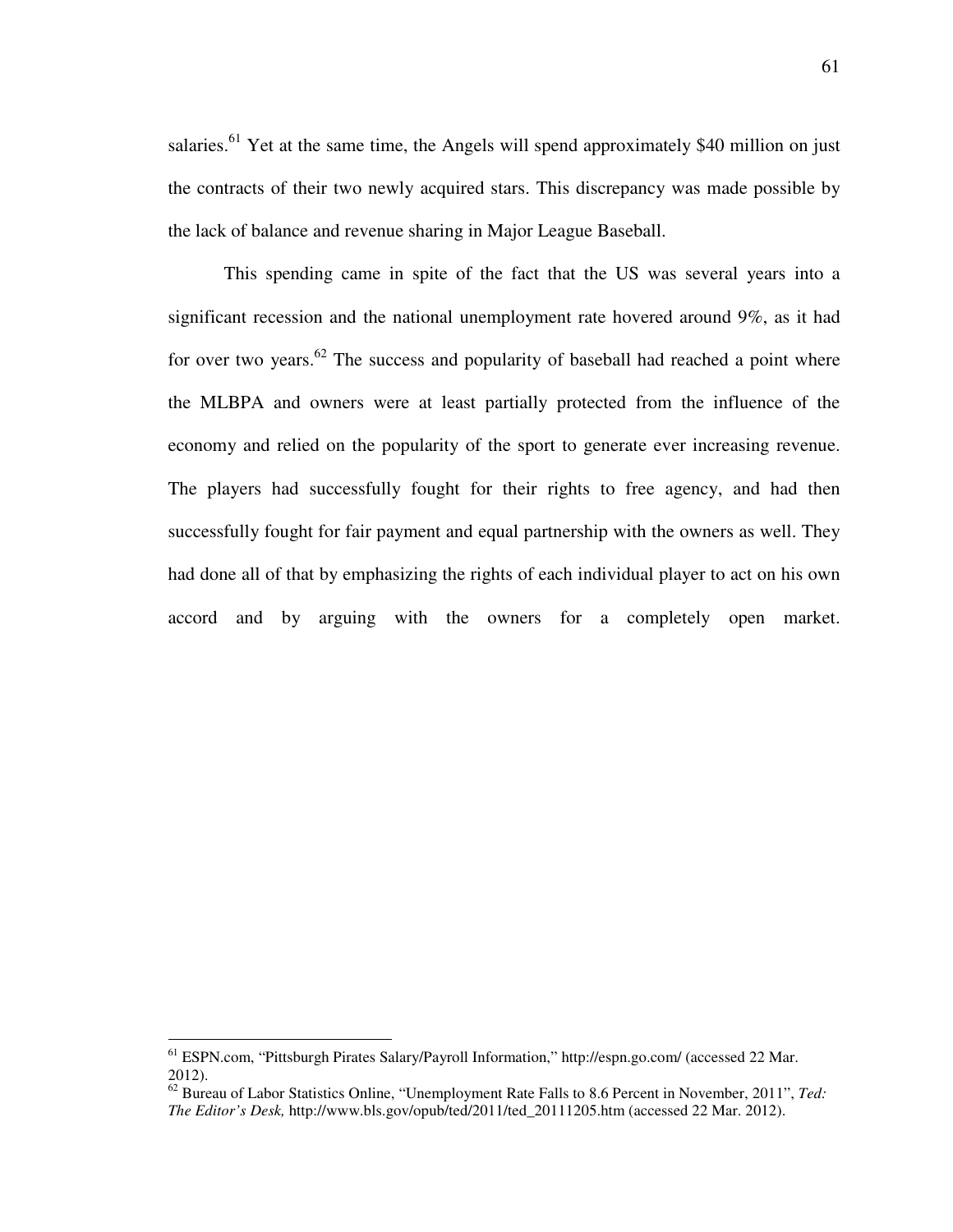salaries.[61] Yet at the same time, the Angels will spend approximately $40 million on just the contracts of their two newly acquired stars. This discrepancy was made possible by the lack of balance and revenue sharing in Major League Baseball.

This spending came in spite of the fact that the US was several years into a significant recession and the national unemployment rate hovered around 9%, as it had for over two years.[62] The success and popularity of baseball had reached a point where the MLBPA and owners were at least partially protected from the influence of the economy and relied on the popularity of the sport to generate ever increasing revenue. The players had successfully fought for their rights to free agency, and had then successfully fought for fair payment and equal partnership with the owners as well. They had done all of that by emphasizing the rights of each individual player to act on his own accord and by arguing with the owners for a completely open market.

---

[61] ESPN.com, "Pittsburgh Pirates Salary/Payroll Information," http://espn.go.com/ (accessed 22 Mar. 2012).

[62] Bureau of Labor Statistics Online, "Unemployment Rate Falls to 8.6 Percent in November, 2011", *Ted: The Editor's Desk,* http://www.bls.gov/opub/ted/2011/ted_20111205.htm (accessed 22 Mar. 2012).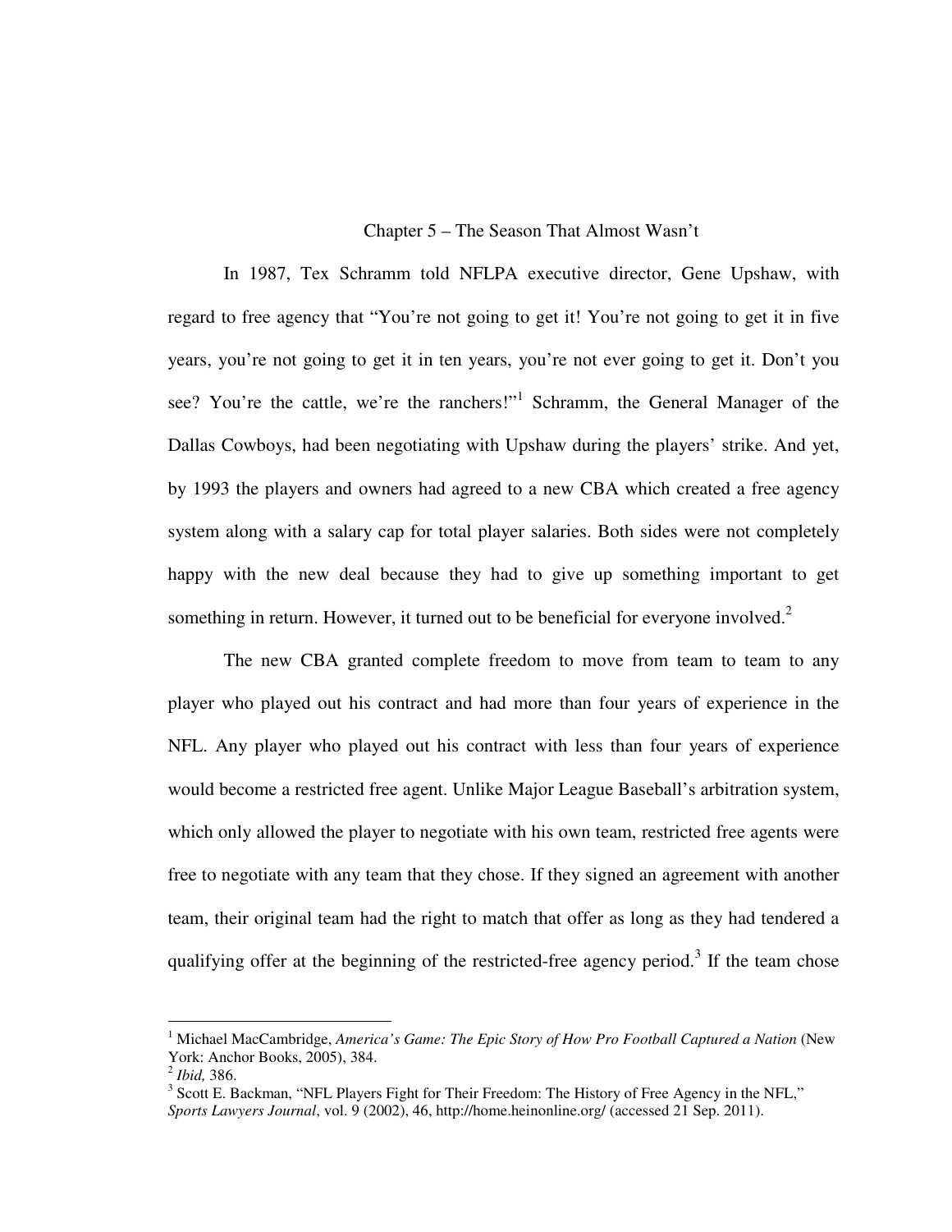# Chapter 5 – The Season That Almost Wasn't

In 1987, Tex Schramm told NFLPA executive director, Gene Upshaw, with regard to free agency that "You're not going to get it! You're not going to get it in five years, you're not going to get it in ten years, you're not ever going to get it. Don't you see? You're the cattle, we're the ranchers!"[1] Schramm, the General Manager of the Dallas Cowboys, had been negotiating with Upshaw during the players' strike. And yet, by 1993 the players and owners had agreed to a new CBA which created a free agency system along with a salary cap for total player salaries. Both sides were not completely happy with the new deal because they had to give up something important to get something in return. However, it turned out to be beneficial for everyone involved.[2]

The new CBA granted complete freedom to move from team to team to any player who played out his contract and had more than four years of experience in the NFL. Any player who played out his contract with less than four years of experience would become a restricted free agent. Unlike Major League Baseball's arbitration system, which only allowed the player to negotiate with his own team, restricted free agents were free to negotiate with any team that they chose. If they signed an agreement with another team, their original team had the right to match that offer as long as they had tendered a qualifying offer at the beginning of the restricted-free agency period.[3] If the team chose

---

[1] Michael MacCambridge, *America's Game: The Epic Story of How Pro Football Captured a Nation* (New York: Anchor Books, 2005), 384.

[2] *Ibid,* 386.

[3] Scott E. Backman, "NFL Players Fight for Their Freedom: The History of Free Agency in the NFL," *Sports Lawyers Journal*, vol. 9 (2002), 46, http://home.heinonline.org/ (accessed 21 Sep. 2011).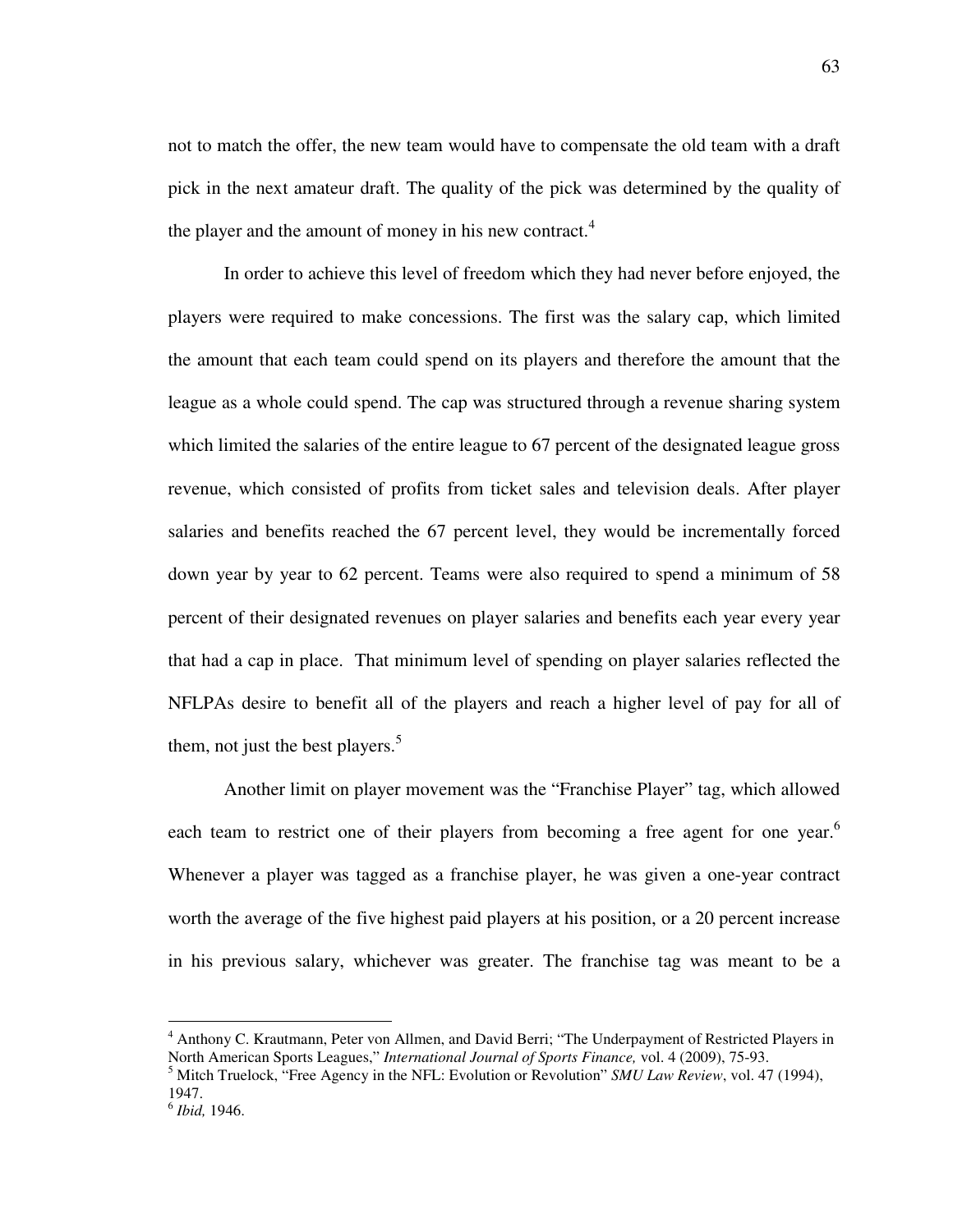not to match the offer, the new team would have to compensate the old team with a draft pick in the next amateur draft. The quality of the pick was determined by the quality of the player and the amount of money in his new contract.[4]

In order to achieve this level of freedom which they had never before enjoyed, the players were required to make concessions. The first was the salary cap, which limited the amount that each team could spend on its players and therefore the amount that the league as a whole could spend. The cap was structured through a revenue sharing system which limited the salaries of the entire league to 67 percent of the designated league gross revenue, which consisted of profits from ticket sales and television deals. After player salaries and benefits reached the 67 percent level, they would be incrementally forced down year by year to 62 percent. Teams were also required to spend a minimum of 58 percent of their designated revenues on player salaries and benefits each year every year that had a cap in place. That minimum level of spending on player salaries reflected the NFLPAs desire to benefit all of the players and reach a higher level of pay for all of them, not just the best players.[5]

Another limit on player movement was the "Franchise Player" tag, which allowed each team to restrict one of their players from becoming a free agent for one year.[6] Whenever a player was tagged as a franchise player, he was given a one-year contract worth the average of the five highest paid players at his position, or a 20 percent increase in his previous salary, whichever was greater. The franchise tag was meant to be a

---

[4] Anthony C. Krautmann, Peter von Allmen, and David Berri; "The Underpayment of Restricted Players in North American Sports Leagues," *International Journal of Sports Finance,* vol. 4 (2009), 75-93.

[5] Mitch Truelock, "Free Agency in the NFL: Evolution or Revolution" *SMU Law Review*, vol. 47 (1994), 1947.

[6] *Ibid,* 1946.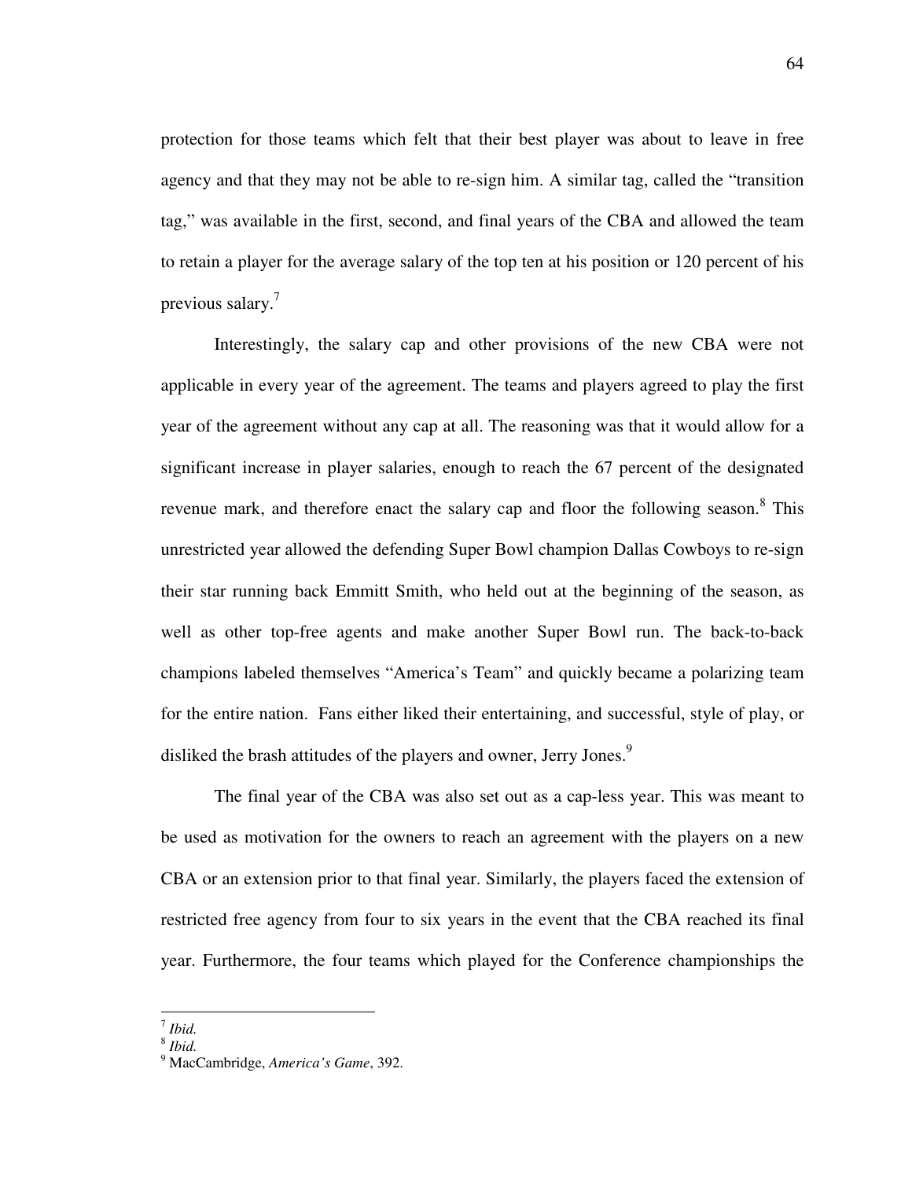protection for those teams which felt that their best player was about to leave in free agency and that they may not be able to re-sign him. A similar tag, called the "transition tag," was available in the first, second, and final years of the CBA and allowed the team to retain a player for the average salary of the top ten at his position or 120 percent of his previous salary.[7]

Interestingly, the salary cap and other provisions of the new CBA were not applicable in every year of the agreement. The teams and players agreed to play the first year of the agreement without any cap at all. The reasoning was that it would allow for a significant increase in player salaries, enough to reach the 67 percent of the designated revenue mark, and therefore enact the salary cap and floor the following season.[8] This unrestricted year allowed the defending Super Bowl champion Dallas Cowboys to re-sign their star running back Emmitt Smith, who held out at the beginning of the season, as well as other top-free agents and make another Super Bowl run. The back-to-back champions labeled themselves "America's Team" and quickly became a polarizing team for the entire nation. Fans either liked their entertaining, and successful, style of play, or disliked the brash attitudes of the players and owner, Jerry Jones.[9]

The final year of the CBA was also set out as a cap-less year. This was meant to be used as motivation for the owners to reach an agreement with the players on a new CBA or an extension prior to that final year. Similarly, the players faced the extension of restricted free agency from four to six years in the event that the CBA reached its final year. Furthermore, the four teams which played for the Conference championships the

---

[7] *Ibid.*
[8] *Ibid.*
[9] MacCambridge, *America's Game*, 392.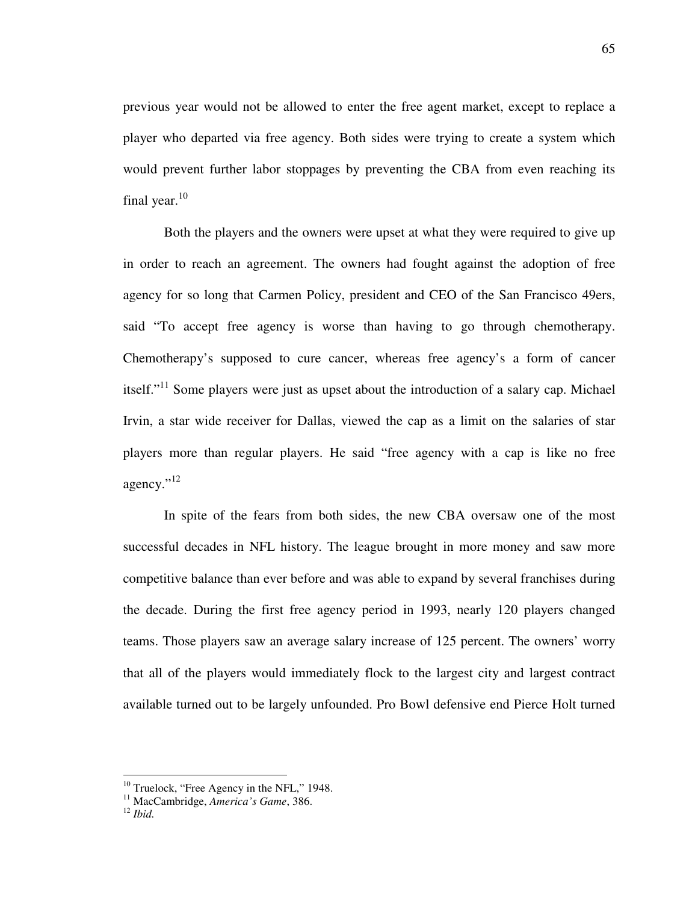previous year would not be allowed to enter the free agent market, except to replace a player who departed via free agency. Both sides were trying to create a system which would prevent further labor stoppages by preventing the CBA from even reaching its final year.[10]

Both the players and the owners were upset at what they were required to give up in order to reach an agreement. The owners had fought against the adoption of free agency for so long that Carmen Policy, president and CEO of the San Francisco 49ers, said "To accept free agency is worse than having to go through chemotherapy. Chemotherapy's supposed to cure cancer, whereas free agency's a form of cancer itself."[11] Some players were just as upset about the introduction of a salary cap. Michael Irvin, a star wide receiver for Dallas, viewed the cap as a limit on the salaries of star players more than regular players. He said "free agency with a cap is like no free agency."[12]

In spite of the fears from both sides, the new CBA oversaw one of the most successful decades in NFL history. The league brought in more money and saw more competitive balance than ever before and was able to expand by several franchises during the decade. During the first free agency period in 1993, nearly 120 players changed teams. Those players saw an average salary increase of 125 percent. The owners' worry that all of the players would immediately flock to the largest city and largest contract available turned out to be largely unfounded. Pro Bowl defensive end Pierce Holt turned

---

[10] Truelock, "Free Agency in the NFL," 1948.

[11] MacCambridge, *America's Game*, 386.

[12] *Ibid.*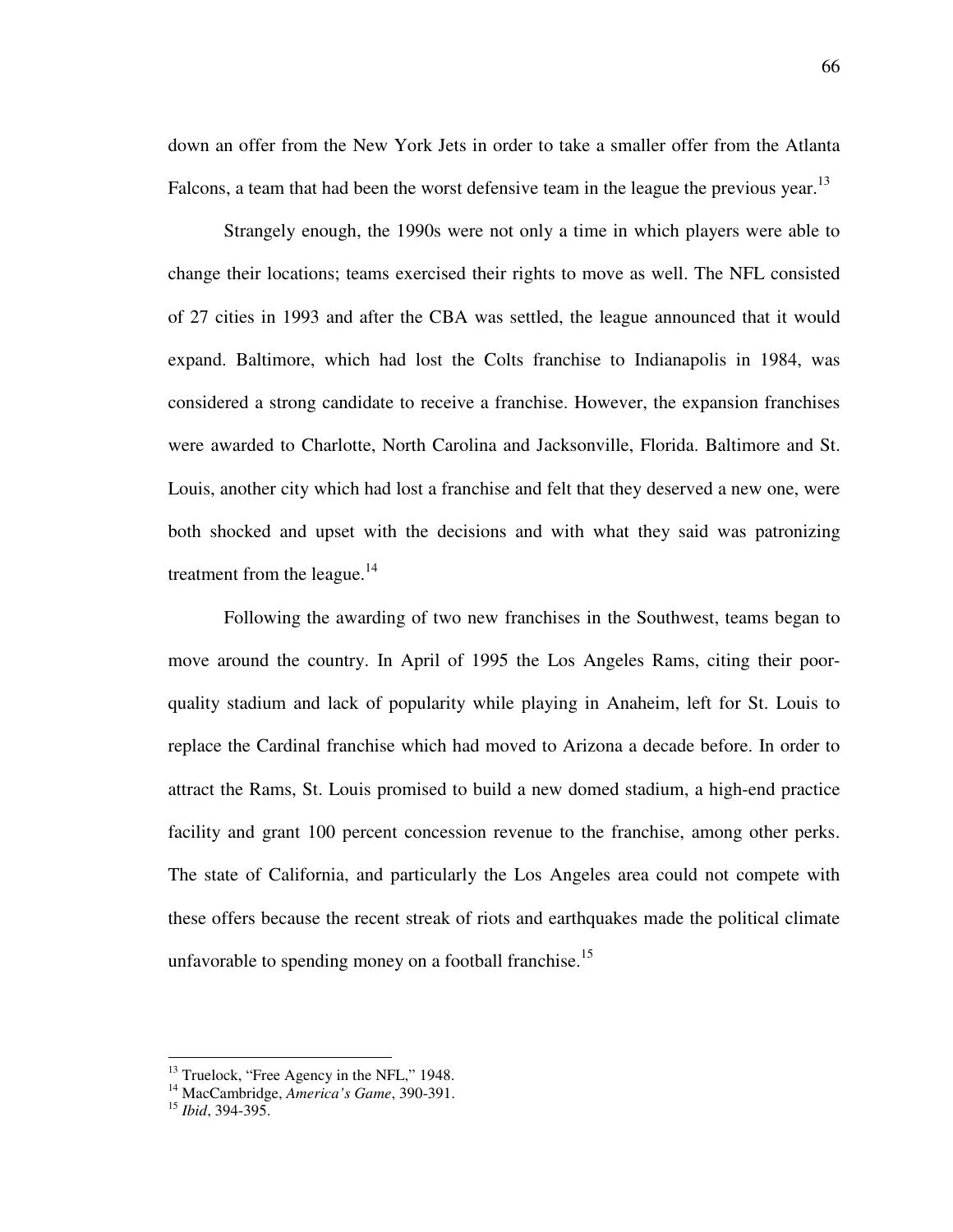down an offer from the New York Jets in order to take a smaller offer from the Atlanta Falcons, a team that had been the worst defensive team in the league the previous year.[13]

Strangely enough, the 1990s were not only a time in which players were able to change their locations; teams exercised their rights to move as well. The NFL consisted of 27 cities in 1993 and after the CBA was settled, the league announced that it would expand. Baltimore, which had lost the Colts franchise to Indianapolis in 1984, was considered a strong candidate to receive a franchise. However, the expansion franchises were awarded to Charlotte, North Carolina and Jacksonville, Florida. Baltimore and St. Louis, another city which had lost a franchise and felt that they deserved a new one, were both shocked and upset with the decisions and with what they said was patronizing treatment from the league.[14]

Following the awarding of two new franchises in the Southwest, teams began to move around the country. In April of 1995 the Los Angeles Rams, citing their poor-quality stadium and lack of popularity while playing in Anaheim, left for St. Louis to replace the Cardinal franchise which had moved to Arizona a decade before. In order to attract the Rams, St. Louis promised to build a new domed stadium, a high-end practice facility and grant 100 percent concession revenue to the franchise, among other perks. The state of California, and particularly the Los Angeles area could not compete with these offers because the recent streak of riots and earthquakes made the political climate unfavorable to spending money on a football franchise.[15]

---

[13] Truelock, "Free Agency in the NFL," 1948.
[14] MacCambridge, *America's Game*, 390-391.
[15] *Ibid*, 394-395.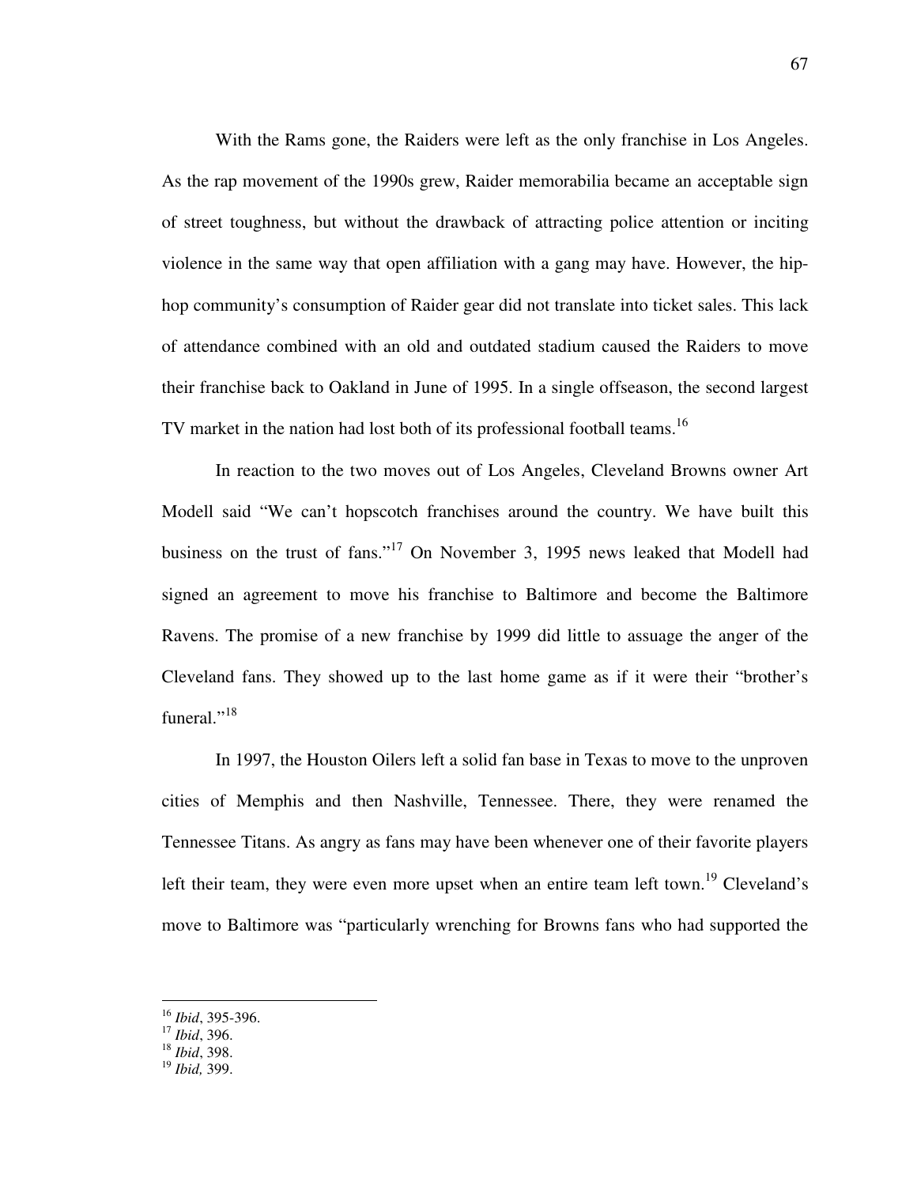With the Rams gone, the Raiders were left as the only franchise in Los Angeles. As the rap movement of the 1990s grew, Raider memorabilia became an acceptable sign of street toughness, but without the drawback of attracting police attention or inciting violence in the same way that open affiliation with a gang may have. However, the hip-hop community's consumption of Raider gear did not translate into ticket sales. This lack of attendance combined with an old and outdated stadium caused the Raiders to move their franchise back to Oakland in June of 1995. In a single offseason, the second largest TV market in the nation had lost both of its professional football teams.[16]

In reaction to the two moves out of Los Angeles, Cleveland Browns owner Art Modell said "We can't hopscotch franchises around the country. We have built this business on the trust of fans."[17] On November 3, 1995 news leaked that Modell had signed an agreement to move his franchise to Baltimore and become the Baltimore Ravens. The promise of a new franchise by 1999 did little to assuage the anger of the Cleveland fans. They showed up to the last home game as if it were their "brother's funeral."[18]

In 1997, the Houston Oilers left a solid fan base in Texas to move to the unproven cities of Memphis and then Nashville, Tennessee. There, they were renamed the Tennessee Titans. As angry as fans may have been whenever one of their favorite players left their team, they were even more upset when an entire team left town.[19] Cleveland's move to Baltimore was "particularly wrenching for Browns fans who had supported the

---

[16] *Ibid*, 395-396.
[17] *Ibid*, 396.
[18] *Ibid*, 398.
[19] *Ibid,* 399.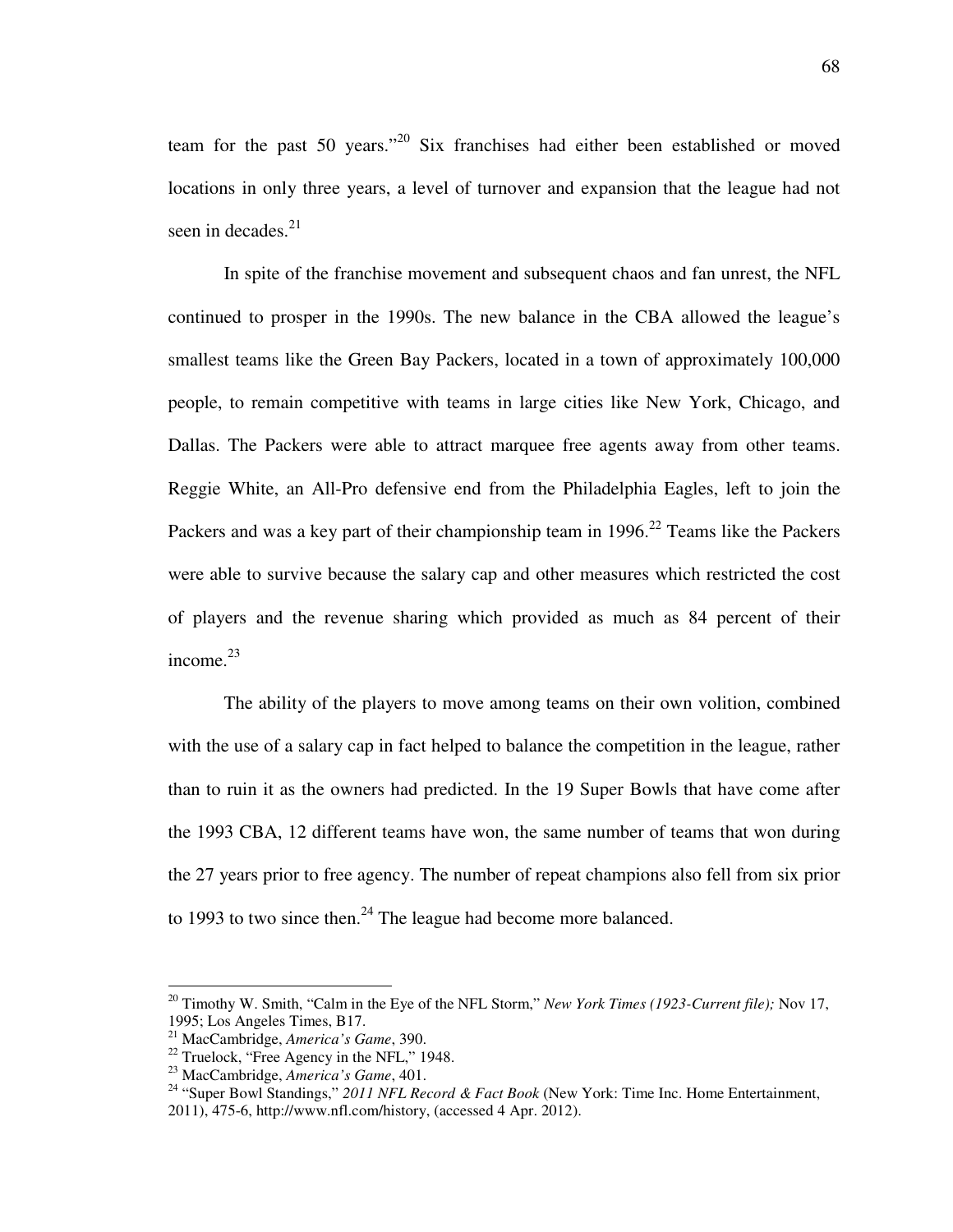team for the past 50 years."[20] Six franchises had either been established or moved locations in only three years, a level of turnover and expansion that the league had not seen in decades.[21]

In spite of the franchise movement and subsequent chaos and fan unrest, the NFL continued to prosper in the 1990s. The new balance in the CBA allowed the league's smallest teams like the Green Bay Packers, located in a town of approximately 100,000 people, to remain competitive with teams in large cities like New York, Chicago, and Dallas. The Packers were able to attract marquee free agents away from other teams. Reggie White, an All-Pro defensive end from the Philadelphia Eagles, left to join the Packers and was a key part of their championship team in 1996.[22] Teams like the Packers were able to survive because the salary cap and other measures which restricted the cost of players and the revenue sharing which provided as much as 84 percent of their income.[23]

The ability of the players to move among teams on their own volition, combined with the use of a salary cap in fact helped to balance the competition in the league, rather than to ruin it as the owners had predicted. In the 19 Super Bowls that have come after the 1993 CBA, 12 different teams have won, the same number of teams that won during the 27 years prior to free agency. The number of repeat champions also fell from six prior to 1993 to two since then.[24] The league had become more balanced.

---

[20] Timothy W. Smith, "Calm in the Eye of the NFL Storm," *New York Times (1923-Current file);* Nov 17, 1995; Los Angeles Times, B17.

[21] MacCambridge, *America's Game*, 390.

[22] Truelock, "Free Agency in the NFL," 1948.

[23] MacCambridge, *America's Game*, 401.

[24] "Super Bowl Standings," *2011 NFL Record & Fact Book* (New York: Time Inc. Home Entertainment, 2011), 475-6, http://www.nfl.com/history, (accessed 4 Apr. 2012).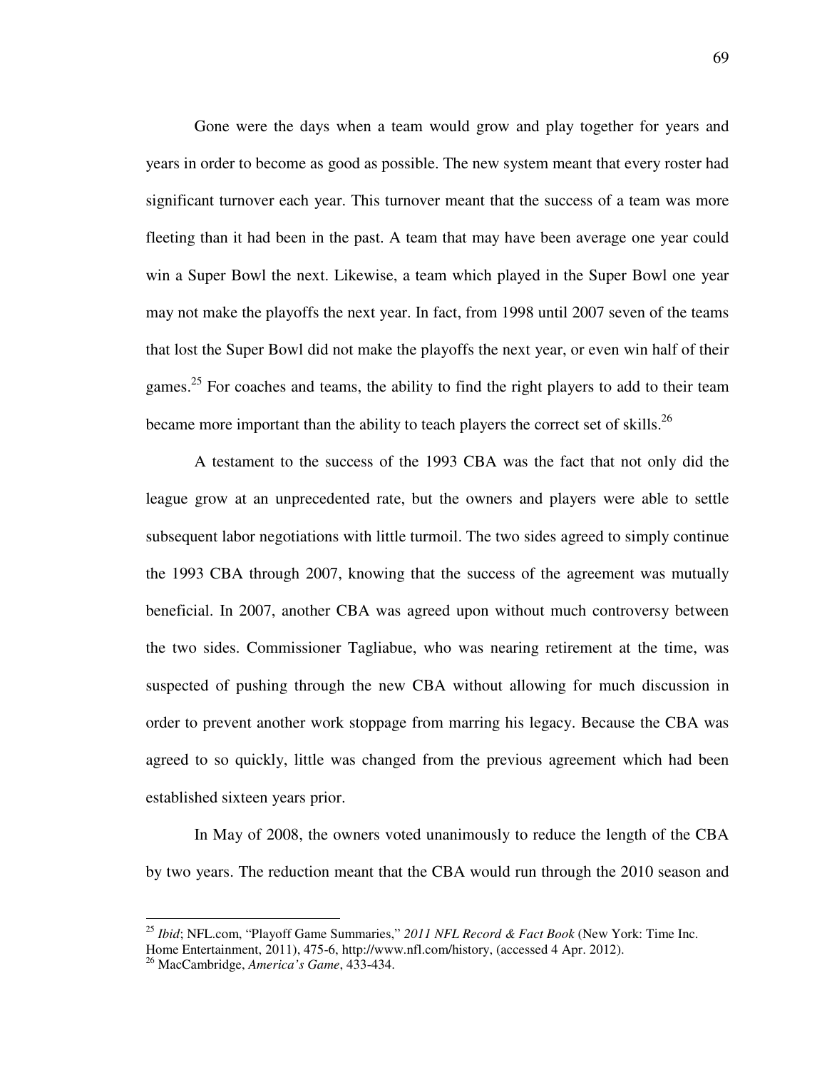Gone were the days when a team would grow and play together for years and years in order to become as good as possible. The new system meant that every roster had significant turnover each year. This turnover meant that the success of a team was more fleeting than it had been in the past. A team that may have been average one year could win a Super Bowl the next. Likewise, a team which played in the Super Bowl one year may not make the playoffs the next year. In fact, from 1998 until 2007 seven of the teams that lost the Super Bowl did not make the playoffs the next year, or even win half of their games.[25] For coaches and teams, the ability to find the right players to add to their team became more important than the ability to teach players the correct set of skills.[26]

A testament to the success of the 1993 CBA was the fact that not only did the league grow at an unprecedented rate, but the owners and players were able to settle subsequent labor negotiations with little turmoil. The two sides agreed to simply continue the 1993 CBA through 2007, knowing that the success of the agreement was mutually beneficial. In 2007, another CBA was agreed upon without much controversy between the two sides. Commissioner Tagliabue, who was nearing retirement at the time, was suspected of pushing through the new CBA without allowing for much discussion in order to prevent another work stoppage from marring his legacy. Because the CBA was agreed to so quickly, little was changed from the previous agreement which had been established sixteen years prior.

In May of 2008, the owners voted unanimously to reduce the length of the CBA by two years. The reduction meant that the CBA would run through the 2010 season and

---

[25] *Ibid*; NFL.com, "Playoff Game Summaries," *2011 NFL Record & Fact Book* (New York: Time Inc. Home Entertainment, 2011), 475-6, http://www.nfl.com/history, (accessed 4 Apr. 2012).

[26] MacCambridge, *America's Game*, 433-434.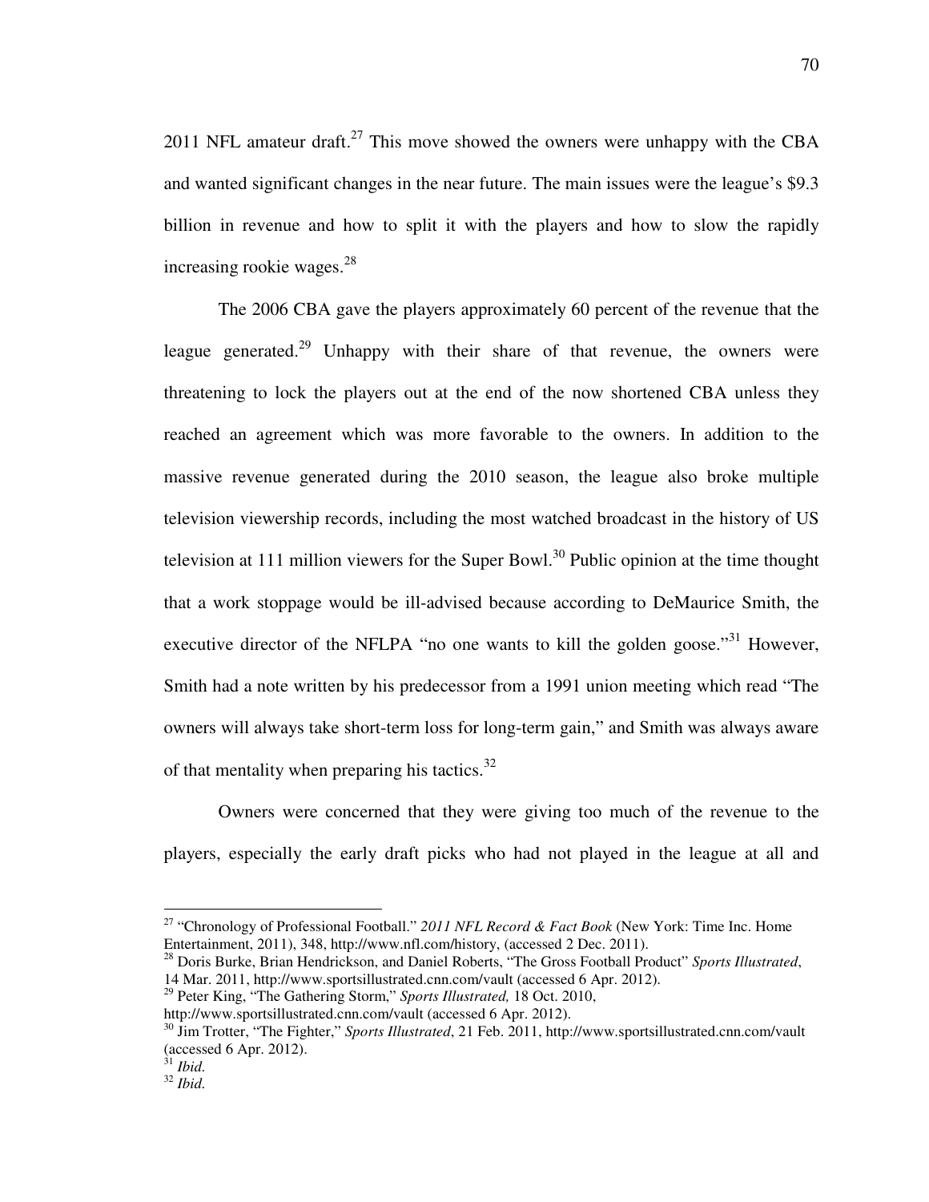2011 NFL amateur draft.[27] This move showed the owners were unhappy with the CBA and wanted significant changes in the near future. The main issues were the league's $9.3 billion in revenue and how to split it with the players and how to slow the rapidly increasing rookie wages.[28]

The 2006 CBA gave the players approximately 60 percent of the revenue that the league generated.[29] Unhappy with their share of that revenue, the owners were threatening to lock the players out at the end of the now shortened CBA unless they reached an agreement which was more favorable to the owners. In addition to the massive revenue generated during the 2010 season, the league also broke multiple television viewership records, including the most watched broadcast in the history of US television at 111 million viewers for the Super Bowl.[30] Public opinion at the time thought that a work stoppage would be ill-advised because according to DeMaurice Smith, the executive director of the NFLPA "no one wants to kill the golden goose."[31] However, Smith had a note written by his predecessor from a 1991 union meeting which read "The owners will always take short-term loss for long-term gain," and Smith was always aware of that mentality when preparing his tactics.[32]

Owners were concerned that they were giving too much of the revenue to the players, especially the early draft picks who had not played in the league at all and

---

[27] "Chronology of Professional Football." *2011 NFL Record & Fact Book* (New York: Time Inc. Home Entertainment, 2011), 348, http://www.nfl.com/history, (accessed 2 Dec. 2011).

[28] Doris Burke, Brian Hendrickson, and Daniel Roberts, "The Gross Football Product" *Sports Illustrated*, 14 Mar. 2011, http://www.sportsillustrated.cnn.com/vault (accessed 6 Apr. 2012).

[29] Peter King, "The Gathering Storm," *Sports Illustrated,* 18 Oct. 2010, http://www.sportsillustrated.cnn.com/vault (accessed 6 Apr. 2012).

[30] Jim Trotter, "The Fighter," *Sports Illustrated*, 21 Feb. 2011, http://www.sportsillustrated.cnn.com/vault (accessed 6 Apr. 2012).

[31] *Ibid.*

[32] *Ibid.*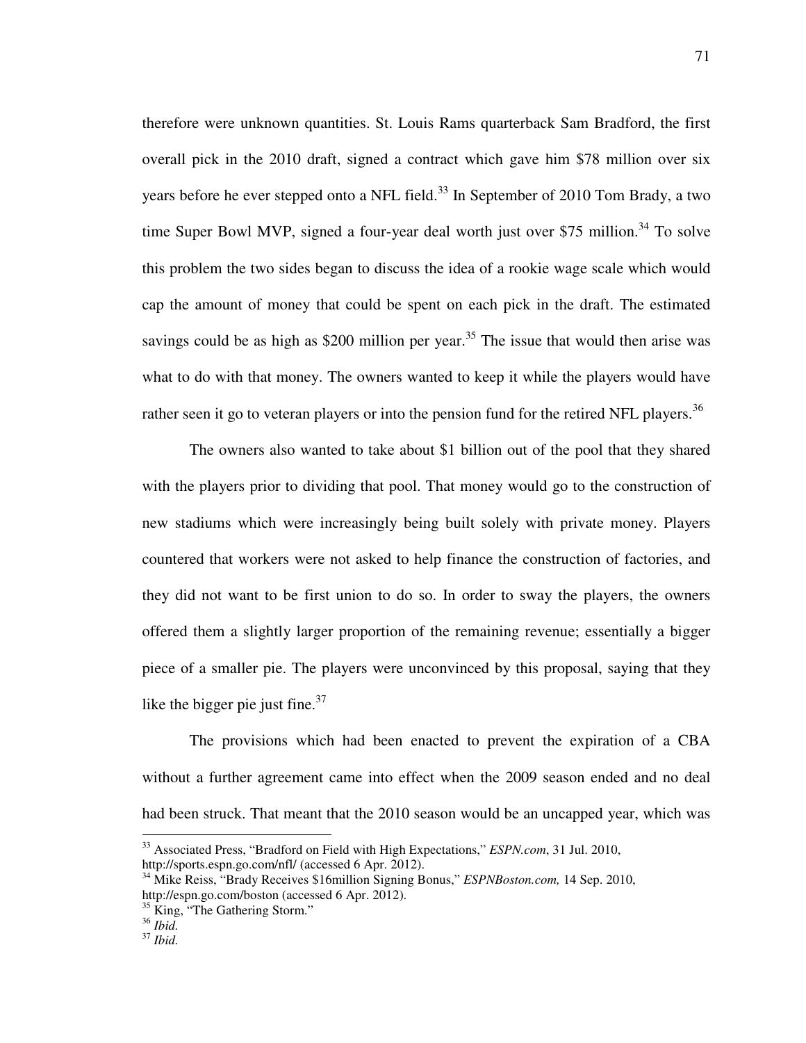therefore were unknown quantities. St. Louis Rams quarterback Sam Bradford, the first overall pick in the 2010 draft, signed a contract which gave him $78 million over six years before he ever stepped onto a NFL field.[33] In September of 2010 Tom Brady, a two time Super Bowl MVP, signed a four-year deal worth just over $75 million.[34] To solve this problem the two sides began to discuss the idea of a rookie wage scale which would cap the amount of money that could be spent on each pick in the draft. The estimated savings could be as high as $200 million per year.[35] The issue that would then arise was what to do with that money. The owners wanted to keep it while the players would have rather seen it go to veteran players or into the pension fund for the retired NFL players.[36]

The owners also wanted to take about $1 billion out of the pool that they shared with the players prior to dividing that pool. That money would go to the construction of new stadiums which were increasingly being built solely with private money. Players countered that workers were not asked to help finance the construction of factories, and they did not want to be first union to do so. In order to sway the players, the owners offered them a slightly larger proportion of the remaining revenue; essentially a bigger piece of a smaller pie. The players were unconvinced by this proposal, saying that they like the bigger pie just fine.[37]

The provisions which had been enacted to prevent the expiration of a CBA without a further agreement came into effect when the 2009 season ended and no deal had been struck. That meant that the 2010 season would be an uncapped year, which was

---

[33] Associated Press, "Bradford on Field with High Expectations," *ESPN.com*, 31 Jul. 2010, http://sports.espn.go.com/nfl/ (accessed 6 Apr. 2012).

[34] Mike Reiss, "Brady Receives $16million Signing Bonus," *ESPNBoston.com,* 14 Sep. 2010, http://espn.go.com/boston (accessed 6 Apr. 2012).

[35] King, "The Gathering Storm."

[36] *Ibid.*

[37] *Ibid.*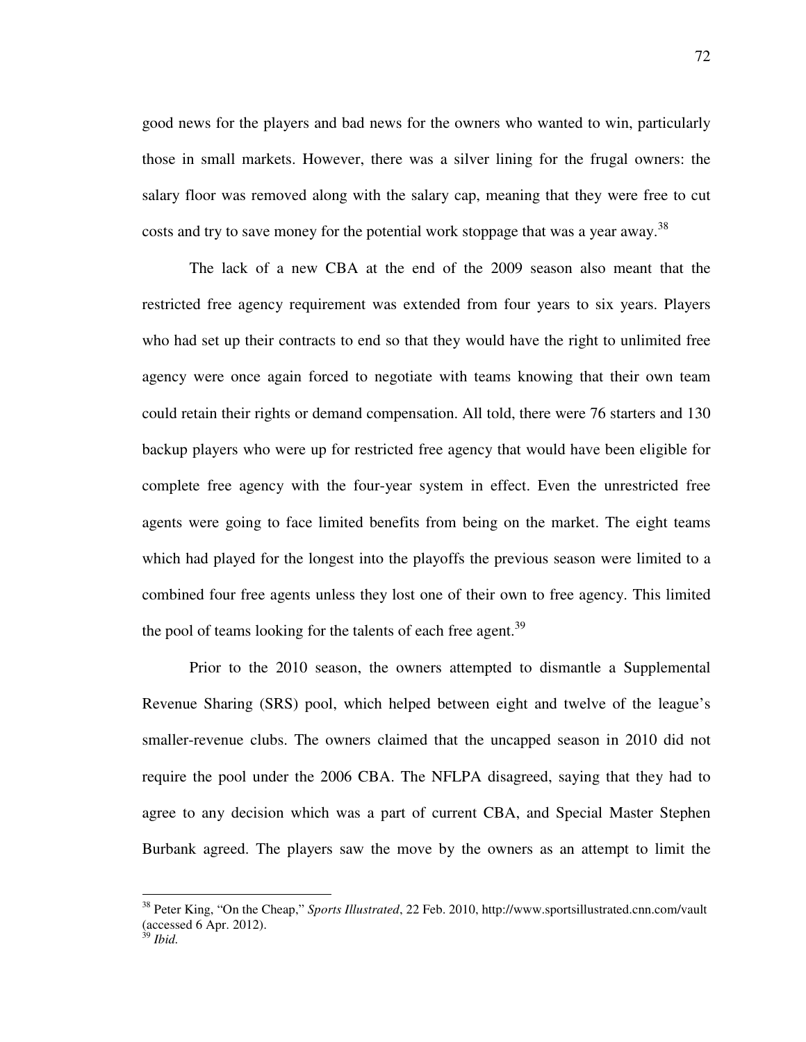good news for the players and bad news for the owners who wanted to win, particularly those in small markets. However, there was a silver lining for the frugal owners: the salary floor was removed along with the salary cap, meaning that they were free to cut costs and try to save money for the potential work stoppage that was a year away.[38]

The lack of a new CBA at the end of the 2009 season also meant that the restricted free agency requirement was extended from four years to six years. Players who had set up their contracts to end so that they would have the right to unlimited free agency were once again forced to negotiate with teams knowing that their own team could retain their rights or demand compensation. All told, there were 76 starters and 130 backup players who were up for restricted free agency that would have been eligible for complete free agency with the four-year system in effect. Even the unrestricted free agents were going to face limited benefits from being on the market. The eight teams which had played for the longest into the playoffs the previous season were limited to a combined four free agents unless they lost one of their own to free agency. This limited the pool of teams looking for the talents of each free agent.[39]

Prior to the 2010 season, the owners attempted to dismantle a Supplemental Revenue Sharing (SRS) pool, which helped between eight and twelve of the league's smaller-revenue clubs. The owners claimed that the uncapped season in 2010 did not require the pool under the 2006 CBA. The NFLPA disagreed, saying that they had to agree to any decision which was a part of current CBA, and Special Master Stephen Burbank agreed. The players saw the move by the owners as an attempt to limit the

---

[38] Peter King, "On the Cheap," *Sports Illustrated*, 22 Feb. 2010, http://www.sportsillustrated.cnn.com/vault (accessed 6 Apr. 2012).

[39] *Ibid.*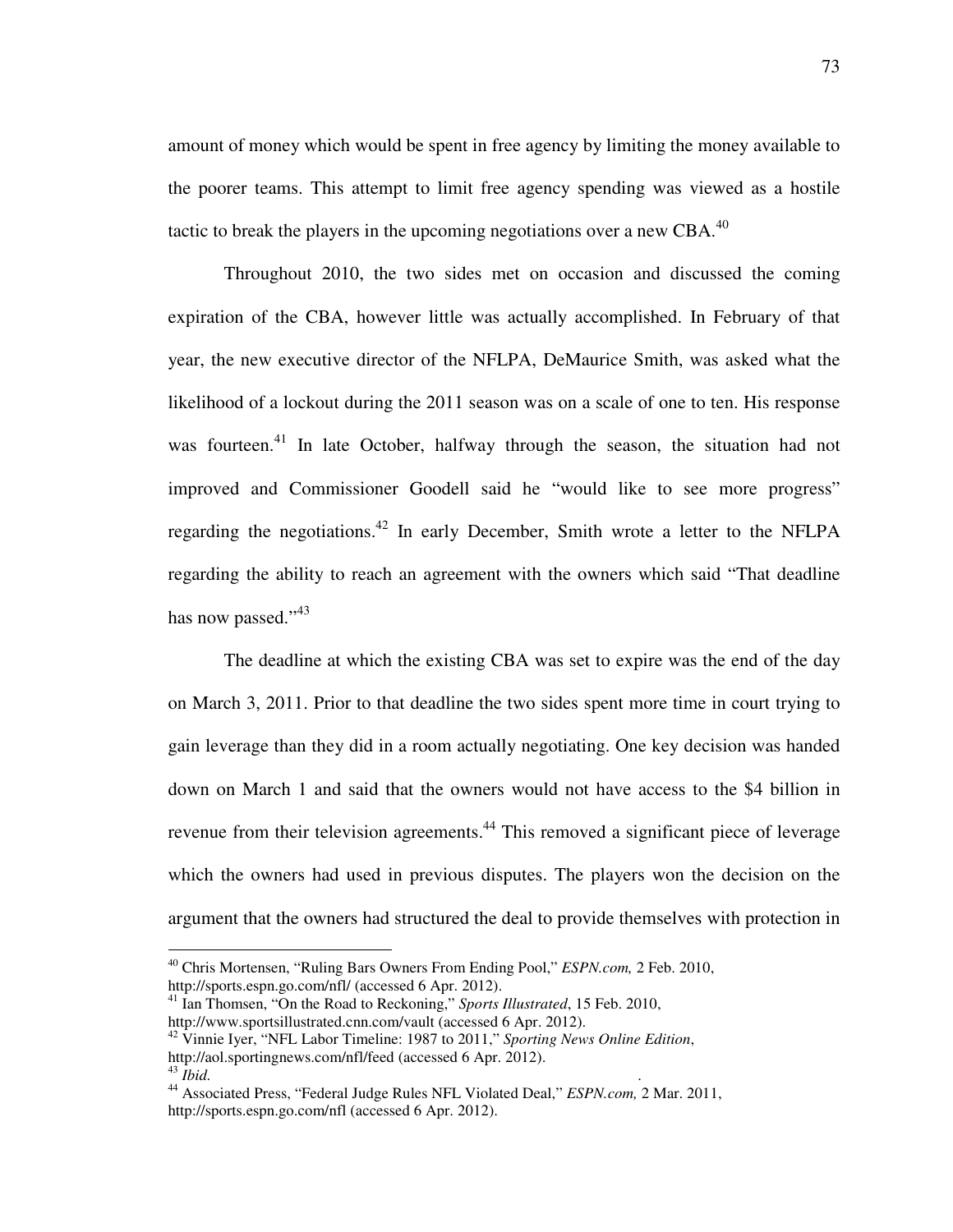amount of money which would be spent in free agency by limiting the money available to the poorer teams. This attempt to limit free agency spending was viewed as a hostile tactic to break the players in the upcoming negotiations over a new CBA.[40]

Throughout 2010, the two sides met on occasion and discussed the coming expiration of the CBA, however little was actually accomplished. In February of that year, the new executive director of the NFLPA, DeMaurice Smith, was asked what the likelihood of a lockout during the 2011 season was on a scale of one to ten. His response was fourteen.[41] In late October, halfway through the season, the situation had not improved and Commissioner Goodell said he "would like to see more progress" regarding the negotiations.[42] In early December, Smith wrote a letter to the NFLPA regarding the ability to reach an agreement with the owners which said "That deadline has now passed."[43]

The deadline at which the existing CBA was set to expire was the end of the day on March 3, 2011. Prior to that deadline the two sides spent more time in court trying to gain leverage than they did in a room actually negotiating. One key decision was handed down on March 1 and said that the owners would not have access to the $4 billion in revenue from their television agreements.[44] This removed a significant piece of leverage which the owners had used in previous disputes. The players won the decision on the argument that the owners had structured the deal to provide themselves with protection in

---

[40] Chris Mortensen, "Ruling Bars Owners From Ending Pool," *ESPN.com,* 2 Feb. 2010, http://sports.espn.go.com/nfl/ (accessed 6 Apr. 2012).

[41] Ian Thomsen, "On the Road to Reckoning," *Sports Illustrated*, 15 Feb. 2010, http://www.sportsillustrated.cnn.com/vault (accessed 6 Apr. 2012).

[42] Vinnie Iyer, "NFL Labor Timeline: 1987 to 2011," *Sporting News Online Edition*, http://aol.sportingnews.com/nfl/feed (accessed 6 Apr. 2012).

[43] *Ibid.*

[44] Associated Press, "Federal Judge Rules NFL Violated Deal," *ESPN.com,* 2 Mar. 2011, http://sports.espn.go.com/nfl (accessed 6 Apr. 2012).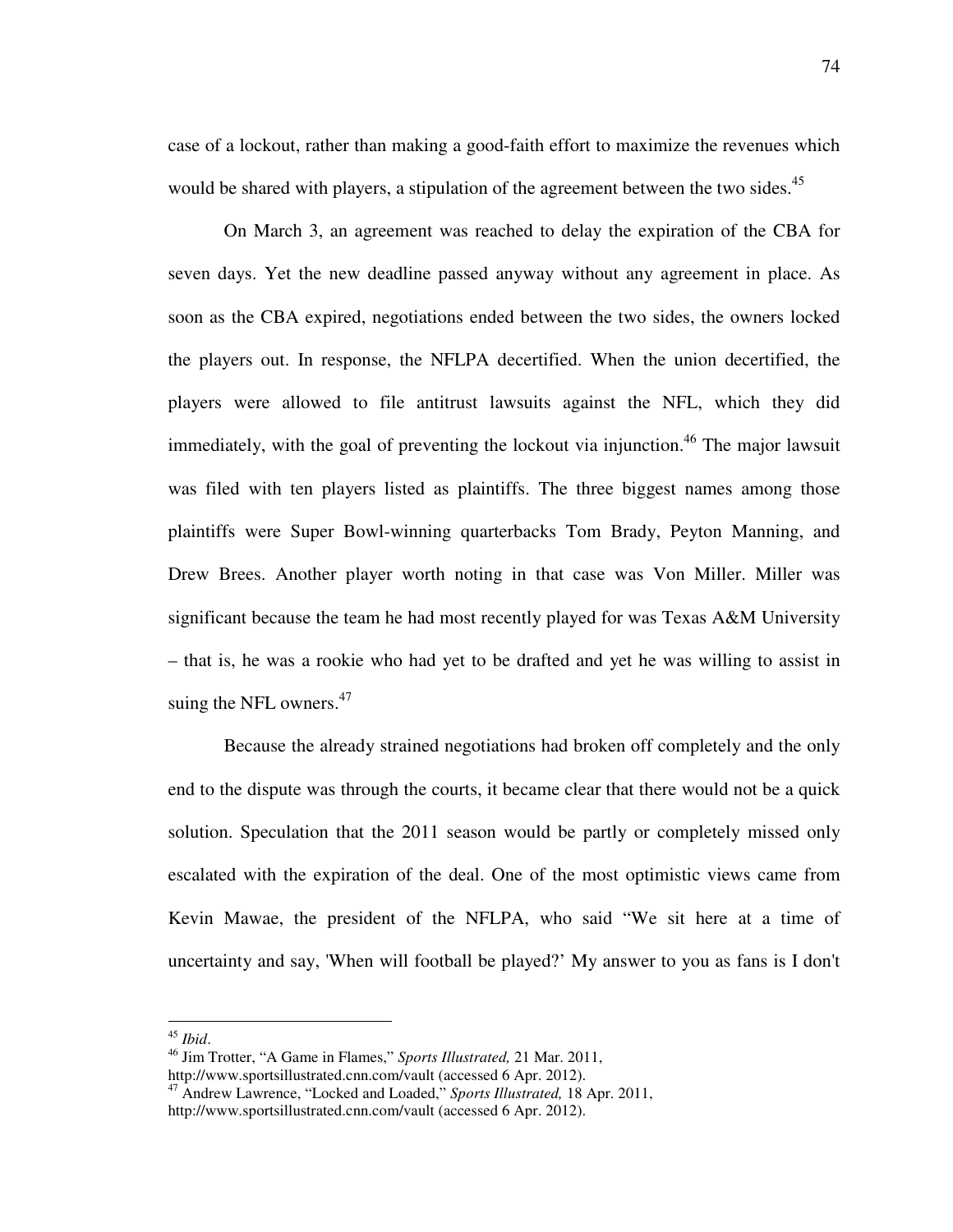case of a lockout, rather than making a good-faith effort to maximize the revenues which would be shared with players, a stipulation of the agreement between the two sides.[45]

On March 3, an agreement was reached to delay the expiration of the CBA for seven days. Yet the new deadline passed anyway without any agreement in place. As soon as the CBA expired, negotiations ended between the two sides, the owners locked the players out. In response, the NFLPA decertified. When the union decertified, the players were allowed to file antitrust lawsuits against the NFL, which they did immediately, with the goal of preventing the lockout via injunction.[46] The major lawsuit was filed with ten players listed as plaintiffs. The three biggest names among those plaintiffs were Super Bowl-winning quarterbacks Tom Brady, Peyton Manning, and Drew Brees. Another player worth noting in that case was Von Miller. Miller was significant because the team he had most recently played for was Texas A&M University – that is, he was a rookie who had yet to be drafted and yet he was willing to assist in suing the NFL owners.[47]

Because the already strained negotiations had broken off completely and the only end to the dispute was through the courts, it became clear that there would not be a quick solution. Speculation that the 2011 season would be partly or completely missed only escalated with the expiration of the deal. One of the most optimistic views came from Kevin Mawae, the president of the NFLPA, who said "We sit here at a time of uncertainty and say, 'When will football be played?' My answer to you as fans is I don't

---

[45] *Ibid*.

[46] Jim Trotter, "A Game in Flames," *Sports Illustrated,* 21 Mar. 2011, http://www.sportsillustrated.cnn.com/vault (accessed 6 Apr. 2012).

[47] Andrew Lawrence, "Locked and Loaded," *Sports Illustrated,* 18 Apr. 2011, http://www.sportsillustrated.cnn.com/vault (accessed 6 Apr. 2012).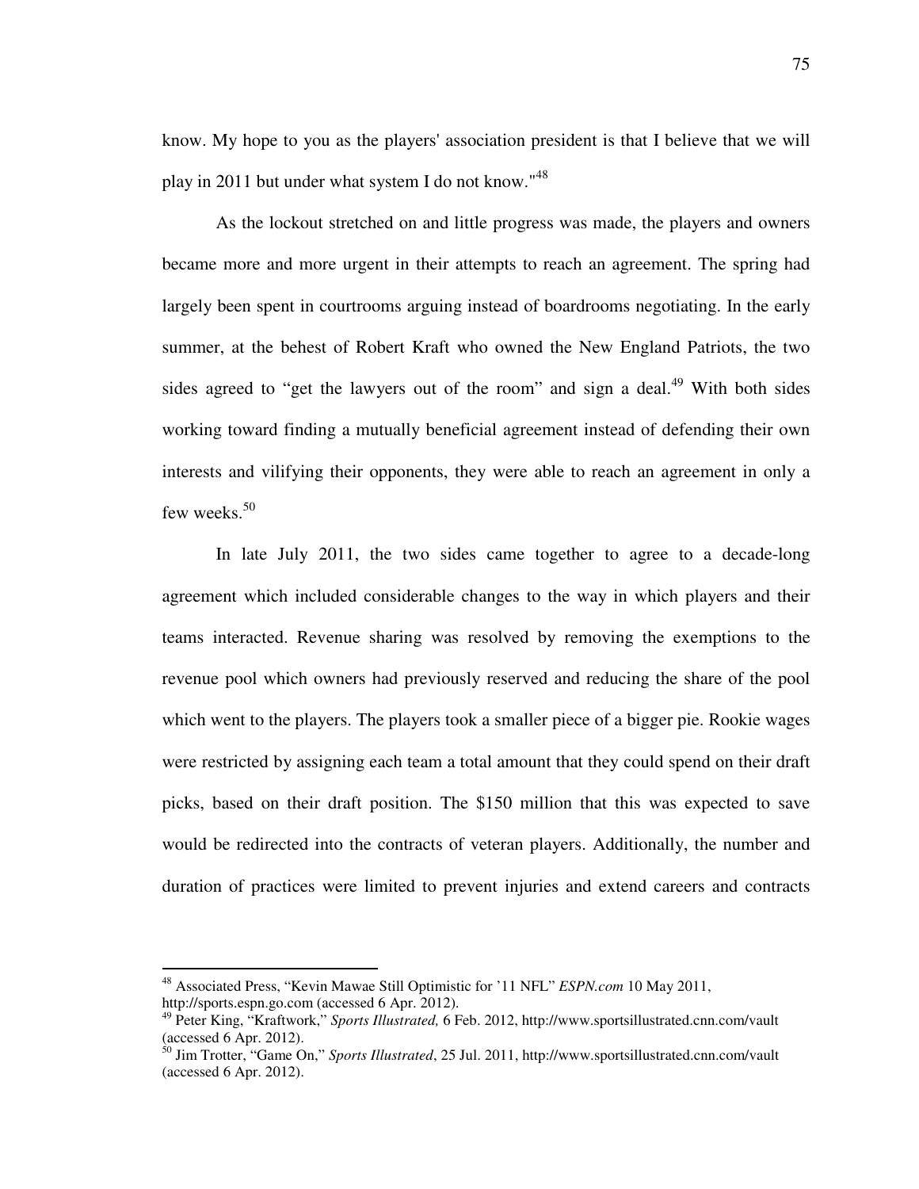know. My hope to you as the players' association president is that I believe that we will play in 2011 but under what system I do not know."[48]

As the lockout stretched on and little progress was made, the players and owners became more and more urgent in their attempts to reach an agreement. The spring had largely been spent in courtrooms arguing instead of boardrooms negotiating. In the early summer, at the behest of Robert Kraft who owned the New England Patriots, the two sides agreed to "get the lawyers out of the room" and sign a deal.[49] With both sides working toward finding a mutually beneficial agreement instead of defending their own interests and vilifying their opponents, they were able to reach an agreement in only a few weeks.[50]

In late July 2011, the two sides came together to agree to a decade-long agreement which included considerable changes to the way in which players and their teams interacted. Revenue sharing was resolved by removing the exemptions to the revenue pool which owners had previously reserved and reducing the share of the pool which went to the players. The players took a smaller piece of a bigger pie. Rookie wages were restricted by assigning each team a total amount that they could spend on their draft picks, based on their draft position. The $150 million that this was expected to save would be redirected into the contracts of veteran players. Additionally, the number and duration of practices were limited to prevent injuries and extend careers and contracts

---

[48] Associated Press, "Kevin Mawae Still Optimistic for '11 NFL" *ESPN.com* 10 May 2011, http://sports.espn.go.com (accessed 6 Apr. 2012).

[49] Peter King, "Kraftwork," *Sports Illustrated,* 6 Feb. 2012, http://www.sportsillustrated.cnn.com/vault (accessed 6 Apr. 2012).

[50] Jim Trotter, "Game On," *Sports Illustrated*, 25 Jul. 2011, http://www.sportsillustrated.cnn.com/vault (accessed 6 Apr. 2012).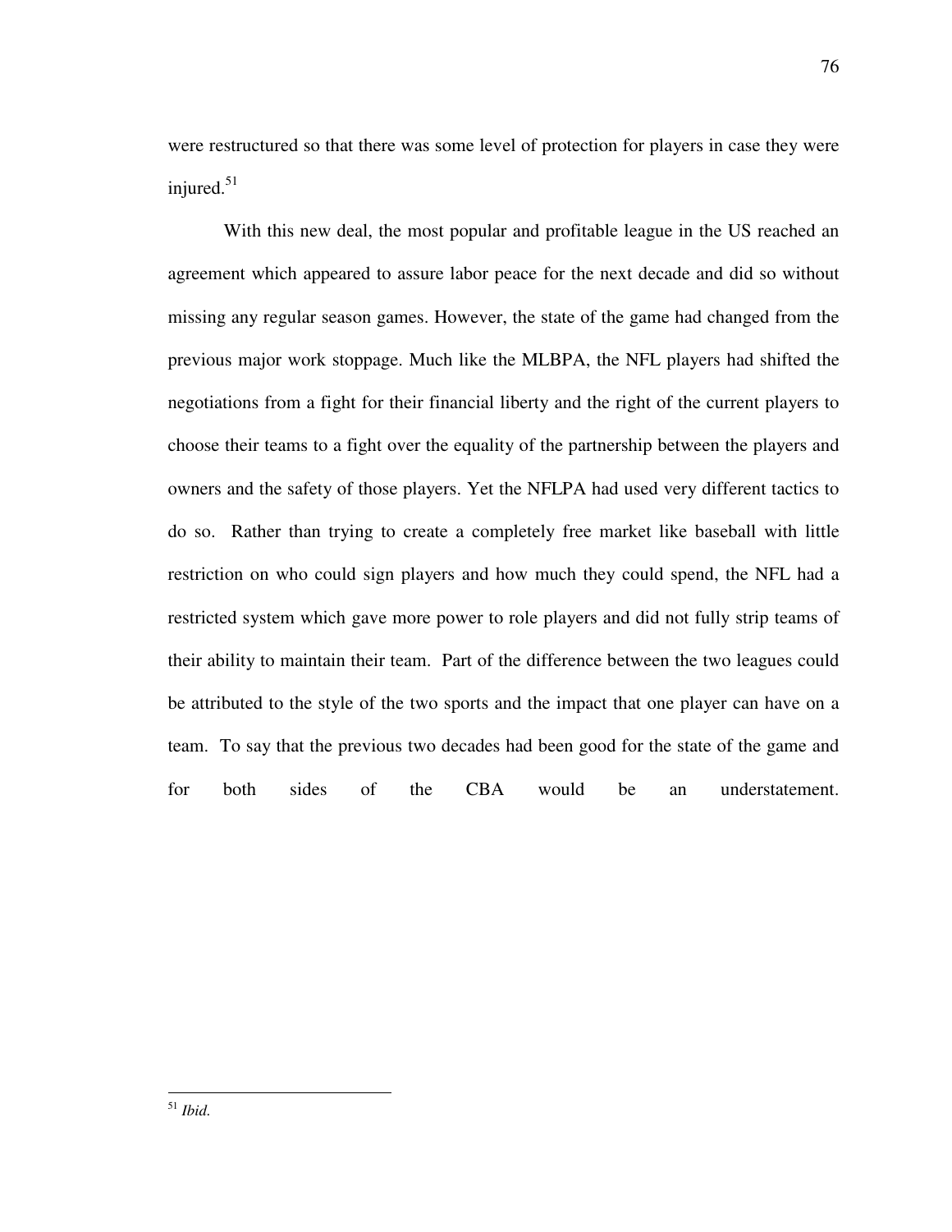were restructured so that there was some level of protection for players in case they were injured.[51]

With this new deal, the most popular and profitable league in the US reached an agreement which appeared to assure labor peace for the next decade and did so without missing any regular season games. However, the state of the game had changed from the previous major work stoppage. Much like the MLBPA, the NFL players had shifted the negotiations from a fight for their financial liberty and the right of the current players to choose their teams to a fight over the equality of the partnership between the players and owners and the safety of those players. Yet the NFLPA had used very different tactics to do so. Rather than trying to create a completely free market like baseball with little restriction on who could sign players and how much they could spend, the NFL had a restricted system which gave more power to role players and did not fully strip teams of their ability to maintain their team. Part of the difference between the two leagues could be attributed to the style of the two sports and the impact that one player can have on a team. To say that the previous two decades had been good for the state of the game and for both sides of the CBA would be an understatement.

---

[51] *Ibid.*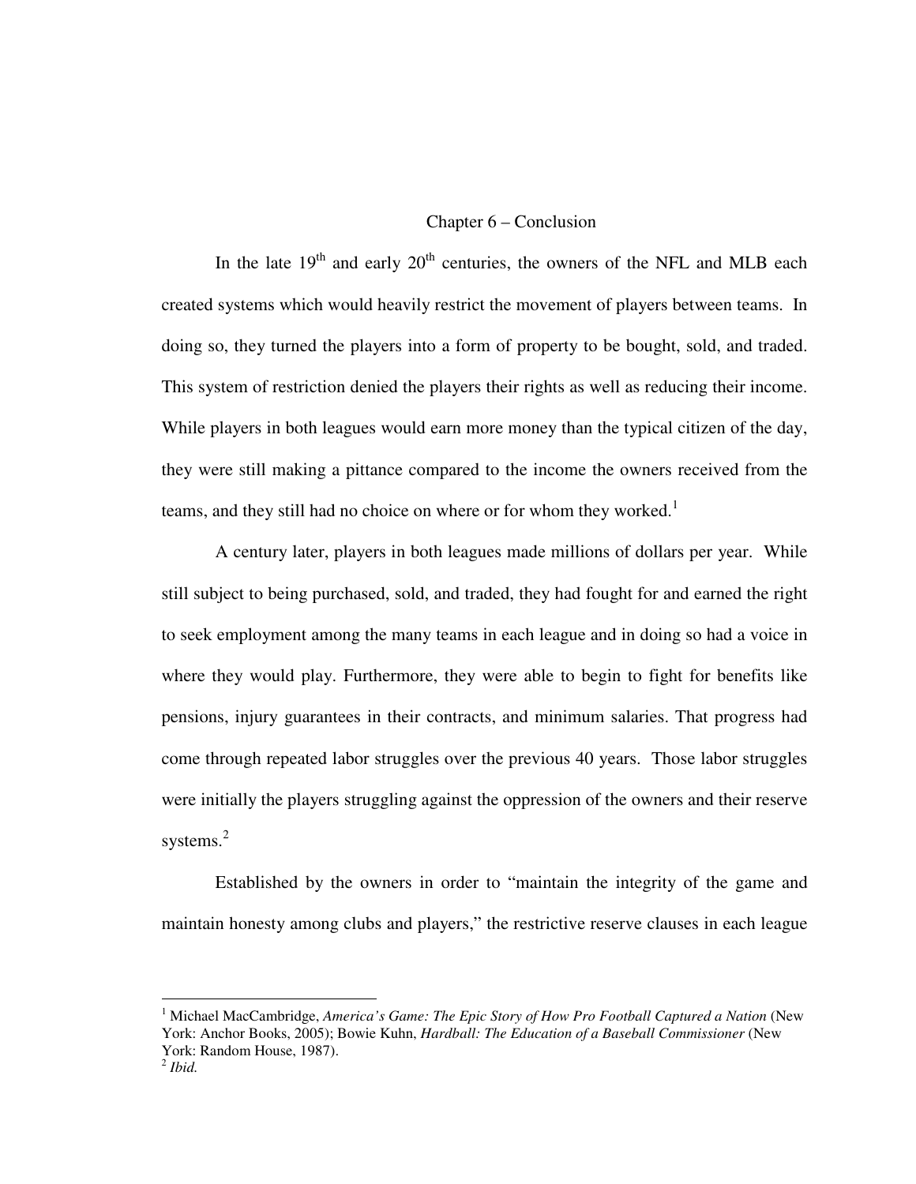# Chapter 6 – Conclusion

In the late 19th and early 20th centuries, the owners of the NFL and MLB each created systems which would heavily restrict the movement of players between teams. In doing so, they turned the players into a form of property to be bought, sold, and traded. This system of restriction denied the players their rights as well as reducing their income. While players in both leagues would earn more money than the typical citizen of the day, they were still making a pittance compared to the income the owners received from the teams, and they still had no choice on where or for whom they worked.[1]

A century later, players in both leagues made millions of dollars per year. While still subject to being purchased, sold, and traded, they had fought for and earned the right to seek employment among the many teams in each league and in doing so had a voice in where they would play. Furthermore, they were able to begin to fight for benefits like pensions, injury guarantees in their contracts, and minimum salaries. That progress had come through repeated labor struggles over the previous 40 years. Those labor struggles were initially the players struggling against the oppression of the owners and their reserve systems.[2]

Established by the owners in order to "maintain the integrity of the game and maintain honesty among clubs and players," the restrictive reserve clauses in each league

---

[1] Michael MacCambridge, *America's Game: The Epic Story of How Pro Football Captured a Nation* (New York: Anchor Books, 2005); Bowie Kuhn, *Hardball: The Education of a Baseball Commissioner* (New York: Random House, 1987).

[2] *Ibid.*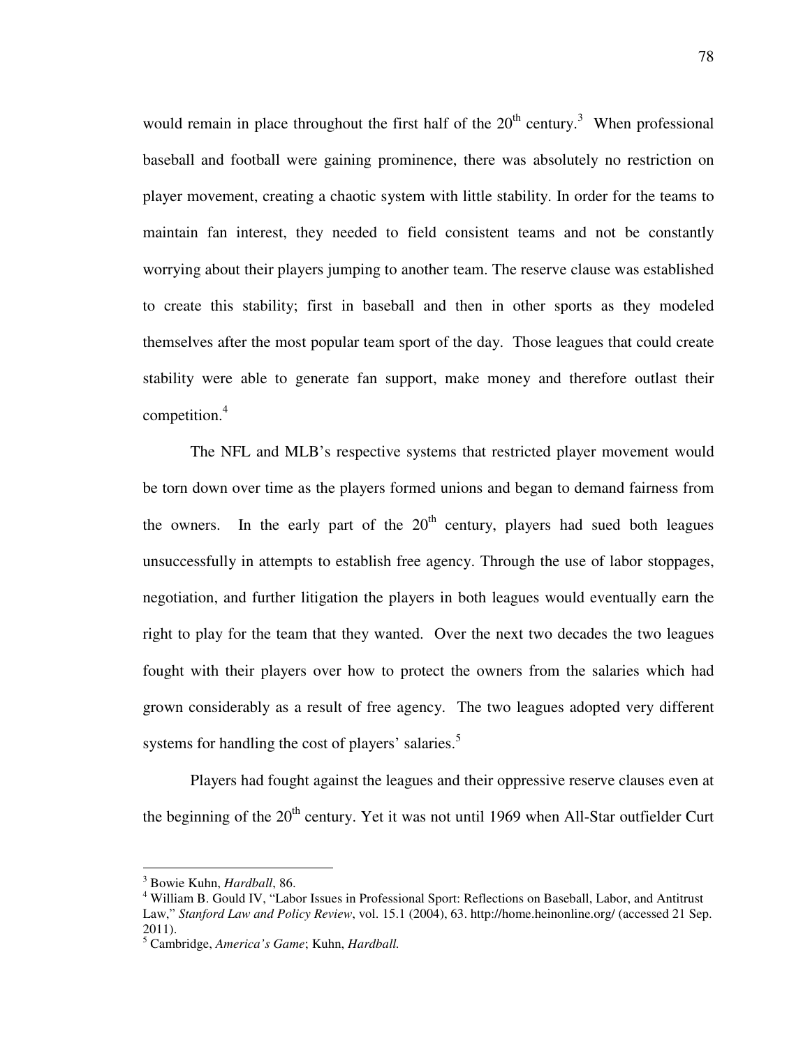would remain in place throughout the first half of the 20th century.[3] When professional baseball and football were gaining prominence, there was absolutely no restriction on player movement, creating a chaotic system with little stability. In order for the teams to maintain fan interest, they needed to field consistent teams and not be constantly worrying about their players jumping to another team. The reserve clause was established to create this stability; first in baseball and then in other sports as they modeled themselves after the most popular team sport of the day. Those leagues that could create stability were able to generate fan support, make money and therefore outlast their competition.[4]

The NFL and MLB's respective systems that restricted player movement would be torn down over time as the players formed unions and began to demand fairness from the owners. In the early part of the 20th century, players had sued both leagues unsuccessfully in attempts to establish free agency. Through the use of labor stoppages, negotiation, and further litigation the players in both leagues would eventually earn the right to play for the team that they wanted. Over the next two decades the two leagues fought with their players over how to protect the owners from the salaries which had grown considerably as a result of free agency. The two leagues adopted very different systems for handling the cost of players' salaries.[5]

Players had fought against the leagues and their oppressive reserve clauses even at the beginning of the 20th century. Yet it was not until 1969 when All-Star outfielder Curt

---

[3] Bowie Kuhn, *Hardball*, 86.

[4] William B. Gould IV, "Labor Issues in Professional Sport: Reflections on Baseball, Labor, and Antitrust Law," *Stanford Law and Policy Review*, vol. 15.1 (2004), 63. http://home.heinonline.org/ (accessed 21 Sep. 2011).

[5] Cambridge, *America's Game*; Kuhn, *Hardball.*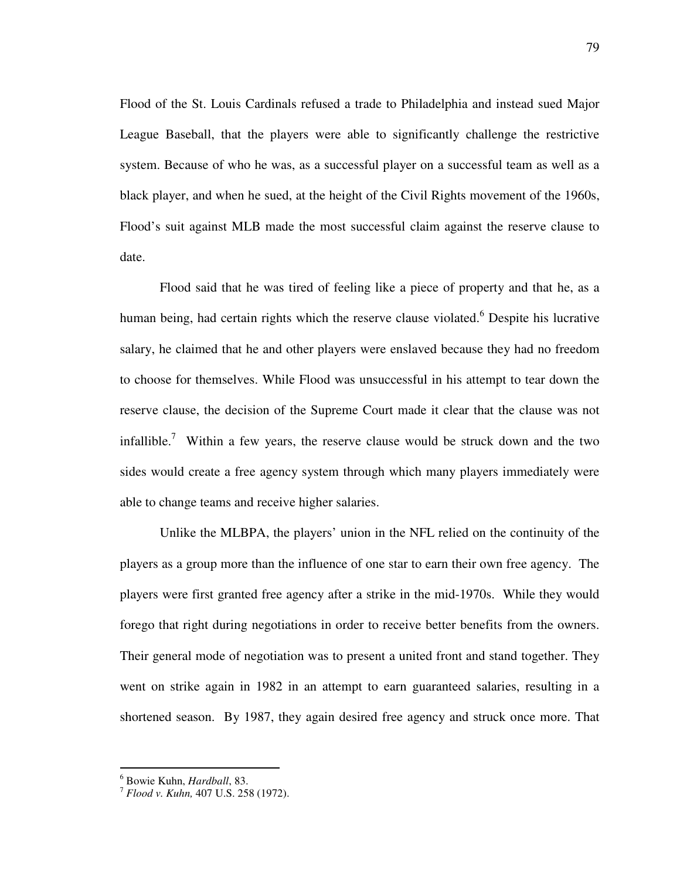Flood of the St. Louis Cardinals refused a trade to Philadelphia and instead sued Major League Baseball, that the players were able to significantly challenge the restrictive system. Because of who he was, as a successful player on a successful team as well as a black player, and when he sued, at the height of the Civil Rights movement of the 1960s, Flood's suit against MLB made the most successful claim against the reserve clause to date.

Flood said that he was tired of feeling like a piece of property and that he, as a human being, had certain rights which the reserve clause violated.[6] Despite his lucrative salary, he claimed that he and other players were enslaved because they had no freedom to choose for themselves. While Flood was unsuccessful in his attempt to tear down the reserve clause, the decision of the Supreme Court made it clear that the clause was not infallible.[7] Within a few years, the reserve clause would be struck down and the two sides would create a free agency system through which many players immediately were able to change teams and receive higher salaries.

Unlike the MLBPA, the players' union in the NFL relied on the continuity of the players as a group more than the influence of one star to earn their own free agency. The players were first granted free agency after a strike in the mid-1970s. While they would forego that right during negotiations in order to receive better benefits from the owners. Their general mode of negotiation was to present a united front and stand together. They went on strike again in 1982 in an attempt to earn guaranteed salaries, resulting in a shortened season. By 1987, they again desired free agency and struck once more. That

---

[6] Bowie Kuhn, *Hardball*, 83.

[7] *Flood v. Kuhn,* 407 U.S. 258 (1972).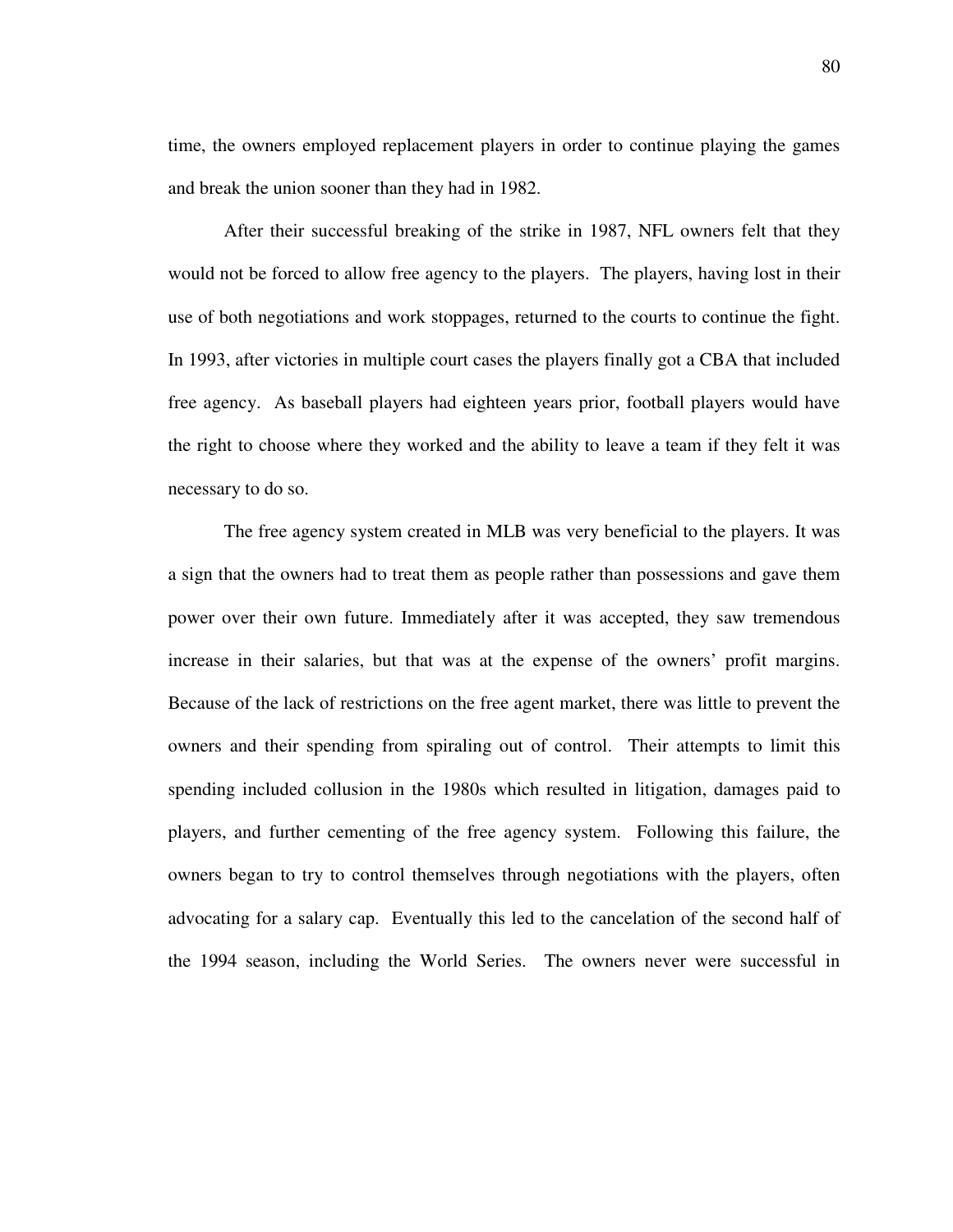time, the owners employed replacement players in order to continue playing the games and break the union sooner than they had in 1982.

After their successful breaking of the strike in 1987, NFL owners felt that they would not be forced to allow free agency to the players. The players, having lost in their use of both negotiations and work stoppages, returned to the courts to continue the fight. In 1993, after victories in multiple court cases the players finally got a CBA that included free agency. As baseball players had eighteen years prior, football players would have the right to choose where they worked and the ability to leave a team if they felt it was necessary to do so.

The free agency system created in MLB was very beneficial to the players. It was a sign that the owners had to treat them as people rather than possessions and gave them power over their own future. Immediately after it was accepted, they saw tremendous increase in their salaries, but that was at the expense of the owners' profit margins. Because of the lack of restrictions on the free agent market, there was little to prevent the owners and their spending from spiraling out of control. Their attempts to limit this spending included collusion in the 1980s which resulted in litigation, damages paid to players, and further cementing of the free agency system. Following this failure, the owners began to try to control themselves through negotiations with the players, often advocating for a salary cap. Eventually this led to the cancelation of the second half of the 1994 season, including the World Series. The owners never were successful in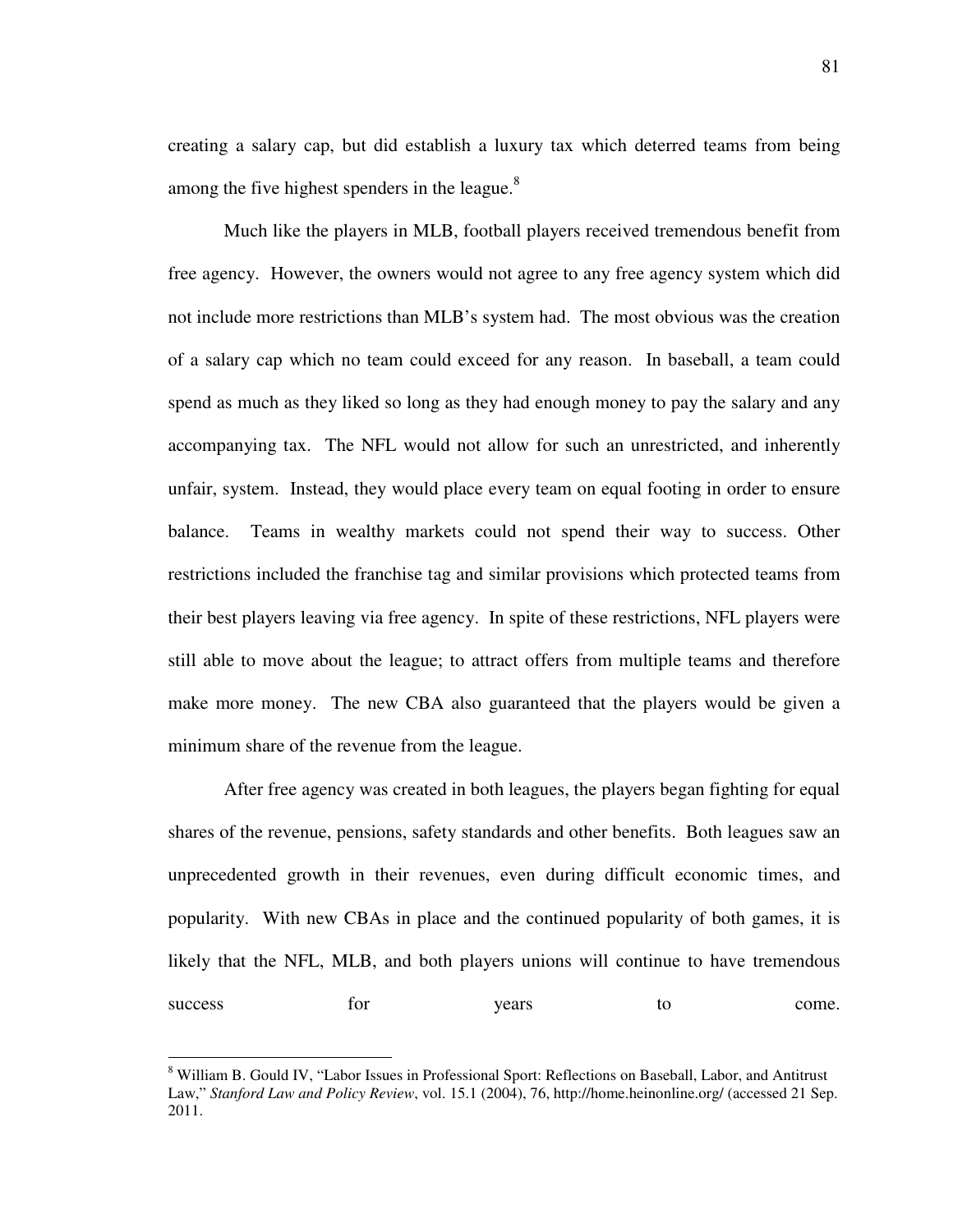creating a salary cap, but did establish a luxury tax which deterred teams from being among the five highest spenders in the league.[8]

Much like the players in MLB, football players received tremendous benefit from free agency. However, the owners would not agree to any free agency system which did not include more restrictions than MLB's system had. The most obvious was the creation of a salary cap which no team could exceed for any reason. In baseball, a team could spend as much as they liked so long as they had enough money to pay the salary and any accompanying tax. The NFL would not allow for such an unrestricted, and inherently unfair, system. Instead, they would place every team on equal footing in order to ensure balance. Teams in wealthy markets could not spend their way to success. Other restrictions included the franchise tag and similar provisions which protected teams from their best players leaving via free agency. In spite of these restrictions, NFL players were still able to move about the league; to attract offers from multiple teams and therefore make more money. The new CBA also guaranteed that the players would be given a minimum share of the revenue from the league.

After free agency was created in both leagues, the players began fighting for equal shares of the revenue, pensions, safety standards and other benefits. Both leagues saw an unprecedented growth in their revenues, even during difficult economic times, and popularity. With new CBAs in place and the continued popularity of both games, it is likely that the NFL, MLB, and both players unions will continue to have tremendous success for years to come.

---

[8] William B. Gould IV, "Labor Issues in Professional Sport: Reflections on Baseball, Labor, and Antitrust Law," *Stanford Law and Policy Review*, vol. 15.1 (2004), 76, http://home.heinonline.org/ (accessed 21 Sep. 2011.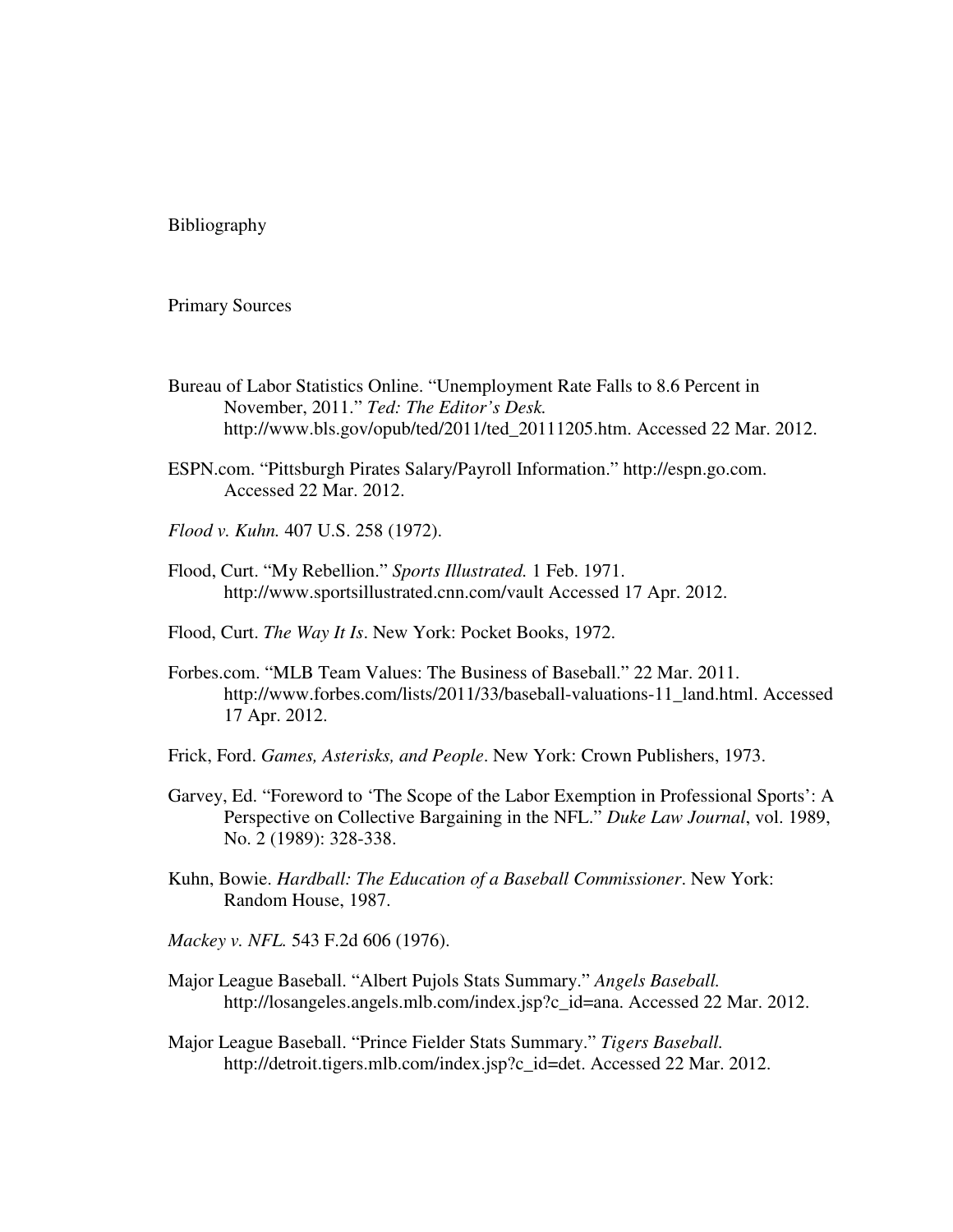# Bibliography

## Primary Sources

Bureau of Labor Statistics Online. "Unemployment Rate Falls to 8.6 Percent in November, 2011." *Ted: The Editor's Desk.* http://www.bls.gov/opub/ted/2011/ted_20111205.htm. Accessed 22 Mar. 2012.

ESPN.com. "Pittsburgh Pirates Salary/Payroll Information." http://espn.go.com. Accessed 22 Mar. 2012.

*Flood v. Kuhn.* 407 U.S. 258 (1972).

Flood, Curt. "My Rebellion." *Sports Illustrated.* 1 Feb. 1971. http://www.sportsillustrated.cnn.com/vault Accessed 17 Apr. 2012.

Flood, Curt. *The Way It Is*. New York: Pocket Books, 1972.

Forbes.com. "MLB Team Values: The Business of Baseball." 22 Mar. 2011. http://www.forbes.com/lists/2011/33/baseball-valuations-11_land.html. Accessed 17 Apr. 2012.

Frick, Ford. *Games, Asterisks, and People*. New York: Crown Publishers, 1973.

Garvey, Ed. "Foreword to 'The Scope of the Labor Exemption in Professional Sports': A Perspective on Collective Bargaining in the NFL." *Duke Law Journal*, vol. 1989, No. 2 (1989): 328-338.

Kuhn, Bowie. *Hardball: The Education of a Baseball Commissioner*. New York: Random House, 1987.

*Mackey v. NFL.* 543 F.2d 606 (1976).

Major League Baseball. "Albert Pujols Stats Summary." *Angels Baseball.* http://losangeles.angels.mlb.com/index.jsp?c_id=ana. Accessed 22 Mar. 2012.

Major League Baseball. "Prince Fielder Stats Summary." *Tigers Baseball.* http://detroit.tigers.mlb.com/index.jsp?c_id=det. Accessed 22 Mar. 2012.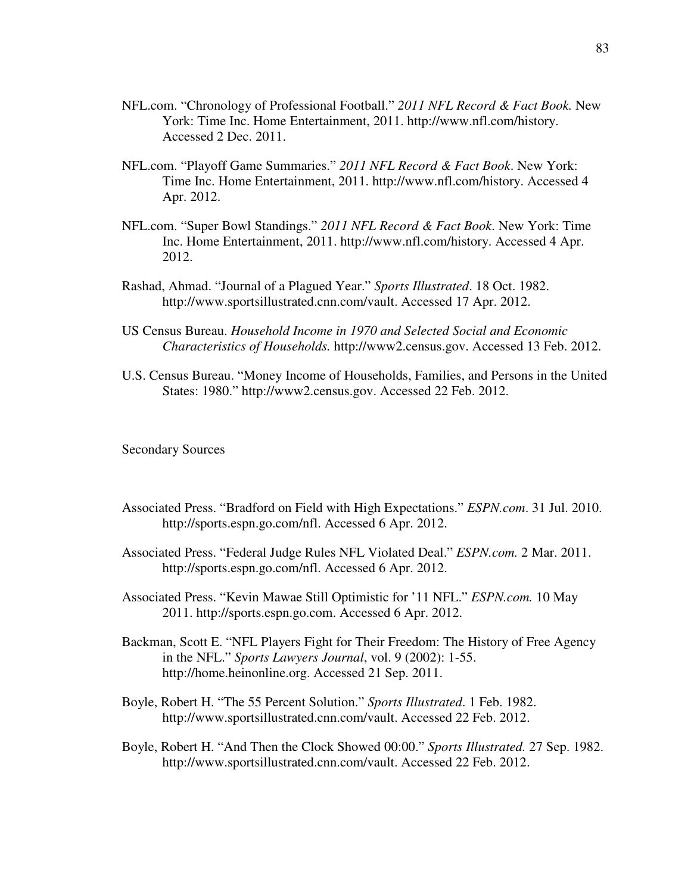NFL.com. "Chronology of Professional Football." *2011 NFL Record & Fact Book.* New York: Time Inc. Home Entertainment, 2011. http://www.nfl.com/history. Accessed 2 Dec. 2011.

NFL.com. "Playoff Game Summaries." *2011 NFL Record & Fact Book*. New York: Time Inc. Home Entertainment, 2011. http://www.nfl.com/history. Accessed 4 Apr. 2012.

NFL.com. "Super Bowl Standings." *2011 NFL Record & Fact Book*. New York: Time Inc. Home Entertainment, 2011. http://www.nfl.com/history. Accessed 4 Apr. 2012.

Rashad, Ahmad. "Journal of a Plagued Year." *Sports Illustrated*. 18 Oct. 1982. http://www.sportsillustrated.cnn.com/vault. Accessed 17 Apr. 2012.

US Census Bureau. *Household Income in 1970 and Selected Social and Economic Characteristics of Households.* http://www2.census.gov. Accessed 13 Feb. 2012.

U.S. Census Bureau. "Money Income of Households, Families, and Persons in the United States: 1980." http://www2.census.gov. Accessed 22 Feb. 2012.

Secondary Sources

Associated Press. "Bradford on Field with High Expectations." *ESPN.com*. 31 Jul. 2010. http://sports.espn.go.com/nfl. Accessed 6 Apr. 2012.

Associated Press. "Federal Judge Rules NFL Violated Deal." *ESPN.com.* 2 Mar. 2011. http://sports.espn.go.com/nfl. Accessed 6 Apr. 2012.

Associated Press. "Kevin Mawae Still Optimistic for '11 NFL." *ESPN.com.* 10 May 2011. http://sports.espn.go.com. Accessed 6 Apr. 2012.

Backman, Scott E. "NFL Players Fight for Their Freedom: The History of Free Agency in the NFL." *Sports Lawyers Journal*, vol. 9 (2002): 1-55. http://home.heinonline.org. Accessed 21 Sep. 2011.

Boyle, Robert H. "The 55 Percent Solution." *Sports Illustrated*. 1 Feb. 1982. http://www.sportsillustrated.cnn.com/vault. Accessed 22 Feb. 2012.

Boyle, Robert H. "And Then the Clock Showed 00:00." *Sports Illustrated.* 27 Sep. 1982. http://www.sportsillustrated.cnn.com/vault. Accessed 22 Feb. 2012.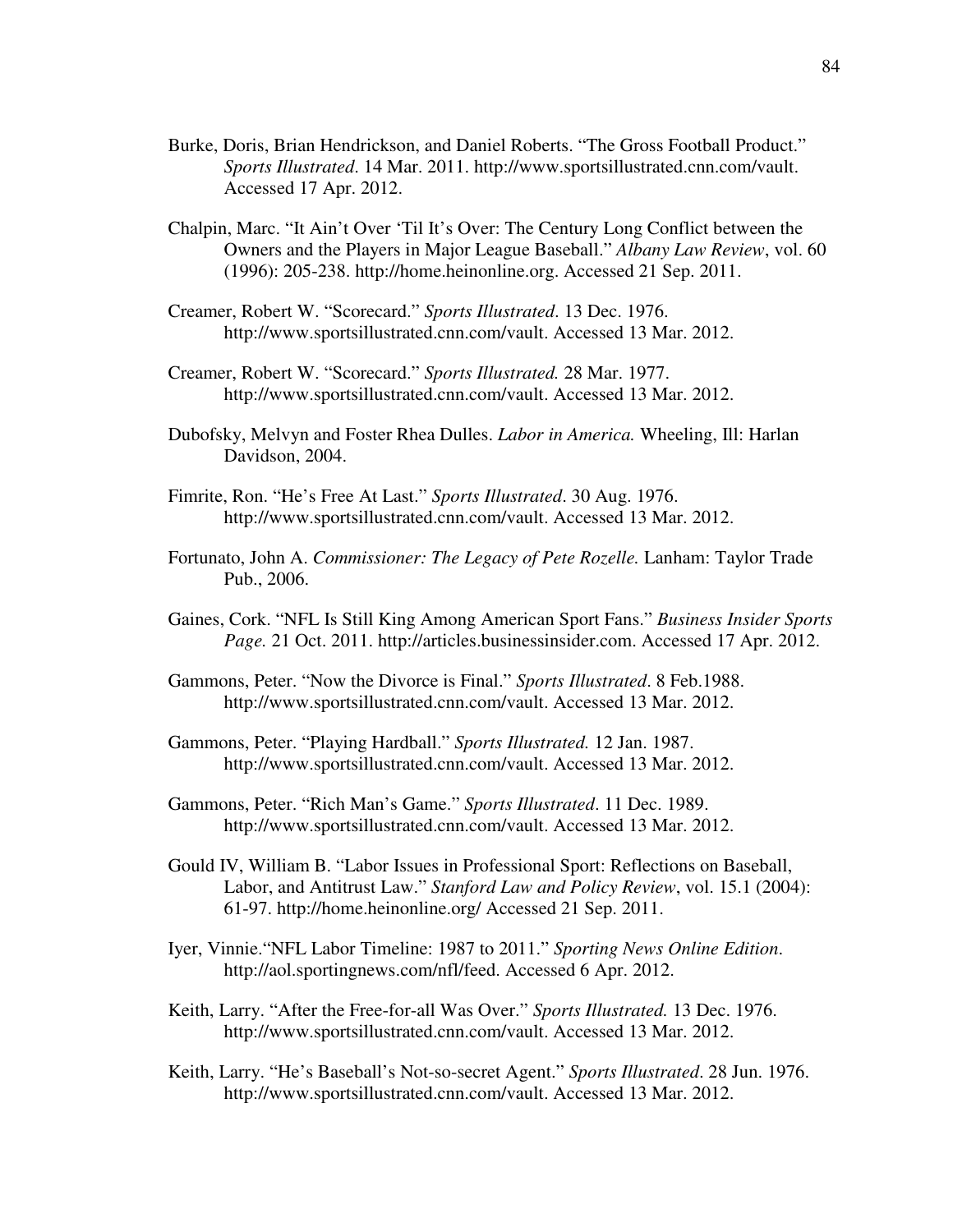Burke, Doris, Brian Hendrickson, and Daniel Roberts. "The Gross Football Product." *Sports Illustrated*. 14 Mar. 2011. http://www.sportsillustrated.cnn.com/vault. Accessed 17 Apr. 2012.

Chalpin, Marc. "It Ain't Over 'Til It's Over: The Century Long Conflict between the Owners and the Players in Major League Baseball." *Albany Law Review*, vol. 60 (1996): 205-238. http://home.heinonline.org. Accessed 21 Sep. 2011.

Creamer, Robert W. "Scorecard." *Sports Illustrated*. 13 Dec. 1976. http://www.sportsillustrated.cnn.com/vault. Accessed 13 Mar. 2012.

Creamer, Robert W. "Scorecard." *Sports Illustrated.* 28 Mar. 1977. http://www.sportsillustrated.cnn.com/vault. Accessed 13 Mar. 2012.

Dubofsky, Melvyn and Foster Rhea Dulles. *Labor in America.* Wheeling, Ill: Harlan Davidson, 2004.

Fimrite, Ron. "He's Free At Last." *Sports Illustrated*. 30 Aug. 1976. http://www.sportsillustrated.cnn.com/vault. Accessed 13 Mar. 2012.

Fortunato, John A. *Commissioner: The Legacy of Pete Rozelle.* Lanham: Taylor Trade Pub., 2006.

Gaines, Cork. "NFL Is Still King Among American Sport Fans." *Business Insider Sports Page.* 21 Oct. 2011. http://articles.businessinsider.com. Accessed 17 Apr. 2012.

Gammons, Peter. "Now the Divorce is Final." *Sports Illustrated*. 8 Feb.1988. http://www.sportsillustrated.cnn.com/vault. Accessed 13 Mar. 2012.

Gammons, Peter. "Playing Hardball." *Sports Illustrated.* 12 Jan. 1987. http://www.sportsillustrated.cnn.com/vault. Accessed 13 Mar. 2012.

Gammons, Peter. "Rich Man's Game." *Sports Illustrated*. 11 Dec. 1989. http://www.sportsillustrated.cnn.com/vault. Accessed 13 Mar. 2012.

Gould IV, William B. "Labor Issues in Professional Sport: Reflections on Baseball, Labor, and Antitrust Law." *Stanford Law and Policy Review*, vol. 15.1 (2004): 61-97. http://home.heinonline.org/ Accessed 21 Sep. 2011.

Iyer, Vinnie."NFL Labor Timeline: 1987 to 2011." *Sporting News Online Edition*. http://aol.sportingnews.com/nfl/feed. Accessed 6 Apr. 2012.

Keith, Larry. "After the Free-for-all Was Over." *Sports Illustrated.* 13 Dec. 1976. http://www.sportsillustrated.cnn.com/vault. Accessed 13 Mar. 2012.

Keith, Larry. "He's Baseball's Not-so-secret Agent." *Sports Illustrated*. 28 Jun. 1976. http://www.sportsillustrated.cnn.com/vault. Accessed 13 Mar. 2012.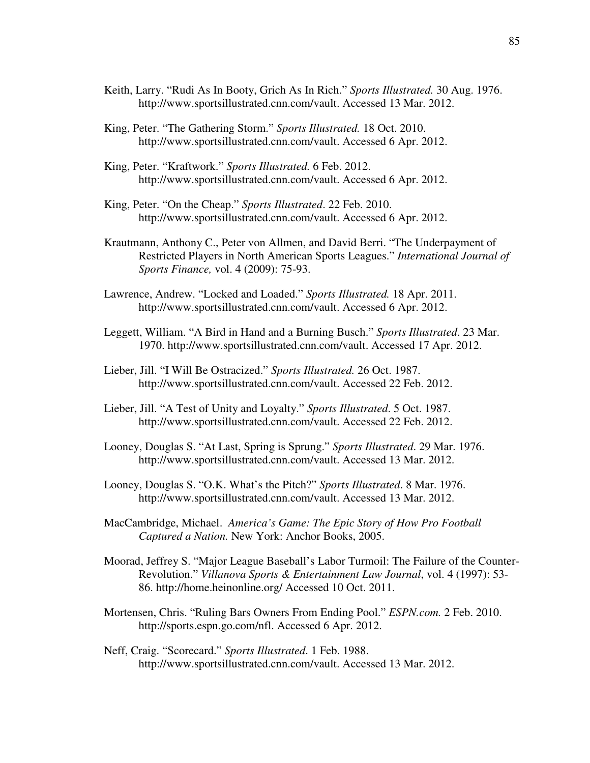Keith, Larry. "Rudi As In Booty, Grich As In Rich." *Sports Illustrated.* 30 Aug. 1976. http://www.sportsillustrated.cnn.com/vault. Accessed 13 Mar. 2012.

King, Peter. "The Gathering Storm." *Sports Illustrated.* 18 Oct. 2010. http://www.sportsillustrated.cnn.com/vault. Accessed 6 Apr. 2012.

King, Peter. "Kraftwork." *Sports Illustrated.* 6 Feb. 2012. http://www.sportsillustrated.cnn.com/vault. Accessed 6 Apr. 2012.

King, Peter. "On the Cheap." *Sports Illustrated*. 22 Feb. 2010. http://www.sportsillustrated.cnn.com/vault. Accessed 6 Apr. 2012.

Krautmann, Anthony C., Peter von Allmen, and David Berri. "The Underpayment of Restricted Players in North American Sports Leagues." *International Journal of Sports Finance,* vol. 4 (2009): 75-93.

Lawrence, Andrew. "Locked and Loaded." *Sports Illustrated.* 18 Apr. 2011. http://www.sportsillustrated.cnn.com/vault. Accessed 6 Apr. 2012.

Leggett, William. "A Bird in Hand and a Burning Busch." *Sports Illustrated*. 23 Mar. 1970. http://www.sportsillustrated.cnn.com/vault. Accessed 17 Apr. 2012.

Lieber, Jill. "I Will Be Ostracized." *Sports Illustrated.* 26 Oct. 1987. http://www.sportsillustrated.cnn.com/vault. Accessed 22 Feb. 2012.

Lieber, Jill. "A Test of Unity and Loyalty." *Sports Illustrated*. 5 Oct. 1987. http://www.sportsillustrated.cnn.com/vault. Accessed 22 Feb. 2012.

Looney, Douglas S. "At Last, Spring is Sprung." *Sports Illustrated*. 29 Mar. 1976. http://www.sportsillustrated.cnn.com/vault. Accessed 13 Mar. 2012.

Looney, Douglas S. "O.K. What's the Pitch?" *Sports Illustrated*. 8 Mar. 1976. http://www.sportsillustrated.cnn.com/vault. Accessed 13 Mar. 2012.

MacCambridge, Michael. *America's Game: The Epic Story of How Pro Football Captured a Nation.* New York: Anchor Books, 2005.

Moorad, Jeffrey S. "Major League Baseball's Labor Turmoil: The Failure of the Counter-Revolution." *Villanova Sports & Entertainment Law Journal*, vol. 4 (1997): 53-86. http://home.heinonline.org/ Accessed 10 Oct. 2011.

Mortensen, Chris. "Ruling Bars Owners From Ending Pool." *ESPN.com.* 2 Feb. 2010. http://sports.espn.go.com/nfl. Accessed 6 Apr. 2012.

Neff, Craig. "Scorecard." *Sports Illustrated*. 1 Feb. 1988. http://www.sportsillustrated.cnn.com/vault. Accessed 13 Mar. 2012.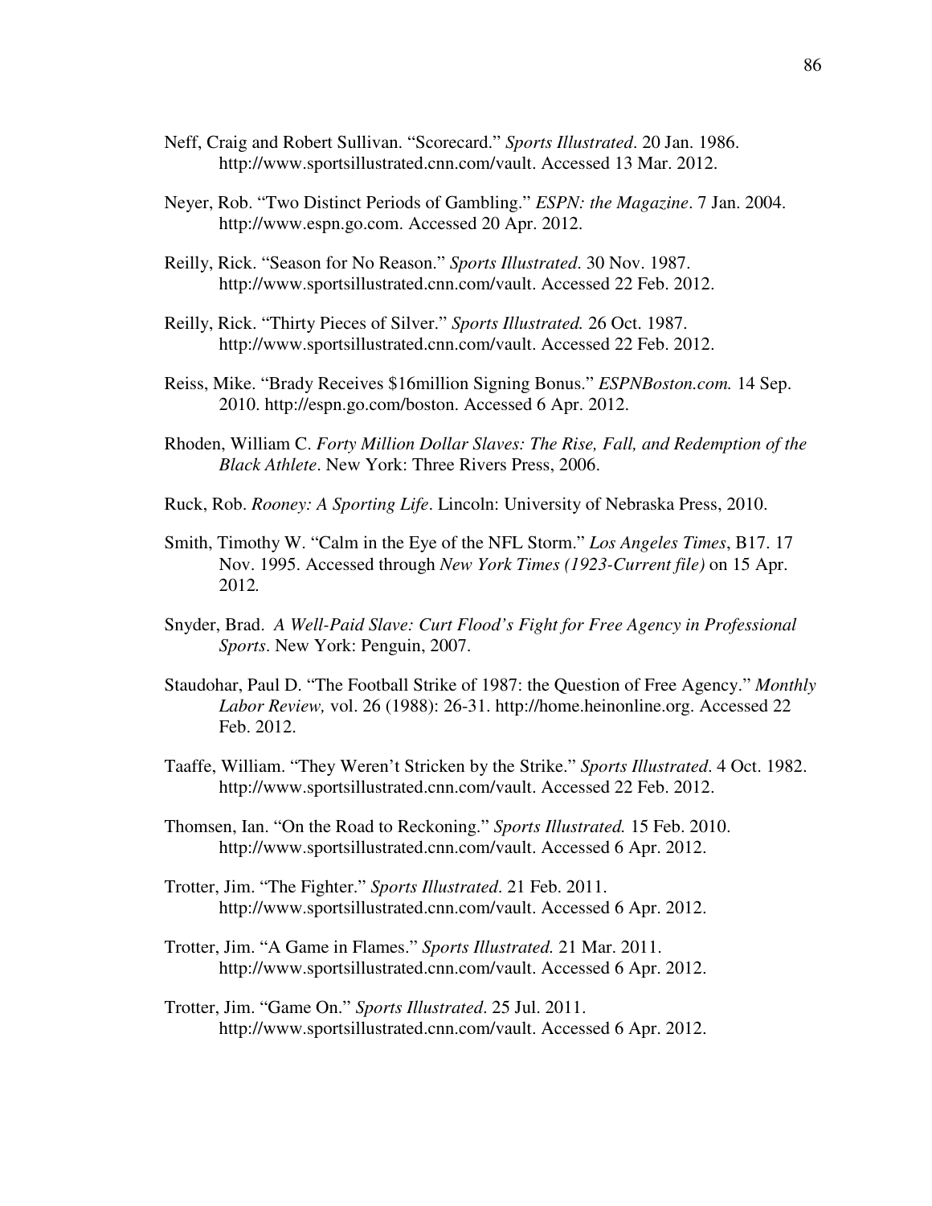Neff, Craig and Robert Sullivan. "Scorecard." *Sports Illustrated*. 20 Jan. 1986. http://www.sportsillustrated.cnn.com/vault. Accessed 13 Mar. 2012.

Neyer, Rob. "Two Distinct Periods of Gambling." *ESPN: the Magazine*. 7 Jan. 2004. http://www.espn.go.com. Accessed 20 Apr. 2012.

Reilly, Rick. "Season for No Reason." *Sports Illustrated*. 30 Nov. 1987. http://www.sportsillustrated.cnn.com/vault. Accessed 22 Feb. 2012.

Reilly, Rick. "Thirty Pieces of Silver." *Sports Illustrated.* 26 Oct. 1987. http://www.sportsillustrated.cnn.com/vault. Accessed 22 Feb. 2012.

Reiss, Mike. "Brady Receives $16million Signing Bonus." *ESPNBoston.com.* 14 Sep. 2010. http://espn.go.com/boston. Accessed 6 Apr. 2012.

Rhoden, William C. *Forty Million Dollar Slaves: The Rise, Fall, and Redemption of the Black Athlete*. New York: Three Rivers Press, 2006.

Ruck, Rob. *Rooney: A Sporting Life*. Lincoln: University of Nebraska Press, 2010.

Smith, Timothy W. "Calm in the Eye of the NFL Storm." *Los Angeles Times*, B17. 17 Nov. 1995. Accessed through *New York Times (1923-Current file)* on 15 Apr. 2012*.*

Snyder, Brad. *A Well-Paid Slave: Curt Flood's Fight for Free Agency in Professional Sports*. New York: Penguin, 2007.

Staudohar, Paul D. "The Football Strike of 1987: the Question of Free Agency." *Monthly Labor Review,* vol. 26 (1988): 26-31. http://home.heinonline.org. Accessed 22 Feb. 2012.

Taaffe, William. "They Weren't Stricken by the Strike." *Sports Illustrated*. 4 Oct. 1982. http://www.sportsillustrated.cnn.com/vault. Accessed 22 Feb. 2012.

Thomsen, Ian. "On the Road to Reckoning." *Sports Illustrated.* 15 Feb. 2010. http://www.sportsillustrated.cnn.com/vault. Accessed 6 Apr. 2012.

Trotter, Jim. "The Fighter." *Sports Illustrated*. 21 Feb. 2011. http://www.sportsillustrated.cnn.com/vault. Accessed 6 Apr. 2012.

Trotter, Jim. "A Game in Flames." *Sports Illustrated.* 21 Mar. 2011. http://www.sportsillustrated.cnn.com/vault. Accessed 6 Apr. 2012.

Trotter, Jim. "Game On." *Sports Illustrated*. 25 Jul. 2011. http://www.sportsillustrated.cnn.com/vault. Accessed 6 Apr. 2012.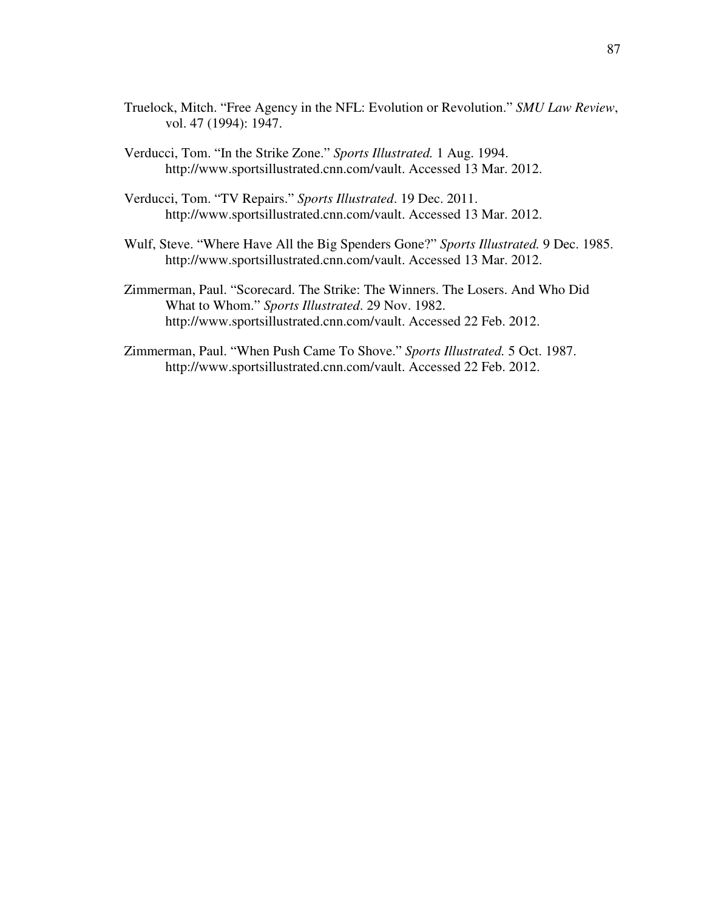Truelock, Mitch. "Free Agency in the NFL: Evolution or Revolution." *SMU Law Review*, vol. 47 (1994): 1947.

Verducci, Tom. "In the Strike Zone." *Sports Illustrated.* 1 Aug. 1994. http://www.sportsillustrated.cnn.com/vault. Accessed 13 Mar. 2012.

Verducci, Tom. "TV Repairs." *Sports Illustrated*. 19 Dec. 2011. http://www.sportsillustrated.cnn.com/vault. Accessed 13 Mar. 2012.

Wulf, Steve. "Where Have All the Big Spenders Gone?" *Sports Illustrated.* 9 Dec. 1985. http://www.sportsillustrated.cnn.com/vault. Accessed 13 Mar. 2012.

Zimmerman, Paul. "Scorecard. The Strike: The Winners. The Losers. And Who Did What to Whom." *Sports Illustrated*. 29 Nov. 1982. http://www.sportsillustrated.cnn.com/vault. Accessed 22 Feb. 2012.

Zimmerman, Paul. "When Push Came To Shove." *Sports Illustrated.* 5 Oct. 1987. http://www.sportsillustrated.cnn.com/vault. Accessed 22 Feb. 2012.